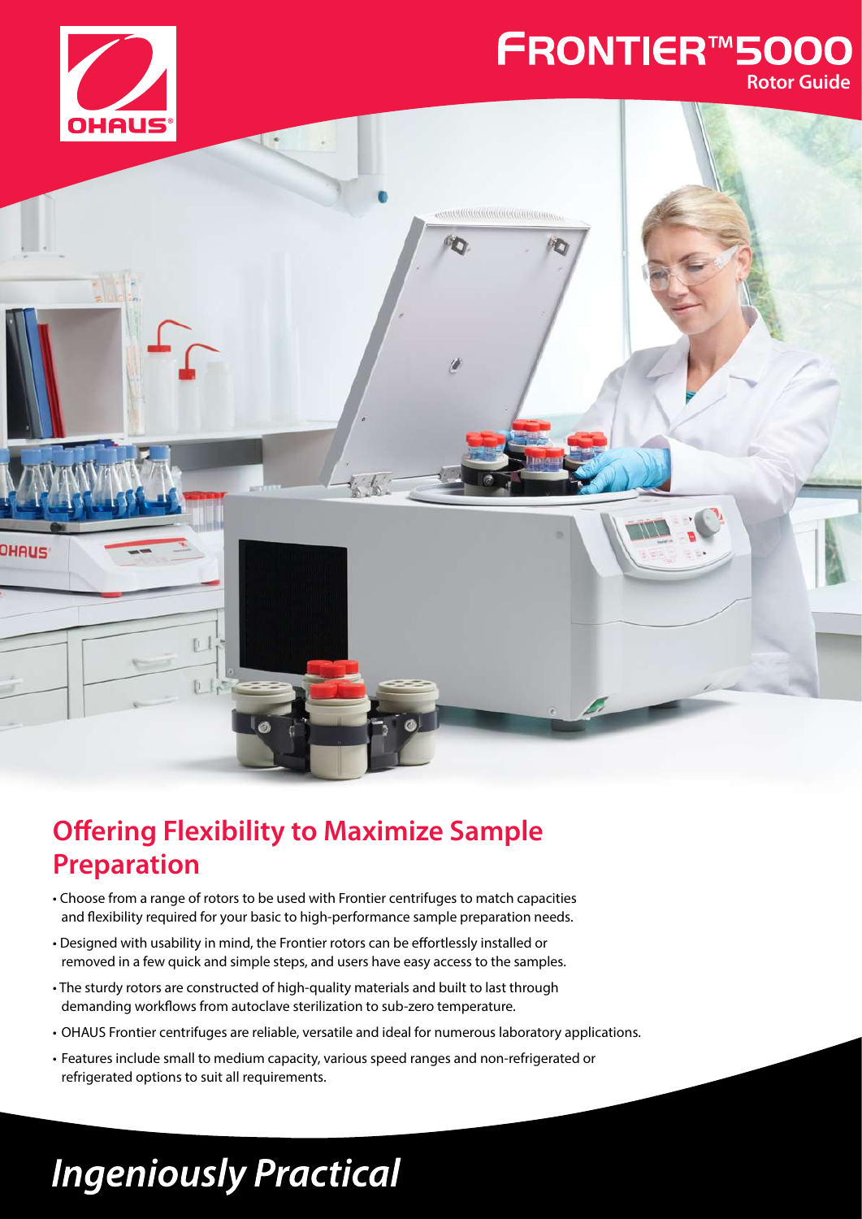# FRONTIER™5000

**Rotor Guide**

## Offering Flexibility to Maximize Sample Preparation

- Choose from a range of rotors to be used with Frontier centrifuges to match capacities and flexibility required for your basic to high-performance sample preparation needs.
- Designed with usability in mind, the Frontier rotors can be effortlessly installed or removed in a few quick and simple steps, and users have easy access to the samples.
- The sturdy rotors are constructed of high-quality materials and built to last through demanding workflows from autoclave sterilization to sub-zero temperature.
- OHAUS Frontier centrifuges are reliable, versatile and ideal for numerous laboratory applications.
- Features include small to medium capacity, various speed ranges and non-refrigerated or refrigerated options to suit all requirements.

*Ingeniously Practical*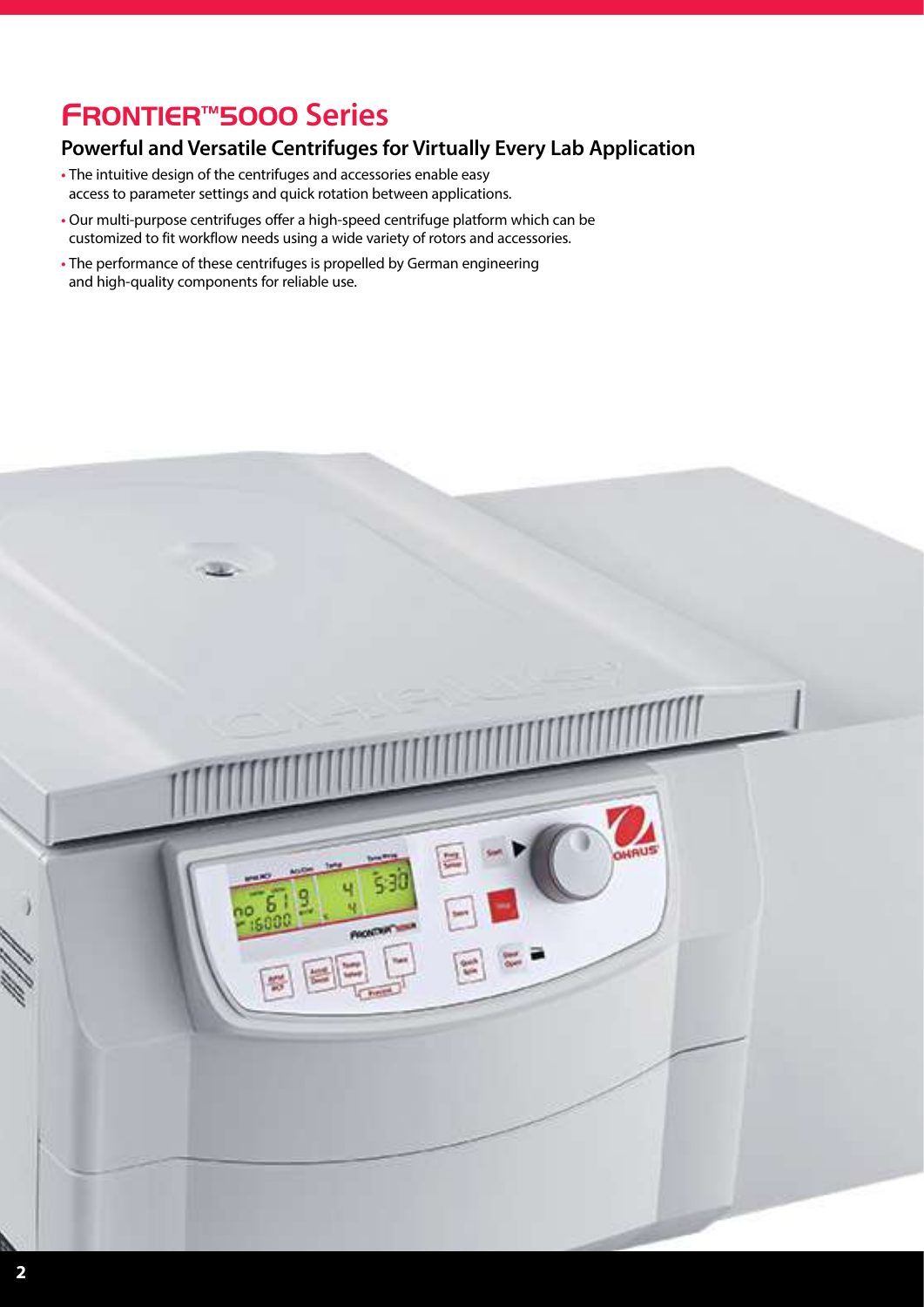# FRONTIER™5000 Series

## Powerful and Versatile Centrifuges for Virtually Every Lab Application

- The intuitive design of the centrifuges and accessories enable easy access to parameter settings and quick rotation between applications.
- Our multi-purpose centrifuges offer a high-speed centrifuge platform which can be customized to fit workflow needs using a wide variety of rotors and accessories.
- The performance of these centrifuges is propelled by German engineering and high-quality components for reliable use.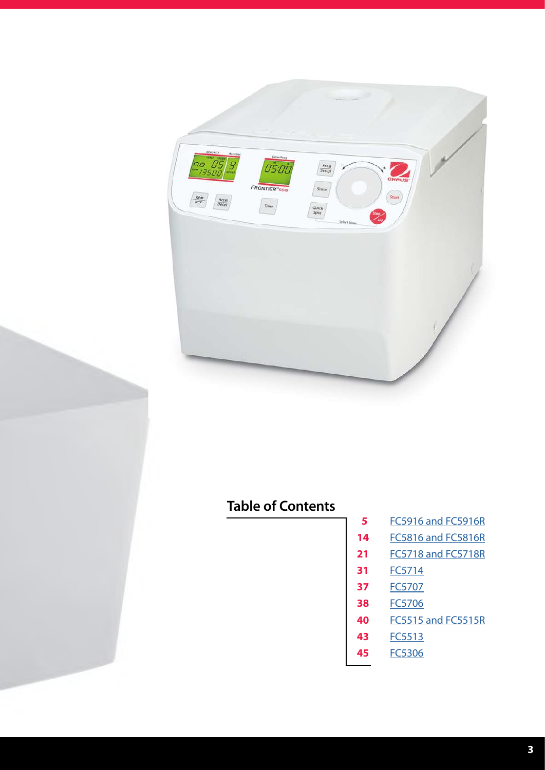## Table of Contents

| | |
|---|---|
| 5 | FC5916 and FC5916R |
| 14 | FC5816 and FC5816R |
| 21 | FC5718 and FC5718R |
| 31 | FC5714 |
| 37 | FC5707 |
| 38 | FC5706 |
| 40 | FC5515 and FC5515R |
| 43 | FC5513 |
| 45 | FC5306 |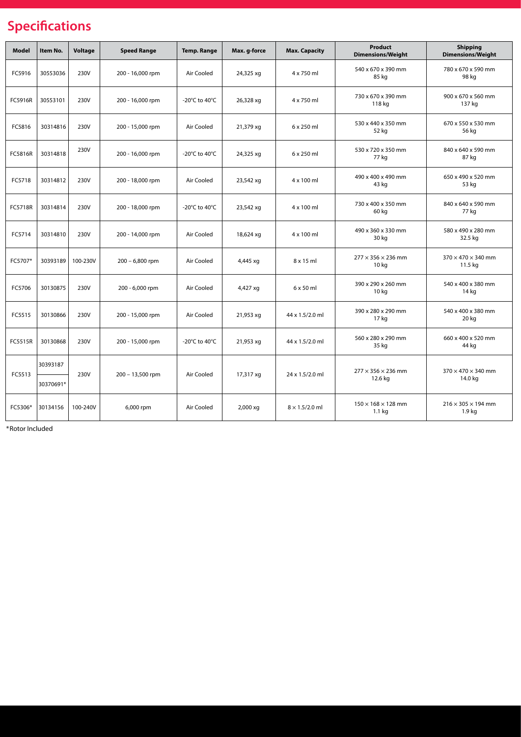## Specifications

| Model | Item No. | Voltage | Speed Range | Temp. Range | Max. g-force | Max. Capacity | Product Dimensions/Weight | Shipping Dimensions/Weight |
|---|---|---|---|---|---|---|---|---|
| FC5916 | 30553036 | 230V | 200 - 16,000 rpm | Air Cooled | 24,325 xg | 4 x 750 ml | 540 x 670 x 390 mm 85 kg | 780 x 670 x 590 mm 98 kg |
| FC5916R | 30553101 | 230V | 200 - 16,000 rpm | -20°C to 40°C | 26,328 xg | 4 x 750 ml | 730 x 670 x 390 mm 118 kg | 900 x 670 x 560 mm 137 kg |
| FC5816 | 30314816 | 230V | 200 - 15,000 rpm | Air Cooled | 21,379 xg | 6 x 250 ml | 530 x 440 x 350 mm 52 kg | 670 x 550 x 530 mm 56 kg |
| FC5816R | 30314818 | 230V | 200 - 16,000 rpm | -20°C to 40°C | 24,325 xg | 6 x 250 ml | 530 x 720 x 350 mm 77 kg | 840 x 640 x 590 mm 87 kg |
| FC5718 | 30314812 | 230V | 200 - 18,000 rpm | Air Cooled | 23,542 xg | 4 x 100 ml | 490 x 400 x 490 mm 43 kg | 650 x 490 x 520 mm 53 kg |
| FC5718R | 30314814 | 230V | 200 - 18,000 rpm | -20°C to 40°C | 23,542 xg | 4 x 100 ml | 730 x 400 x 350 mm 60 kg | 840 x 640 x 590 mm 77 kg |
| FC5714 | 30314810 | 230V | 200 - 14,000 rpm | Air Cooled | 18,624 xg | 4 x 100 ml | 490 x 360 x 330 mm 30 kg | 580 x 490 x 280 mm 32.5 kg |
| FC5707* | 30393189 | 100-230V | 200 – 6,800 rpm | Air Cooled | 4,445 xg | 8 x 15 ml | 277 × 356 × 236 mm 10 kg | 370 × 470 × 340 mm 11.5 kg |
| FC5706 | 30130875 | 230V | 200 - 6,000 rpm | Air Cooled | 4,427 xg | 6 x 50 ml | 390 x 290 x 260 mm 10 kg | 540 x 400 x 380 mm 14 kg |
| FC5515 | 30130866 | 230V | 200 - 15,000 rpm | Air Cooled | 21,953 xg | 44 x 1.5/2.0 ml | 390 x 280 x 290 mm 17 kg | 540 x 400 x 380 mm 20 kg |
| FC5515R | 30130868 | 230V | 200 - 15,000 rpm | -20°C to 40°C | 21,953 xg | 44 x 1.5/2.0 ml | 560 x 280 x 290 mm 35 kg | 660 x 400 x 520 mm 44 kg |
| FC5513 | 30393187 / 30370691* | 230V | 200 – 13,500 rpm | Air Cooled | 17,317 xg | 24 x 1.5/2.0 ml | 277 × 356 × 236 mm 12.6 kg | 370 × 470 × 340 mm 14.0 kg |
| FC5306* | 30134156 | 100-240V | 6,000 rpm | Air Cooled | 2,000 xg | 8 × 1.5/2.0 ml | 150 × 168 × 128 mm 1.1 kg | 216 × 305 × 194 mm 1.9 kg |

*Rotor Included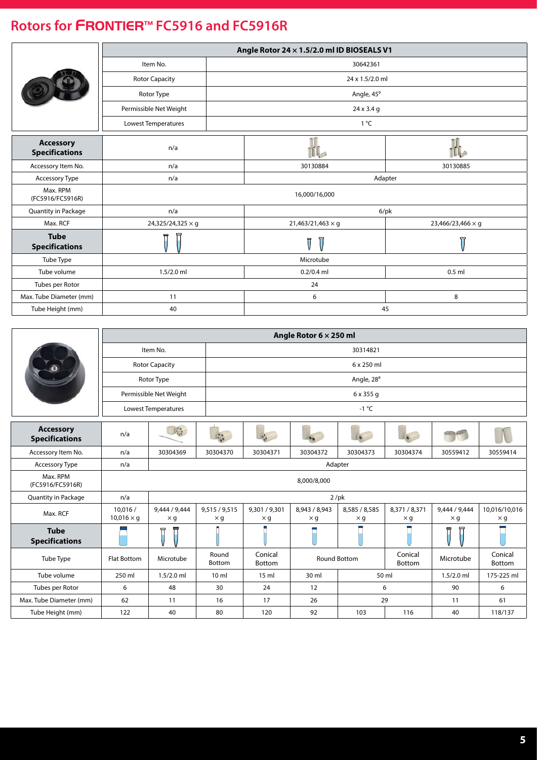# Rotors for FRONTIER™ FC5916 and FC5916R

| Angle Rotor 24 × 1.5/2.0 ml ID BIOSEALS V1 | |
|---|---|
| Item No. | 30642361 |
| Rotor Capacity | 24 x 1.5/2.0 ml |
| Rotor Type | Angle, 45° |
| Permissible Net Weight | 24 x 3.4 g |
| Lowest Temperatures | 1 °C |

| Accessory Specifications | n/a | | |
|---|---|---|---|
| Accessory Item No. | n/a | 30130884 | 30130885 |
| Accessory Type | n/a | Adapter | |
| Max. RPM (FC5916/FC5916R) | 16,000/16,000 | | |
| Quantity in Package | n/a | 6/pk | |
| Max. RCF | 24,325/24,325 × g | 21,463/21,463 × g | 23,466/23,466 × g |
| **Tube Specifications** | | | |
| Tube Type | Microtube | | |
| Tube volume | 1.5/2.0 ml | 0.2/0.4 ml | 0.5 ml |
| Tubes per Rotor | 24 | | |
| Max. Tube Diameter (mm) | 11 | 6 | 8 |
| Tube Height (mm) | 40 | 45 | |

| Angle Rotor 6 × 250 ml | |
|---|---|
| Item No. | 30314821 |
| Rotor Capacity | 6 x 250 ml |
| Rotor Type | Angle, 28° |
| Permissible Net Weight | 6 x 355 g |
| Lowest Temperatures | -1 °C |

| Accessory Specifications | n/a | | | | | | | | |
|---|---|---|---|---|---|---|---|---|---|
| Accessory Item No. | n/a | 30304369 | 30304370 | 30304371 | 30304372 | 30304373 | 30304374 | 30559412 | 30559414 |
| Accessory Type | n/a | Adapter | | | | | | | |
| Max. RPM (FC5916/FC5916R) | 8,000/8,000 | | | | | | | | |
| Quantity in Package | n/a | 2 /pk | | | | | | | |
| Max. RCF | 10,016 / 10,016 × g | 9,444 / 9,444 × g | 9,515 / 9,515 × g | 9,301 / 9,301 × g | 8,943 / 8,943 × g | 8,585 / 8,585 × g | 8,371 / 8,371 × g | 9,444 / 9,444 × g | 10,016/10,016 × g |
| **Tube Specifications** | | | | | | | | | |
| Tube Type | Flat Bottom | Microtube | Round Bottom | Conical Bottom | Round Bottom | | Conical Bottom | Microtube | Conical Bottom |
| Tube volume | 250 ml | 1.5/2.0 ml | 10 ml | 15 ml | 30 ml | 50 ml | | 1.5/2.0 ml | 175-225 ml |
| Tubes per Rotor | 6 | 48 | 30 | 24 | 12 | 6 | | 90 | 6 |
| Max. Tube Diameter (mm) | 62 | 11 | 16 | 17 | 26 | 29 | | 11 | 61 |
| Tube Height (mm) | 122 | 40 | 80 | 120 | 92 | 103 | 116 | 40 | 118/137 |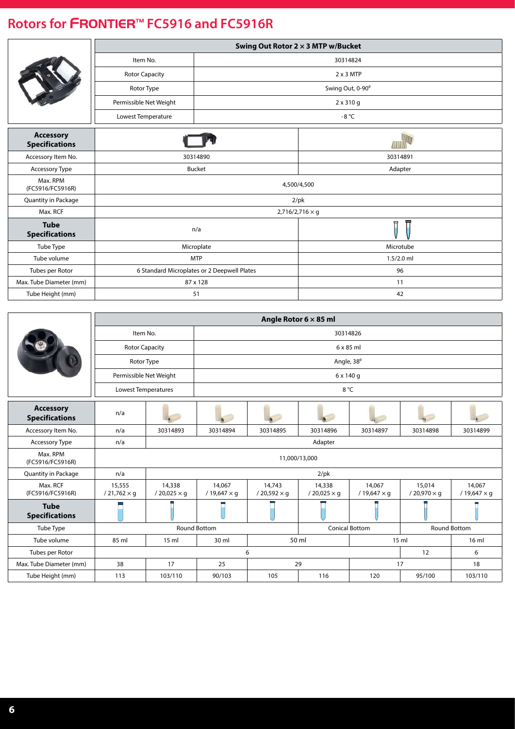# Rotors for FRONTIER™ FC5916 and FC5916R

| Swing Out Rotor 2 × 3 MTP w/Bucket | |
|---|---|
| Item No. | 30314824 |
| Rotor Capacity | 2 x 3 MTP |
| Rotor Type | Swing Out, 0-90° |
| Permissible Net Weight | 2 x 310 g |
| Lowest Temperature | -8 °C |

| **Accessory Specifications** | | |
|---|---|---|
| Accessory Item No. | 30314890 | 30314891 |
| Accessory Type | Bucket | Adapter |
| Max. RPM (FC5916/FC5916R) | 4,500/4,500 | |
| Quantity in Package | 2/pk | |
| Max. RCF | 2,716/2,716 × g | |
| **Tube Specifications** | n/a | |
| Tube Type | Microplate | Microtube |
| Tube volume | MTP | 1.5/2.0 ml |
| Tubes per Rotor | 6 Standard Microplates or 2 Deepwell Plates | 96 |
| Max. Tube Diameter (mm) | 87 x 128 | 11 |
| Tube Height (mm) | 51 | 42 |

| Angle Rotor 6 × 85 ml | |
|---|---|
| Item No. | 30314826 |
| Rotor Capacity | 6 x 85 ml |
| Rotor Type | Angle, 38° |
| Permissible Net Weight | 6 x 140 g |
| Lowest Temperatures | 8 °C |

| **Accessory Specifications** | n/a | | | | | | | |
|---|---|---|---|---|---|---|---|---|
| Accessory Item No. | n/a | 30314893 | 30314894 | 30314895 | 30314896 | 30314897 | 30314898 | 30314899 |
| Accessory Type | n/a | Adapter | | | | | | |
| Max. RPM (FC5916/FC5916R) | 11,000/13,000 | | | | | | | |
| Quantity in Package | n/a | 2/pk | | | | | | |
| Max. RCF (FC5916/FC5916R) | 15,555 / 21,762 × g | 14,338 / 20,025 × g | 14,067 / 19,647 × g | 14,743 / 20,592 × g | 14,338 / 20,025 × g | 14,067 / 19,647 × g | 15,014 / 20,970 × g | 14,067 / 19,647 × g |
| **Tube Specifications** | | | | | | | | |
| Tube Type | Round Bottom | | | | Conical Bottom | | Round Bottom | |
| Tube volume | 85 ml | 15 ml | 30 ml | 50 ml | | 15 ml | | 16 ml |
| Tubes per Rotor | 6 | | | | | | 12 | 6 |
| Max. Tube Diameter (mm) | 38 | 17 | 25 | 29 | | 17 | | 18 |
| Tube Height (mm) | 113 | 103/110 | 90/103 | 105 | 116 | 120 | 95/100 | 103/110 |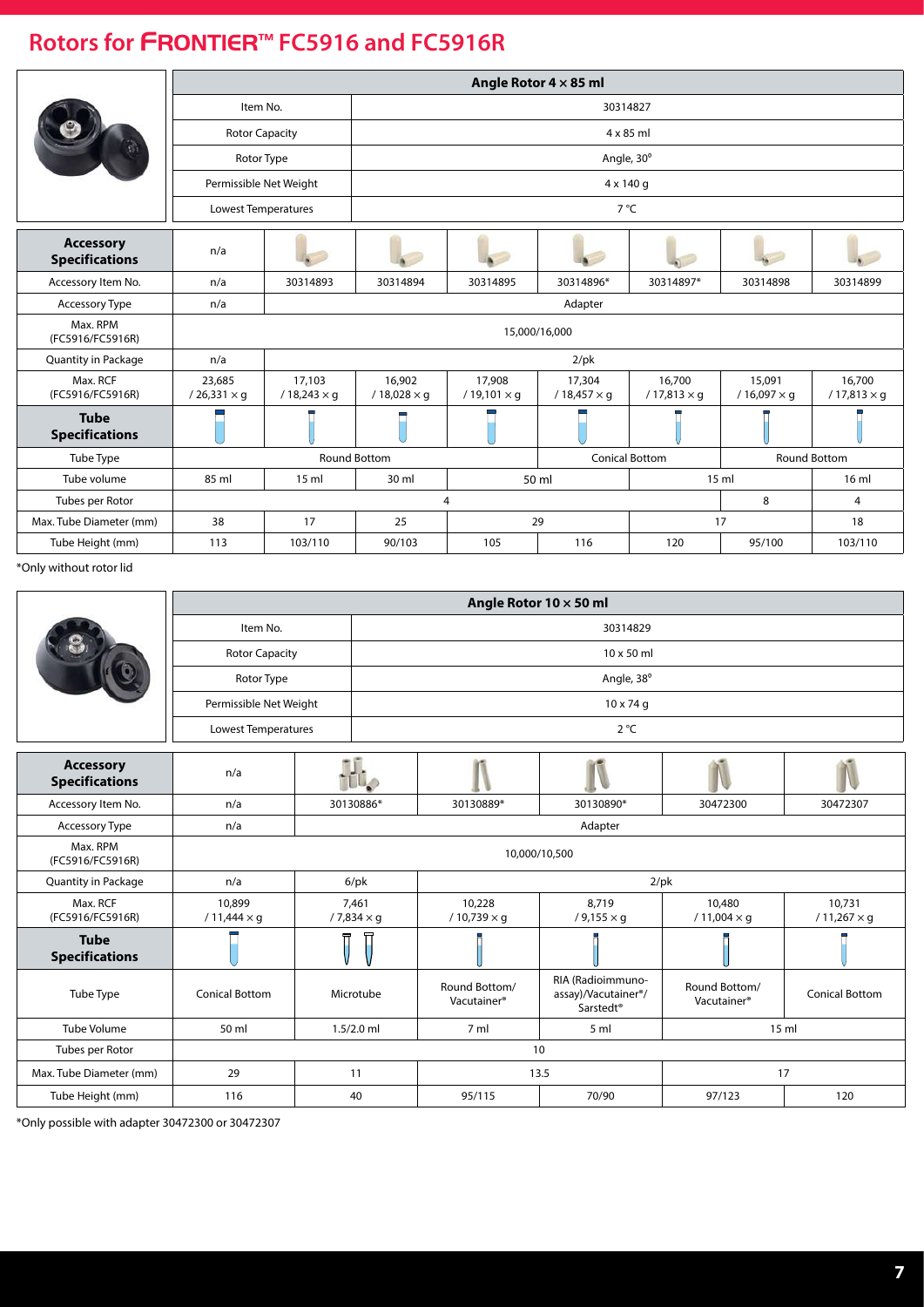# Rotors for FRONTIER™ FC5916 and FC5916R

| Angle Rotor 4 × 85 ml | |
|---|---|
| Item No. | 30314827 |
| Rotor Capacity | 4 x 85 ml |
| Rotor Type | Angle, 30° |
| Permissible Net Weight | 4 x 140 g |
| Lowest Temperatures | 7 °C |

| Accessory Specifications | n/a | | | | | | | |
|---|---|---|---|---|---|---|---|---|
| Accessory Item No. | n/a | 30314893 | 30314894 | 30314895 | 30314896* | 30314897* | 30314898 | 30314899 |
| Accessory Type | n/a | Adapter | | | | | | |
| Max. RPM (FC5916/FC5916R) | 15,000/16,000 | | | | | | | |
| Quantity in Package | n/a | 2/pk | | | | | | |
| Max. RCF (FC5916/FC5916R) | 23,685 / 26,331 × g | 17,103 / 18,243 × g | 16,902 / 18,028 × g | 17,908 / 19,101 × g | 17,304 / 18,457 × g | 16,700 / 17,813 × g | 15,091 / 16,097 × g | 16,700 / 17,813 × g |
| **Tube Specifications** | | | | | | | | |
| Tube Type | Round Bottom | | | | Conical Bottom | | Round Bottom | |
| Tube volume | 85 ml | 15 ml | 30 ml | 50 ml | | 15 ml | | 16 ml |
| Tubes per Rotor | 4 | | | | | | 8 | 4 |
| Max. Tube Diameter (mm) | 38 | 17 | 25 | 29 | | 17 | | 18 |
| Tube Height (mm) | 113 | 103/110 | 90/103 | 105 | 116 | 120 | 95/100 | 103/110 |

*Only without rotor lid

| Angle Rotor 10 × 50 ml | |
|---|---|
| Item No. | 30314829 |
| Rotor Capacity | 10 x 50 ml |
| Rotor Type | Angle, 38° |
| Permissible Net Weight | 10 x 74 g |
| Lowest Temperatures | 2 °C |

| Accessory Specifications | n/a | | | | | |
|---|---|---|---|---|---|---|
| Accessory Item No. | n/a | 30130886* | 30130889* | 30130890* | 30472300 | 30472307 |
| Accessory Type | n/a | Adapter | | | | |
| Max. RPM (FC5916/FC5916R) | 10,000/10,500 | | | | | |
| Quantity in Package | n/a | 6/pk | 2/pk | | | |
| Max. RCF (FC5916/FC5916R) | 10,899 / 11,444 × g | 7,461 / 7,834 × g | 10,228 / 10,739 × g | 8,719 / 9,155 × g | 10,480 / 11,004 × g | 10,731 / 11,267 × g |
| **Tube Specifications** | | | | | | |
| Tube Type | Conical Bottom | Microtube | Round Bottom/ Vacutainer® | RIA (Radioimmuno-assay)/Vacutainer®/ Sarstedt® | Round Bottom/ Vacutainer® | Conical Bottom |
| Tube Volume | 50 ml | 1.5/2.0 ml | 7 ml | 5 ml | 15 ml | |
| Tubes per Rotor | 10 | | | | | |
| Max. Tube Diameter (mm) | 29 | 11 | 13.5 | | 17 | |
| Tube Height (mm) | 116 | 40 | 95/115 | 70/90 | 97/123 | 120 |

*Only possible with adapter 30472300 or 30472307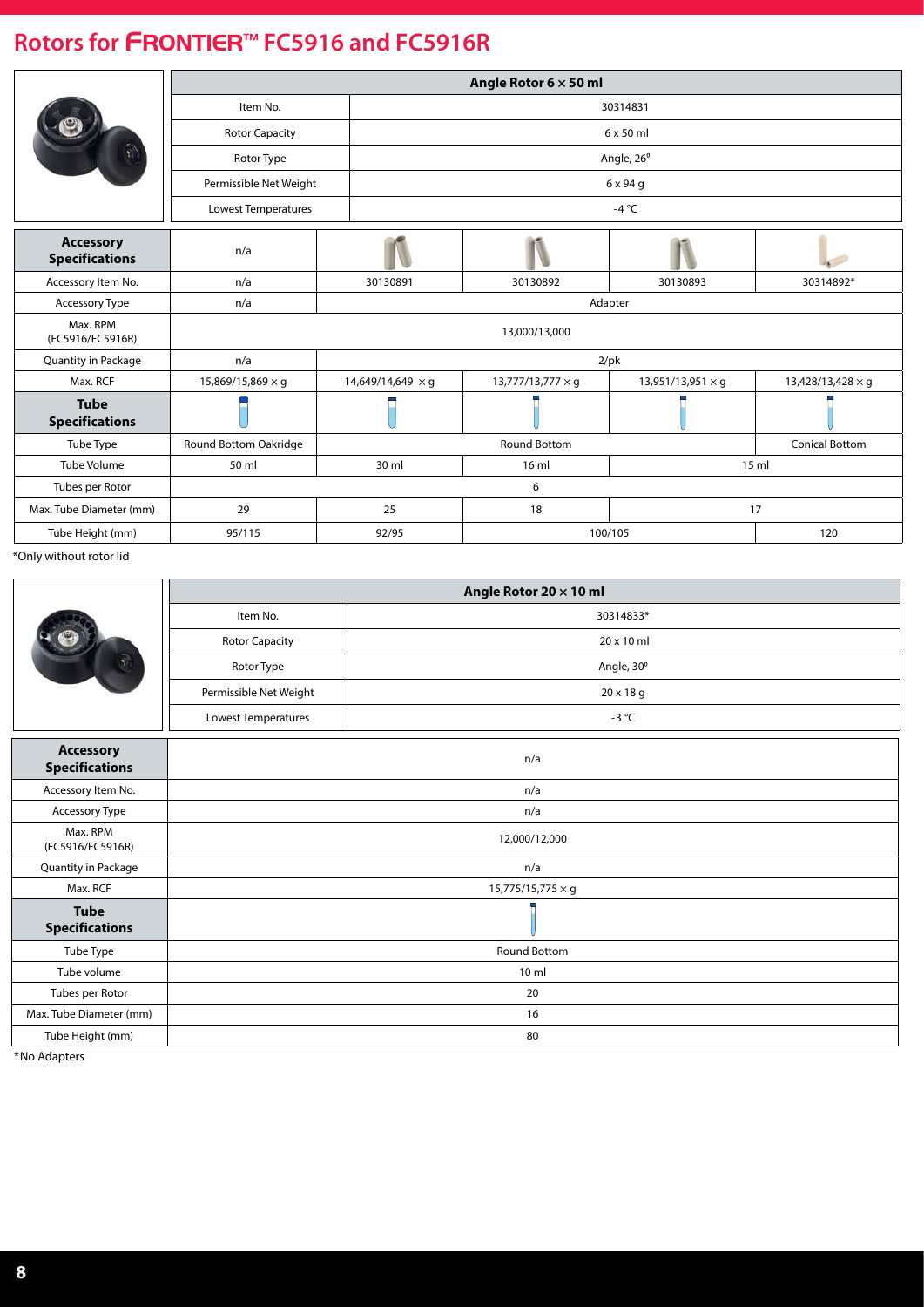# Rotors for FRONTIER™ FC5916 and FC5916R

| | Angle Rotor 6 × 50 ml |
|---|---|
| Item No. | 30314831 |
| Rotor Capacity | 6 x 50 ml |
| Rotor Type | Angle, 26º |
| Permissible Net Weight | 6 x 94 g |
| Lowest Temperatures | -4 °C |

| Accessory Specifications | n/a | | | | |
|---|---|---|---|---|---|
| Accessory Item No. | n/a | 30130891 | 30130892 | 30130893 | 30314892* |
| Accessory Type | n/a | Adapter | | | |
| Max. RPM (FC5916/FC5916R) | 13,000/13,000 | | | | |
| Quantity in Package | n/a | 2/pk | | | |
| Max. RCF | 15,869/15,869 × g | 14,649/14,649 × g | 13,777/13,777 × g | 13,951/13,951 × g | 13,428/13,428 × g |
| **Tube Specifications** | | | | | |
| Tube Type | Round Bottom Oakridge | Round Bottom | | | Conical Bottom |
| Tube Volume | 50 ml | 30 ml | 16 ml | 15 ml | |
| Tubes per Rotor | 6 | | | | |
| Max. Tube Diameter (mm) | 29 | 25 | 18 | 17 | |
| Tube Height (mm) | 95/115 | 92/95 | 100/105 | | 120 |

*Only without rotor lid

| | Angle Rotor 20 × 10 ml |
|---|---|
| Item No. | 30314833* |
| Rotor Capacity | 20 x 10 ml |
| Rotor Type | Angle, 30º |
| Permissible Net Weight | 20 x 18 g |
| Lowest Temperatures | -3 °C |

| Accessory Specifications | n/a |
|---|---|
| Accessory Item No. | n/a |
| Accessory Type | n/a |
| Max. RPM (FC5916/FC5916R) | 12,000/12,000 |
| Quantity in Package | n/a |
| Max. RCF | 15,775/15,775 × g |
| **Tube Specifications** | |
| Tube Type | Round Bottom |
| Tube volume | 10 ml |
| Tubes per Rotor | 20 |
| Max. Tube Diameter (mm) | 16 |
| Tube Height (mm) | 80 |

*No Adapters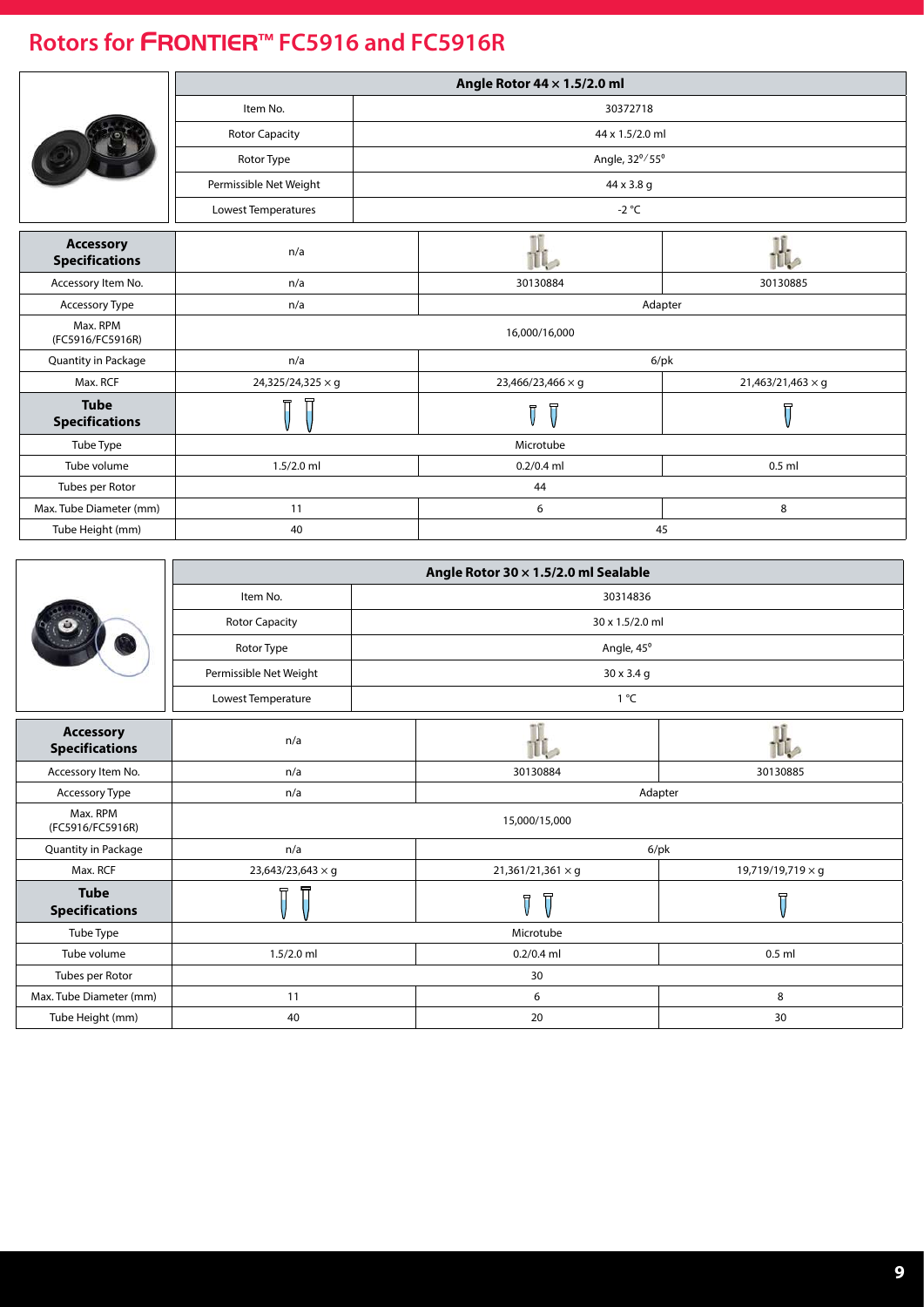## Rotors for FRONTIER™ FC5916 and FC5916R

| Angle Rotor 44 × 1.5/2.0 ml | |
|---|---|
| Item No. | 30372718 |
| Rotor Capacity | 44 x 1.5/2.0 ml |
| Rotor Type | Angle, 32°/55° |
| Permissible Net Weight | 44 x 3.8 g |
| Lowest Temperatures | -2 °C |

| Accessory Specifications | n/a | | |
|---|---|---|---|
| Accessory Item No. | n/a | 30130884 | 30130885 |
| Accessory Type | n/a | Adapter | |
| Max. RPM (FC5916/FC5916R) | 16,000/16,000 | | |
| Quantity in Package | n/a | 6/pk | |
| Max. RCF | 24,325/24,325 × g | 23,466/23,466 × g | 21,463/21,463 × g |
| **Tube Specifications** | | | |
| Tube Type | Microtube | | |
| Tube volume | 1.5/2.0 ml | 0.2/0.4 ml | 0.5 ml |
| Tubes per Rotor | 44 | | |
| Max. Tube Diameter (mm) | 11 | 6 | 8 |
| Tube Height (mm) | 40 | 45 | |

| Angle Rotor 30 × 1.5/2.0 ml Sealable | |
|---|---|
| Item No. | 30314836 |
| Rotor Capacity | 30 x 1.5/2.0 ml |
| Rotor Type | Angle, 45° |
| Permissible Net Weight | 30 x 3.4 g |
| Lowest Temperature | 1 °C |

| Accessory Specifications | n/a | | |
|---|---|---|---|
| Accessory Item No. | n/a | 30130884 | 30130885 |
| Accessory Type | n/a | Adapter | |
| Max. RPM (FC5916/FC5916R) | 15,000/15,000 | | |
| Quantity in Package | n/a | 6/pk | |
| Max. RCF | 23,643/23,643 × g | 21,361/21,361 × g | 19,719/19,719 × g |
| **Tube Specifications** | | | |
| Tube Type | Microtube | | |
| Tube volume | 1.5/2.0 ml | 0.2/0.4 ml | 0.5 ml |
| Tubes per Rotor | 30 | | |
| Max. Tube Diameter (mm) | 11 | 6 | 8 |
| Tube Height (mm) | 40 | 20 | 30 |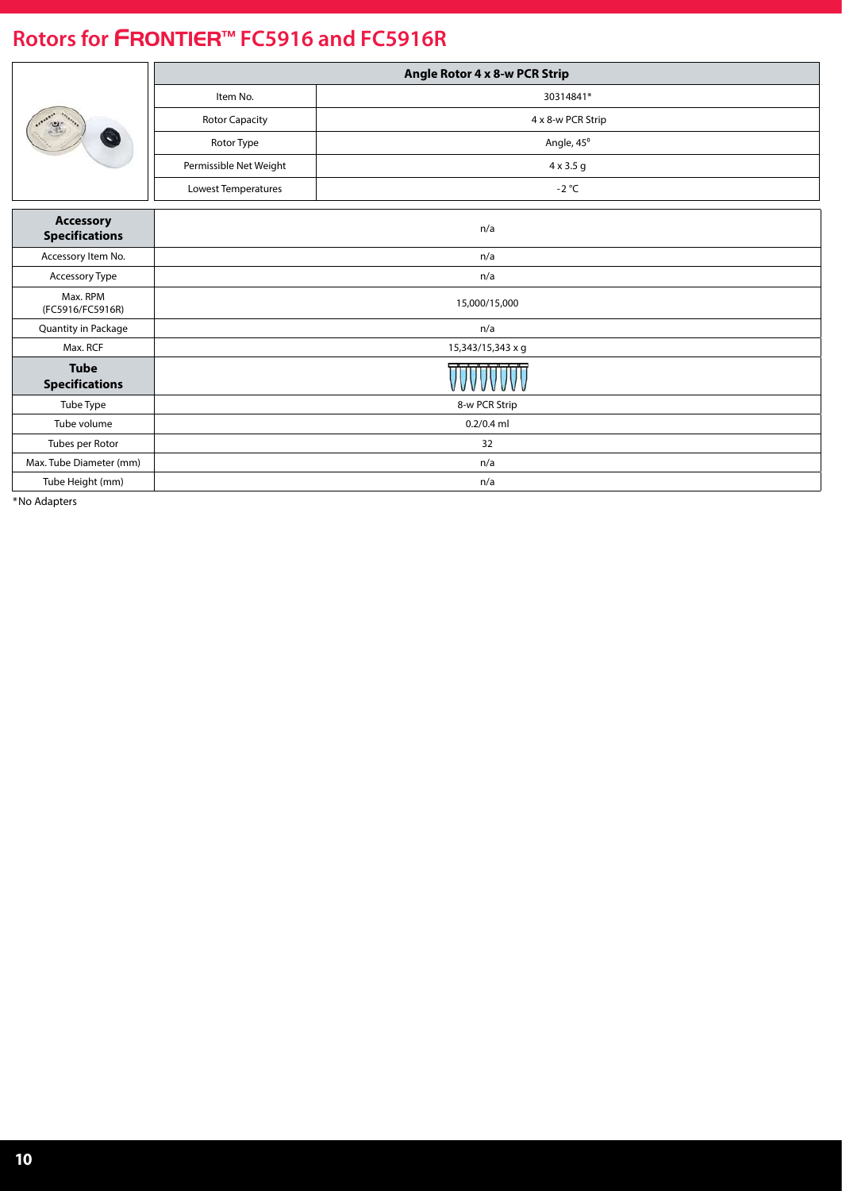# Rotors for FRONTIER™ FC5916 and FC5916R

| Angle Rotor 4 x 8-w PCR Strip | |
|---|---|
| Item No. | 30314841* |
| Rotor Capacity | 4 x 8-w PCR Strip |
| Rotor Type | Angle, 45° |
| Permissible Net Weight | 4 x 3.5 g |
| Lowest Temperatures | -2 °C |

| **Accessory Specifications** | n/a |
|---|---|
| Accessory Item No. | n/a |
| Accessory Type | n/a |
| Max. RPM (FC5916/FC5916R) | 15,000/15,000 |
| Quantity in Package | n/a |
| Max. RCF | 15,343/15,343 x g |
| **Tube Specifications** | |
| Tube Type | 8-w PCR Strip |
| Tube volume | 0.2/0.4 ml |
| Tubes per Rotor | 32 |
| Max. Tube Diameter (mm) | n/a |
| Tube Height (mm) | n/a |

*No Adapters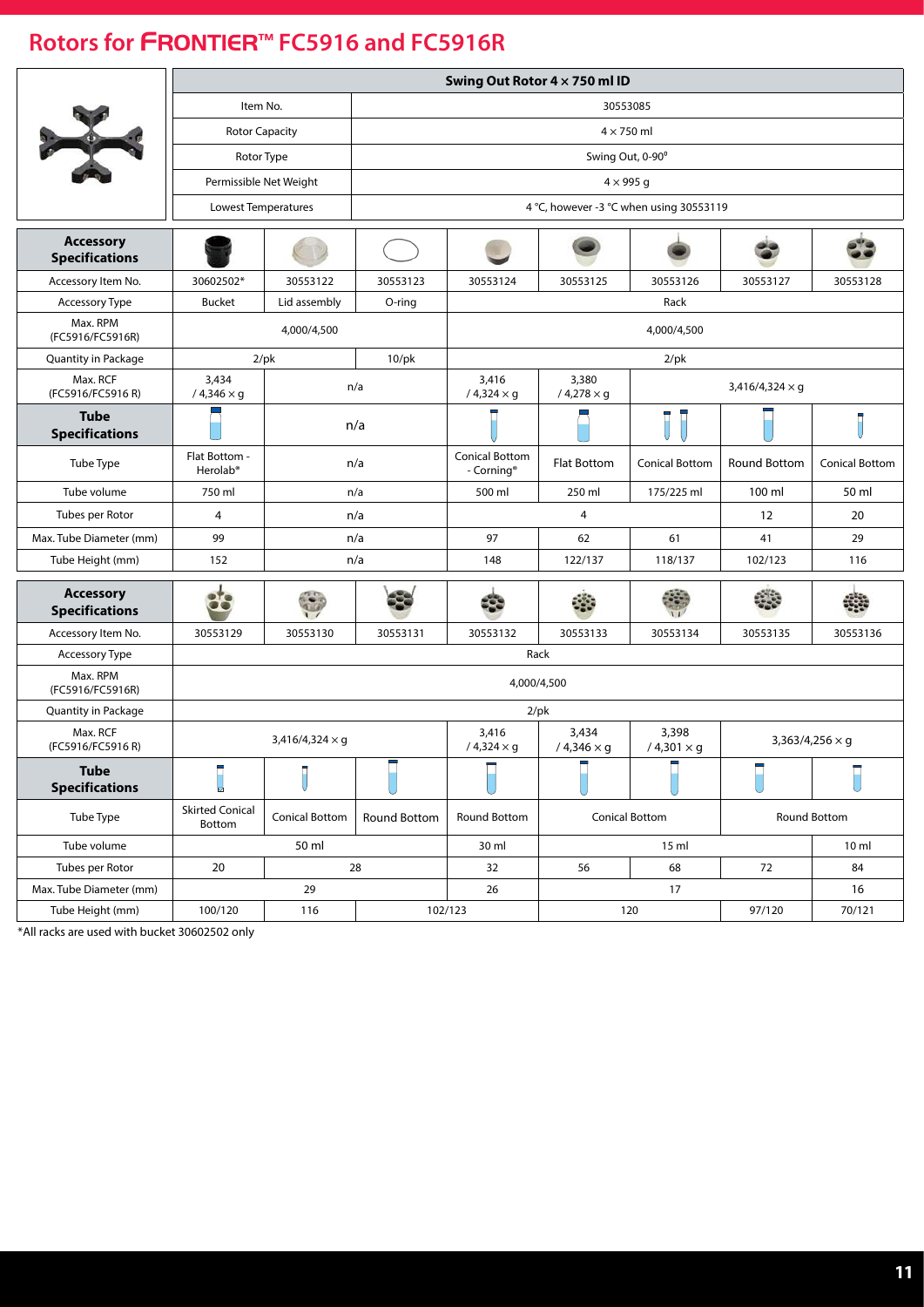# Rotors for FRONTIER™ FC5916 and FC5916R

| | Swing Out Rotor 4 × 750 ml ID |
|---|---|
| Item No. | 30553085 |
| Rotor Capacity | 4 × 750 ml |
| Rotor Type | Swing Out, 0-90° |
| Permissible Net Weight | 4 × 995 g |
| Lowest Temperatures | 4 °C, however -3 °C when using 30553119 |

| Accessory Specifications | | | | | | | | |
|---|---|---|---|---|---|---|---|---|
| Accessory Item No. | 30602502* | 30553122 | 30553123 | 30553124 | 30553125 | 30553126 | 30553127 | 30553128 |
| Accessory Type | Bucket | Lid assembly | O-ring | Rack | | | | |
| Max. RPM (FC5916/FC5916R) | 4,000/4,500 | | | 4,000/4,500 | | | | |
| Quantity in Package | 2/pk | | 10/pk | 2/pk | | | | |
| Max. RCF (FC5916/FC5916 R) | 3,434 / 4,346 × g | n/a | | 3,416 / 4,324 × g | 3,380 / 4,278 × g | 3,416/4,324 × g | | |
| **Tube Specifications** | | n/a | | | | | | |
| Tube Type | Flat Bottom - Herolab® | n/a | | Conical Bottom - Corning® | Flat Bottom | Conical Bottom | Round Bottom | Conical Bottom |
| Tube volume | 750 ml | n/a | | 500 ml | 250 ml | 175/225 ml | 100 ml | 50 ml |
| Tubes per Rotor | 4 | n/a | | 4 | | | 12 | 20 |
| Max. Tube Diameter (mm) | 99 | n/a | | 97 | 62 | 61 | 41 | 29 |
| Tube Height (mm) | 152 | n/a | | 148 | 122/137 | 118/137 | 102/123 | 116 |

| Accessory Specifications | | | | | | | | |
|---|---|---|---|---|---|---|---|---|
| Accessory Item No. | 30553129 | 30553130 | 30553131 | 30553132 | 30553133 | 30553134 | 30553135 | 30553136 |
| Accessory Type | Rack | | | | | | | |
| Max. RPM (FC5916/FC5916R) | 4,000/4,500 | | | | | | | |
| Quantity in Package | 2/pk | | | | | | | |
| Max. RCF (FC5916/FC5916 R) | 3,416/4,324 × g | | | 3,416 / 4,324 × g | 3,434 / 4,346 × g | 3,398 / 4,301 × g | 3,363/4,256 × g | |
| **Tube Specifications** | | | | | | | | |
| Tube Type | Skirted Conical Bottom | Conical Bottom | Round Bottom | Round Bottom | Conical Bottom | | Round Bottom | |
| Tube volume | 50 ml | | | 30 ml | 15 ml | | | 10 ml |
| Tubes per Rotor | 20 | 28 | | 32 | 56 | 68 | 72 | 84 |
| Max. Tube Diameter (mm) | 29 | | | 26 | 17 | | | 16 |
| Tube Height (mm) | 100/120 | 116 | 102/123 | | 120 | | 97/120 | 70/121 |

*All racks are used with bucket 30602502 only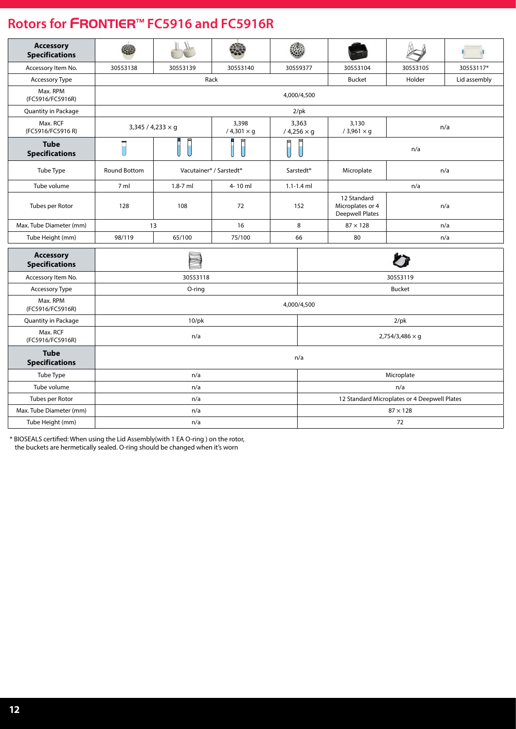# Rotors for FRONTIER™ FC5916 and FC5916R

| Accessory Specifications | | | | | | | |
|---|---|---|---|---|---|---|---|
| Accessory Item No. | 30553138 | 30553139 | 30553140 | 30559377 | 30553104 | 30553105 | 30553117* |
| Accessory Type | Rack | | | | Bucket | Holder | Lid assembly |
| Max. RPM (FC5916/FC5916R) | 4,000/4,500 | | | | | | |
| Quantity in Package | 2/pk | | | | | | |
| Max. RCF (FC5916/FC5916 R) | 3,345 / 4,233 × g | | 3,398 / 4,301 × g | 3,363 / 4,256 × g | 3,130 / 3,961 × g | n/a | |
| **Tube Specifications** | | | | | n/a | | |
| Tube Type | Round Bottom | Vacutainer® / Sarstedt® | | Sarstedt® | Microplate | n/a | |
| Tube volume | 7 ml | 1.8-7 ml | 4- 10 ml | 1.1-1.4 ml | n/a | | |
| Tubes per Rotor | 128 | 108 | 72 | 152 | 12 Standard Microplates or 4 Deepwell Plates | n/a | |
| Max. Tube Diameter (mm) | 13 | | 16 | 8 | 87 × 128 | n/a | |
| Tube Height (mm) | 98/119 | 65/100 | 75/100 | 66 | 80 | n/a | |

| Accessory Specifications | | |
|---|---|---|
| Accessory Item No. | 30553118 | 30553119 |
| Accessory Type | O-ring | Bucket |
| Max. RPM (FC5916/FC5916R) | 4,000/4,500 | |
| Quantity in Package | 10/pk | 2/pk |
| Max. RCF (FC5916/FC5916R) | n/a | 2,754/3,486 × g |
| **Tube Specifications** | n/a | |
| Tube Type | n/a | Microplate |
| Tube volume | n/a | n/a |
| Tubes per Rotor | n/a | 12 Standard Microplates or 4 Deepwell Plates |
| Max. Tube Diameter (mm) | n/a | 87 × 128 |
| Tube Height (mm) | n/a | 72 |

\* BIOSEALS certified: When using the Lid Assembly(with 1 EA O-ring ) on the rotor, the buckets are hermetically sealed. O-ring should be changed when it's worn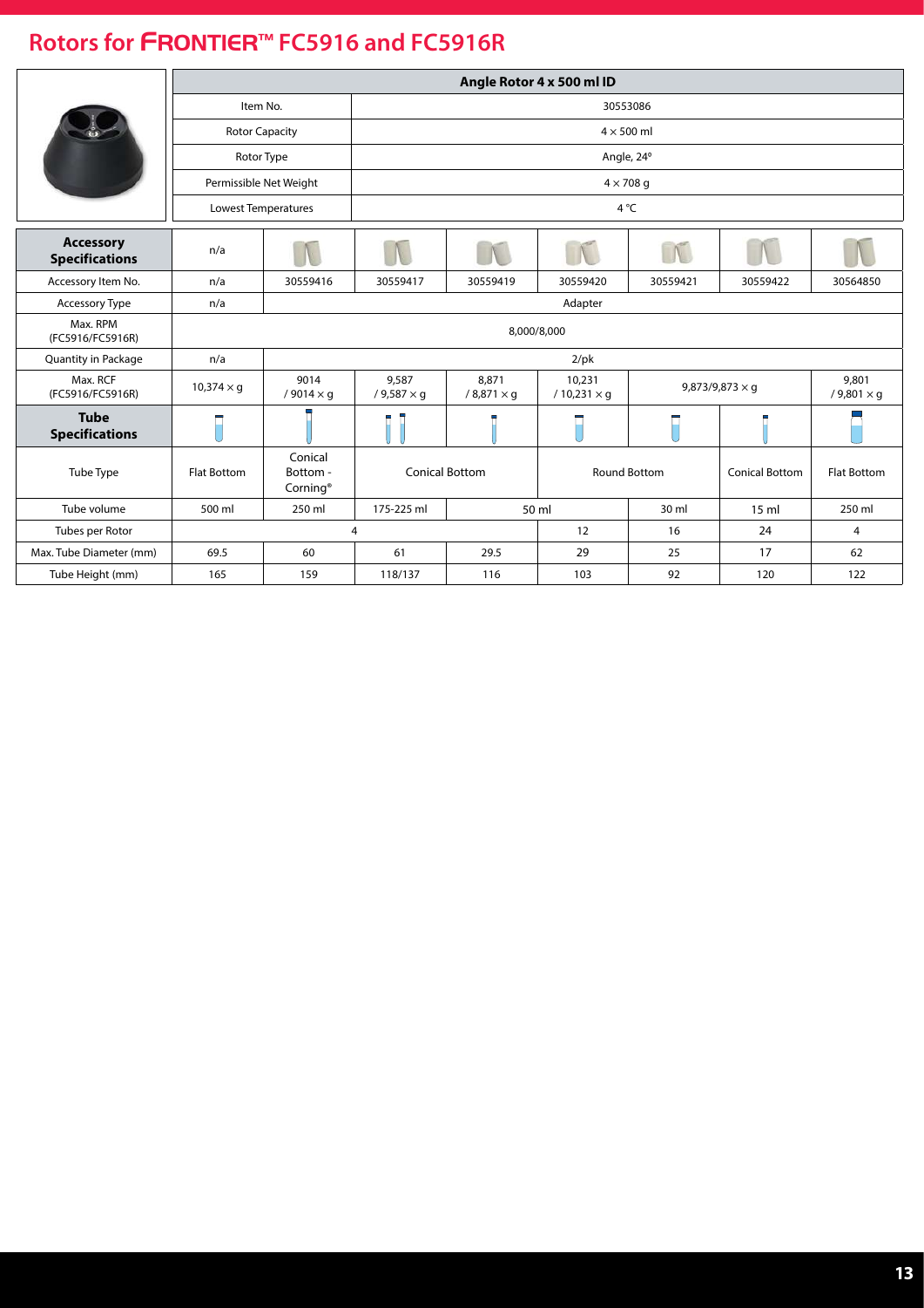# Rotors for FRONTIER™ FC5916 and FC5916R

| Angle Rotor 4 x 500 ml ID | |
|---|---|
| Item No. | 30553086 |
| Rotor Capacity | 4 × 500 ml |
| Rotor Type | Angle, 24° |
| Permissible Net Weight | 4 × 708 g |
| Lowest Temperatures | 4 °C |

| **Accessory Specifications** | n/a | | | | | | | |
|---|---|---|---|---|---|---|---|---|
| Accessory Item No. | n/a | 30559416 | 30559417 | 30559419 | 30559420 | 30559421 | 30559422 | 30564850 |
| Accessory Type | n/a | Adapter | | | | | | |
| Max. RPM (FC5916/FC5916R) | 8,000/8,000 | | | | | | | |
| Quantity in Package | n/a | 2/pk | | | | | | |
| Max. RCF (FC5916/FC5916R) | 10,374 × g | 9014 / 9014 × g | 9,587 / 9,587 × g | 8,871 / 8,871 × g | 10,231 / 10,231 × g | 9,873/9,873 × g | | 9,801 / 9,801 × g |
| **Tube Specifications** | | | | | | | | |
| Tube Type | Flat Bottom | Conical Bottom - Corning® | Conical Bottom | | Round Bottom | | Conical Bottom | Flat Bottom |
| Tube volume | 500 ml | 250 ml | 175-225 ml | 50 ml | | 30 ml | 15 ml | 250 ml |
| Tubes per Rotor | 4 | | | | 12 | 16 | 24 | 4 |
| Max. Tube Diameter (mm) | 69.5 | 60 | 61 | 29.5 | 29 | 25 | 17 | 62 |
| Tube Height (mm) | 165 | 159 | 118/137 | 116 | 103 | 92 | 120 | 122 |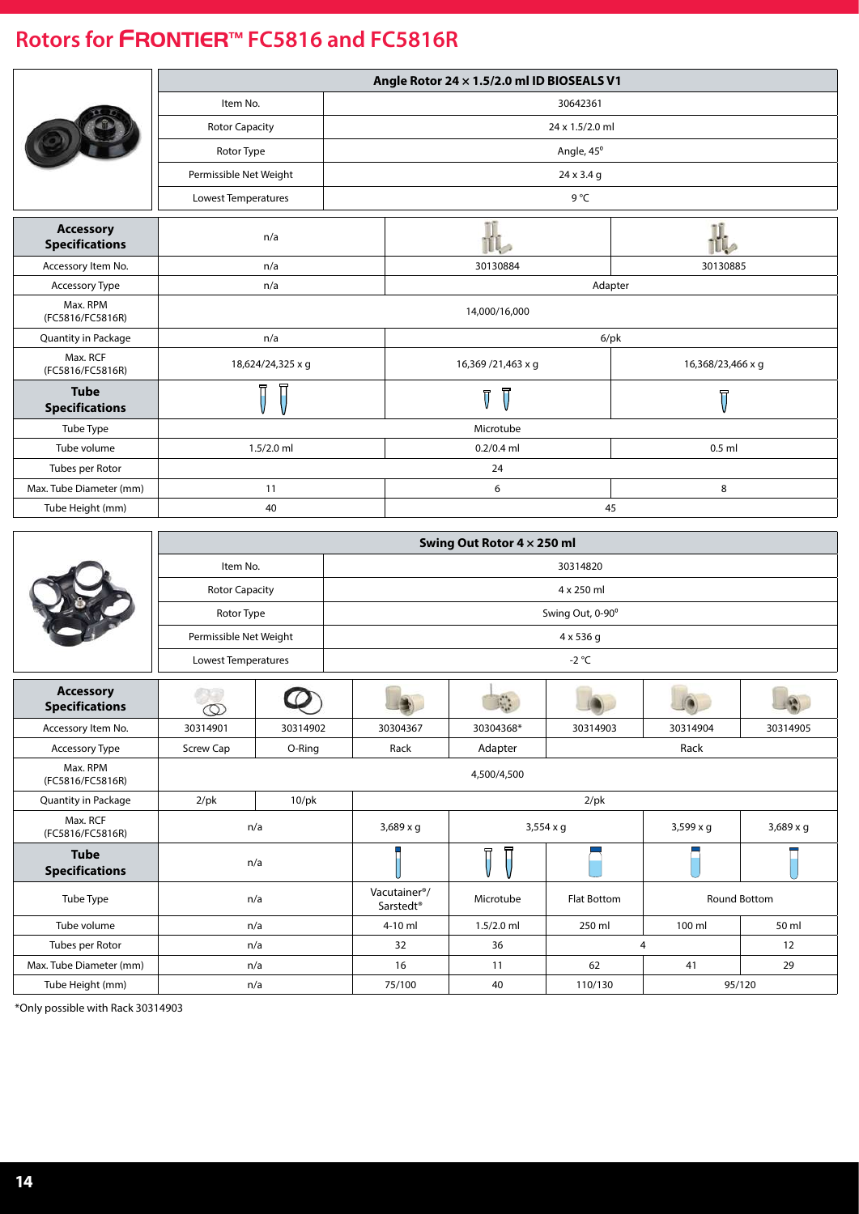## Rotors for FRONTIER™ FC5816 and FC5816R

| Angle Rotor 24 × 1.5/2.0 ml ID BIOSEALS V1 | |
|---|---|
| Item No. | 30642361 |
| Rotor Capacity | 24 x 1.5/2.0 ml |
| Rotor Type | Angle, 45° |
| Permissible Net Weight | 24 x 3.4 g |
| Lowest Temperatures | 9 °C |

| Accessory Specifications | n/a | | |
|---|---|---|---|
| Accessory Item No. | n/a | 30130884 | 30130885 |
| Accessory Type | n/a | Adapter | |
| Max. RPM (FC5816/FC5816R) | 14,000/16,000 | | |
| Quantity in Package | n/a | 6/pk | |
| Max. RCF (FC5816/FC5816R) | 18,624/24,325 x g | 16,369 /21,463 x g | 16,368/23,466 x g |
| **Tube Specifications** | | | |
| Tube Type | Microtube | | |
| Tube volume | 1.5/2.0 ml | 0.2/0.4 ml | 0.5 ml |
| Tubes per Rotor | 24 | | |
| Max. Tube Diameter (mm) | 11 | 6 | 8 |
| Tube Height (mm) | 40 | 45 | |

| Swing Out Rotor 4 × 250 ml | |
|---|---|
| Item No. | 30314820 |
| Rotor Capacity | 4 x 250 ml |
| Rotor Type | Swing Out, 0-90° |
| Permissible Net Weight | 4 x 536 g |
| Lowest Temperatures | -2 °C |

| Accessory Specifications | | | | | | | |
|---|---|---|---|---|---|---|---|
| Accessory Item No. | 30314901 | 30314902 | 30304367 | 30304368* | 30314903 | 30314904 | 30314905 |
| Accessory Type | Screw Cap | O-Ring | Rack | Adapter | Rack | | |
| Max. RPM (FC5816/FC5816R) | 4,500/4,500 | | | | | | |
| Quantity in Package | 2/pk | 10/pk | 2/pk | | | | |
| Max. RCF (FC5816/FC5816R) | n/a | | 3,689 x g | 3,554 x g | | 3,599 x g | 3,689 x g |
| **Tube Specifications** | n/a | | | | | | |
| Tube Type | n/a | | Vacutainer®/ Sarstedt® | Microtube | Flat Bottom | Round Bottom | |
| Tube volume | n/a | | 4-10 ml | 1.5/2.0 ml | 250 ml | 100 ml | 50 ml |
| Tubes per Rotor | n/a | | 32 | 36 | 4 | | 12 |
| Max. Tube Diameter (mm) | n/a | | 16 | 11 | 62 | 41 | 29 |
| Tube Height (mm) | n/a | | 75/100 | 40 | 110/130 | 95/120 | |

*Only possible with Rack 30314903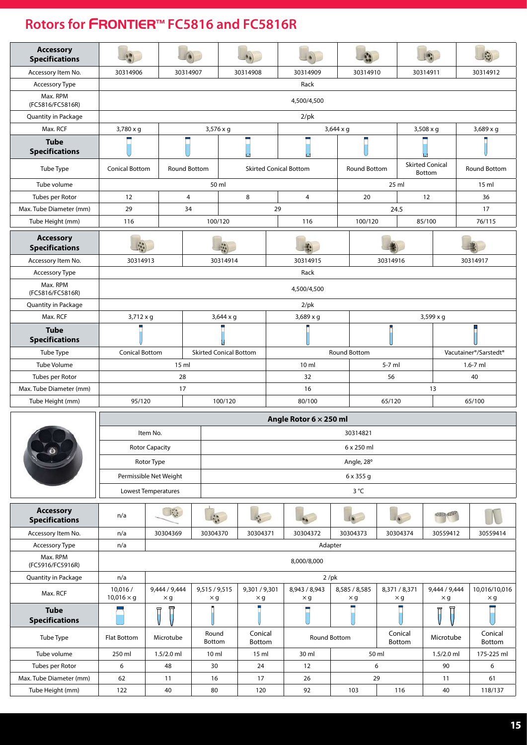# Rotors for FRONTIER™ FC5816 and FC5816R

| Accessory Specifications | | | | | | | |
|---|---|---|---|---|---|---|---|
| Accessory Item No. | 30314906 | 30314907 | 30314908 | 30314909 | 30314910 | 30314911 | 30314912 |
| Accessory Type | Rack | | | | | | |
| Max. RPM (FC5816/FC5816R) | 4,500/4,500 | | | | | | |
| Quantity in Package | 2/pk | | | | | | |
| Max. RCF | 3,780 x g | 3,576 x g | | 3,644 x g | | 3,508 x g | 3,689 x g |
| **Tube Specifications** | | | | | | | |
| Tube Type | Conical Bottom | Round Bottom | Skirted Conical Bottom | | Round Bottom | Skirted Conical Bottom | Round Bottom |
| Tube volume | 50 ml | | | | 25 ml | | 15 ml |
| Tubes per Rotor | 12 | 4 | 8 | 4 | 20 | 12 | 36 |
| Max. Tube Diameter (mm) | 29 | 34 | 29 | | 24.5 | | 17 |
| Tube Height (mm) | 116 | 100/120 | | 116 | 100/120 | 85/100 | 76/115 |

| Accessory Specifications | | | | | |
|---|---|---|---|---|---|
| Accessory Item No. | 30314913 | 30314914 | 30314915 | 30314916 | 30314917 |
| Accessory Type | Rack | | | | |
| Max. RPM (FC5816/FC5816R) | 4,500/4,500 | | | | |
| Quantity in Package | 2/pk | | | | |
| Max. RCF | 3,712 x g | 3,644 x g | 3,689 x g | 3,599 x g | |
| **Tube Specifications** | | | | | |
| Tube Type | Conical Bottom | Skirted Conical Bottom | Round Bottom | | Vacutainer®/Sarstedt® |
| Tube Volume | 15 ml | | 10 ml | 5-7 ml | 1.6-7 ml |
| Tubes per Rotor | 28 | | 32 | 56 | 40 |
| Max. Tube Diameter (mm) | 17 | | 16 | 13 | |
| Tube Height (mm) | 95/120 | 100/120 | 80/100 | 65/120 | 65/100 |

| Angle Rotor 6 × 250 ml | |
|---|---|
| Item No. | 30314821 |
| Rotor Capacity | 6 x 250 ml |
| Rotor Type | Angle, 28° |
| Permissible Net Weight | 6 x 355 g |
| Lowest Temperatures | 3 °C |

| Accessory Specifications | n/a | | | | | | | | |
|---|---|---|---|---|---|---|---|---|---|
| Accessory Item No. | n/a | 30304369 | 30304370 | 30304371 | 30304372 | 30304373 | 30304374 | 30559412 | 30559414 |
| Accessory Type | n/a | Adapter | | | | | | | |
| Max. RPM (FC5916/FC5916R) | 8,000/8,000 | | | | | | | | |
| Quantity in Package | n/a | 2 /pk | | | | | | | |
| Max. RCF | 10,016 / 10,016 × g | 9,444 / 9,444 × g | 9,515 / 9,515 × g | 9,301 / 9,301 × g | 8,943 / 8,943 × g | 8,585 / 8,585 × g | 8,371 / 8,371 × g | 9,444 / 9,444 × g | 10,016/10,016 × g |
| **Tube Specifications** | | | | | | | | | |
| Tube Type | Flat Bottom | Microtube | Round Bottom | Conical Bottom | Round Bottom | | Conical Bottom | Microtube | Conical Bottom |
| Tube volume | 250 ml | 1.5/2.0 ml | 10 ml | 15 ml | 30 ml | 50 ml | | 1.5/2.0 ml | 175-225 ml |
| Tubes per Rotor | 6 | 48 | 30 | 24 | 12 | 6 | | 90 | 6 |
| Max. Tube Diameter (mm) | 62 | 11 | 16 | 17 | 26 | 29 | | 11 | 61 |
| Tube Height (mm) | 122 | 40 | 80 | 120 | 92 | 103 | 116 | 40 | 118/137 |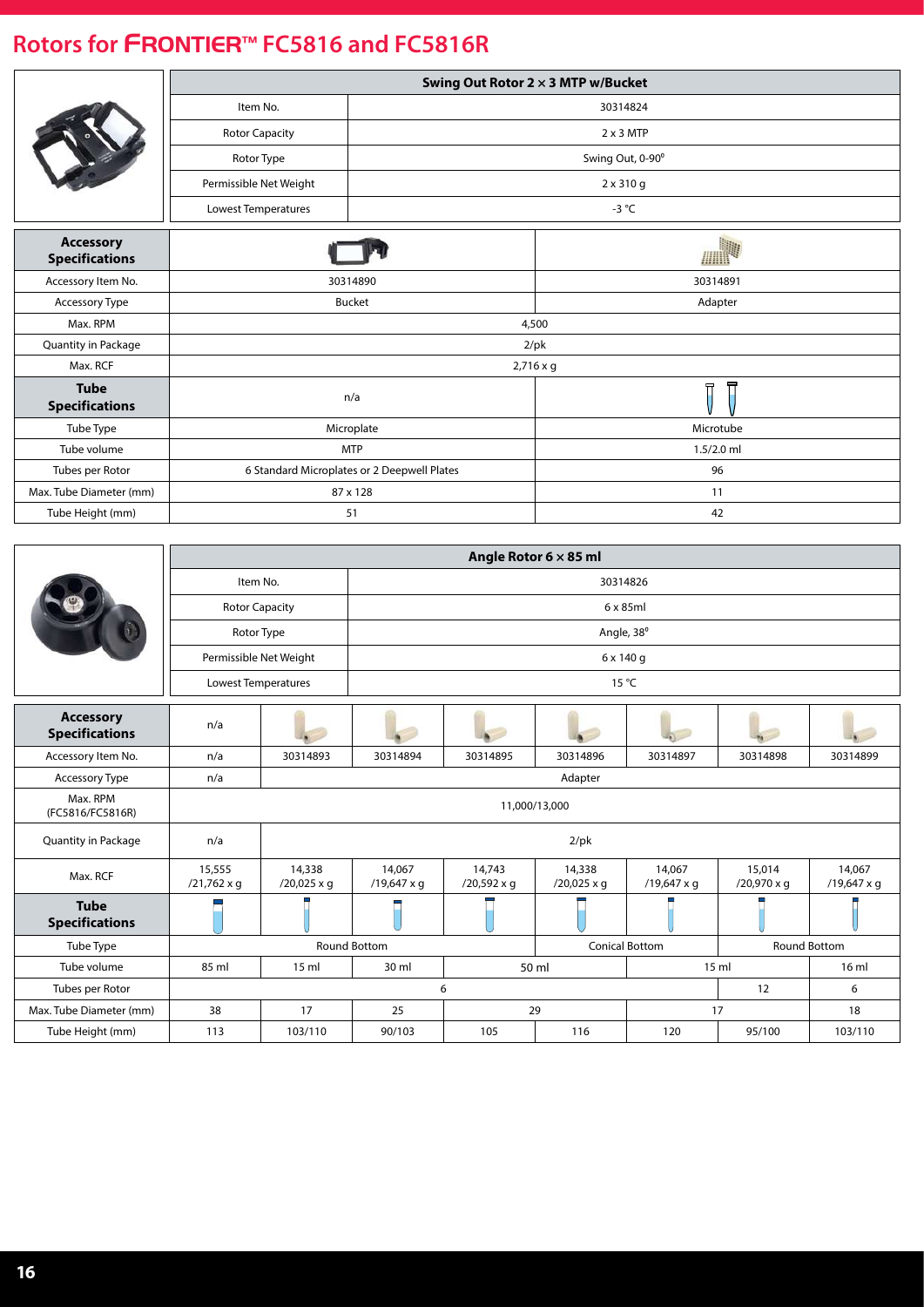# Rotors for FRONTIER™ FC5816 and FC5816R

| Swing Out Rotor 2 × 3 MTP w/Bucket | |
|---|---|
| Item No. | 30314824 |
| Rotor Capacity | 2 x 3 MTP |
| Rotor Type | Swing Out, 0-90° |
| Permissible Net Weight | 2 x 310 g |
| Lowest Temperatures | -3 °C |

| Accessory Specifications | | |
|---|---|---|
| Accessory Item No. | 30314890 | 30314891 |
| Accessory Type | Bucket | Adapter |
| Max. RPM | 4,500 | |
| Quantity in Package | 2/pk | |
| Max. RCF | 2,716 x g | |
| **Tube Specifications** | n/a | |
| Tube Type | Microplate | Microtube |
| Tube volume | MTP | 1.5/2.0 ml |
| Tubes per Rotor | 6 Standard Microplates or 2 Deepwell Plates | 96 |
| Max. Tube Diameter (mm) | 87 x 128 | 11 |
| Tube Height (mm) | 51 | 42 |

| Angle Rotor 6 × 85 ml | |
|---|---|
| Item No. | 30314826 |
| Rotor Capacity | 6 x 85ml |
| Rotor Type | Angle, 38° |
| Permissible Net Weight | 6 x 140 g |
| Lowest Temperatures | 15 °C |

| Accessory Specifications | n/a | | | | | | | |
|---|---|---|---|---|---|---|---|---|
| Accessory Item No. | n/a | 30314893 | 30314894 | 30314895 | 30314896 | 30314897 | 30314898 | 30314899 |
| Accessory Type | n/a | Adapter | | | | | | |
| Max. RPM (FC5816/FC5816R) | 11,000/13,000 | | | | | | | |
| Quantity in Package | n/a | 2/pk | | | | | | |
| Max. RCF | 15,555 /21,762 x g | 14,338 /20,025 x g | 14,067 /19,647 x g | 14,743 /20,592 x g | 14,338 /20,025 x g | 14,067 /19,647 x g | 15,014 /20,970 x g | 14,067 /19,647 x g |
| **Tube Specifications** | | | | | | | | |
| Tube Type | Round Bottom | | | | Conical Bottom | | Round Bottom | |
| Tube volume | 85 ml | 15 ml | 30 ml | 50 ml | | 15 ml | | 16 ml |
| Tubes per Rotor | 6 | | | | | | 12 | 6 |
| Max. Tube Diameter (mm) | 38 | 17 | 25 | 29 | | 17 | | 18 |
| Tube Height (mm) | 113 | 103/110 | 90/103 | 105 | 116 | 120 | 95/100 | 103/110 |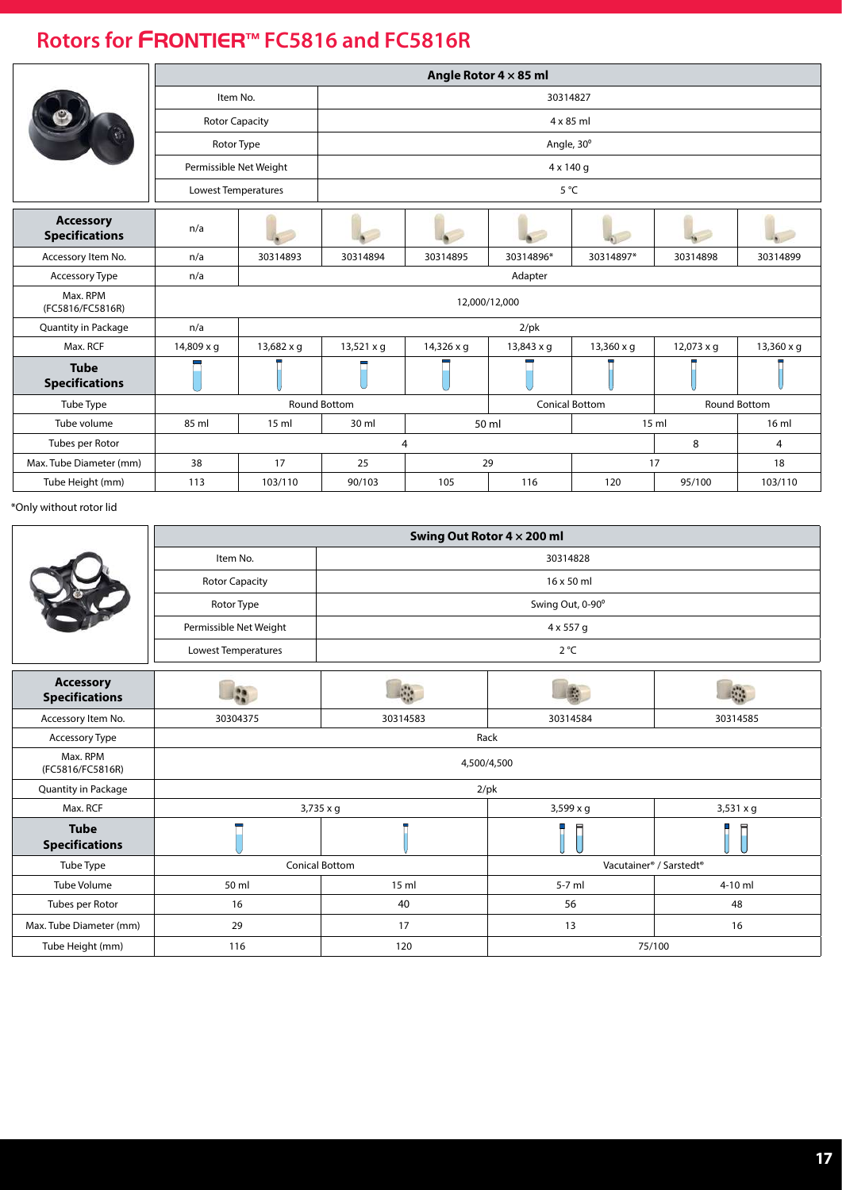## Rotors for FRONTIER™ FC5816 and FC5816R

| Angle Rotor 4 × 85 ml | |
|---|---|
| Item No. | 30314827 |
| Rotor Capacity | 4 x 85 ml |
| Rotor Type | Angle, 30° |
| Permissible Net Weight | 4 x 140 g |
| Lowest Temperatures | 5 °C |

| Accessory Specifications | n/a | | | | | | | |
|---|---|---|---|---|---|---|---|---|
| Accessory Item No. | n/a | 30314893 | 30314894 | 30314895 | 30314896* | 30314897* | 30314898 | 30314899 |
| Accessory Type | n/a | Adapter | | | | | | |
| Max. RPM (FC5816/FC5816R) | 12,000/12,000 | | | | | | | |
| Quantity in Package | n/a | 2/pk | | | | | | |
| Max. RCF | 14,809 x g | 13,682 x g | 13,521 x g | 14,326 x g | 13,843 x g | 13,360 x g | 12,073 x g | 13,360 x g |
| **Tube Specifications** | | | | | | | | |
| Tube Type | Round Bottom | | | | Conical Bottom | | Round Bottom | |
| Tube volume | 85 ml | 15 ml | 30 ml | 50 ml | | 15 ml | | 16 ml |
| Tubes per Rotor | 4 | | | | | | 8 | 4 |
| Max. Tube Diameter (mm) | 38 | 17 | 25 | 29 | | 17 | | 18 |
| Tube Height (mm) | 113 | 103/110 | 90/103 | 105 | 116 | 120 | 95/100 | 103/110 |

*Only without rotor lid

| Swing Out Rotor 4 × 200 ml | |
|---|---|
| Item No. | 30314828 |
| Rotor Capacity | 16 x 50 ml |
| Rotor Type | Swing Out, 0-90° |
| Permissible Net Weight | 4 x 557 g |
| Lowest Temperatures | 2 °C |

| Accessory Specifications | | | | |
|---|---|---|---|---|
| Accessory Item No. | 30304375 | 30314583 | 30314584 | 30314585 |
| Accessory Type | Rack | | | |
| Max. RPM (FC5816/FC5816R) | 4,500/4,500 | | | |
| Quantity in Package | 2/pk | | | |
| Max. RCF | 3,735 x g | | 3,599 x g | 3,531 x g |
| **Tube Specifications** | | | | |
| Tube Type | Conical Bottom | | Vacutainer® / Sarstedt® | |
| Tube Volume | 50 ml | 15 ml | 5-7 ml | 4-10 ml |
| Tubes per Rotor | 16 | 40 | 56 | 48 |
| Max. Tube Diameter (mm) | 29 | 17 | 13 | 16 |
| Tube Height (mm) | 116 | 120 | 75/100 | |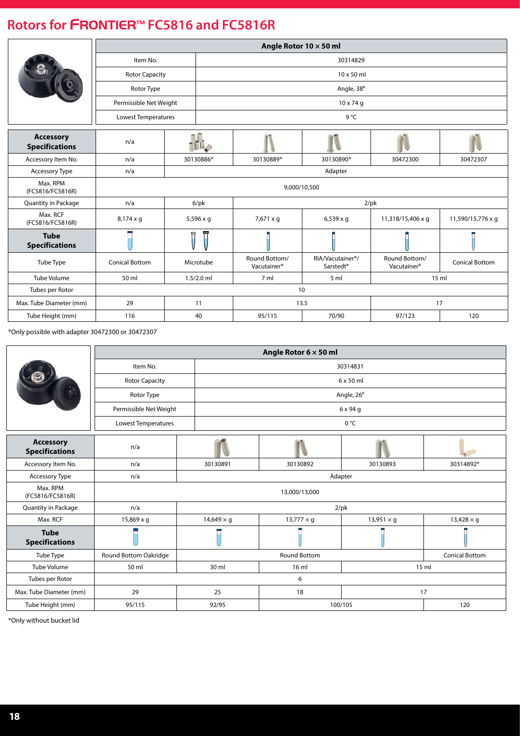# Rotors for FRONTIER™ FC5816 and FC5816R

| Angle Rotor 10 × 50 ml | |
|---|---|
| Item No. | 30314829 |
| Rotor Capacity | 10 x 50 ml |
| Rotor Type | Angle, 38° |
| Permissible Net Weight | 10 x 74 g |
| Lowest Temperatures | 9 °C |

| Accessory Specifications | n/a | | | | | |
|---|---|---|---|---|---|---|
| Accessory Item No. | n/a | 30130886* | 30130889* | 30130890* | 30472300 | 30472307 |
| Accessory Type | n/a | Adapter | | | | |
| Max. RPM (FC5816/FC5816R) | 9,000/10,500 | | | | | |
| Quantity in Package | n/a | 6/pk | 2/pk | | | |
| Max. RCF (FC5816/FC5816R) | 8,174 x g | 5,596 x g | 7,671 x g | 6,539 x g | 11,318/15,406 x g | 11,590/15,776 x g |
| **Tube Specifications** | | | | | | |
| Tube Type | Conical Bottom | Microtube | Round Bottom/ Vacutainer® | RIA/Vacutainer®/ Sarstedt® | Round Bottom/ Vacutainer® | Conical Bottom |
| Tube Volume | 50 ml | 1.5/2.0 ml | 7 ml | 5 ml | 15 ml | |
| Tubes per Rotor | 10 | | | | | |
| Max. Tube Diameter (mm) | 29 | 11 | 13.5 | | 17 | |
| Tube Height (mm) | 116 | 40 | 95/115 | 70/90 | 97/123 | 120 |

*Only possible with adapter 30472300 or 30472307

| Angle Rotor 6 × 50 ml | |
|---|---|
| Item No. | 30314831 |
| Rotor Capacity | 6 x 50 ml |
| Rotor Type | Angle, 26° |
| Permissible Net Weight | 6 x 94 g |
| Lowest Temperatures | 0 °C |

| Accessory Specifications | n/a | | | | |
|---|---|---|---|---|---|
| Accessory Item No. | n/a | 30130891 | 30130892 | 30130893 | 30314892* |
| Accessory Type | n/a | Adapter | | | |
| Max. RPM (FC5816/FC5816R) | 13,000/13,000 | | | | |
| Quantity in Package | n/a | 2/pk | | | |
| Max. RCF | 15,869 x g | 14,649 × g | 13,777 × g | 13,951 × g | 13,428 × g |
| **Tube Specifications** | | | | | |
| Tube Type | Round Bottom Oakridge | Round Bottom | | | Conical Bottom |
| Tube Volume | 50 ml | 30 ml | 16 ml | 15 ml | |
| Tubes per Rotor | 6 | | | | |
| Max. Tube Diameter (mm) | 29 | 25 | 18 | 17 | |
| Tube Height (mm) | 95/115 | 92/95 | 100/105 | | 120 |

*Only without bucket lid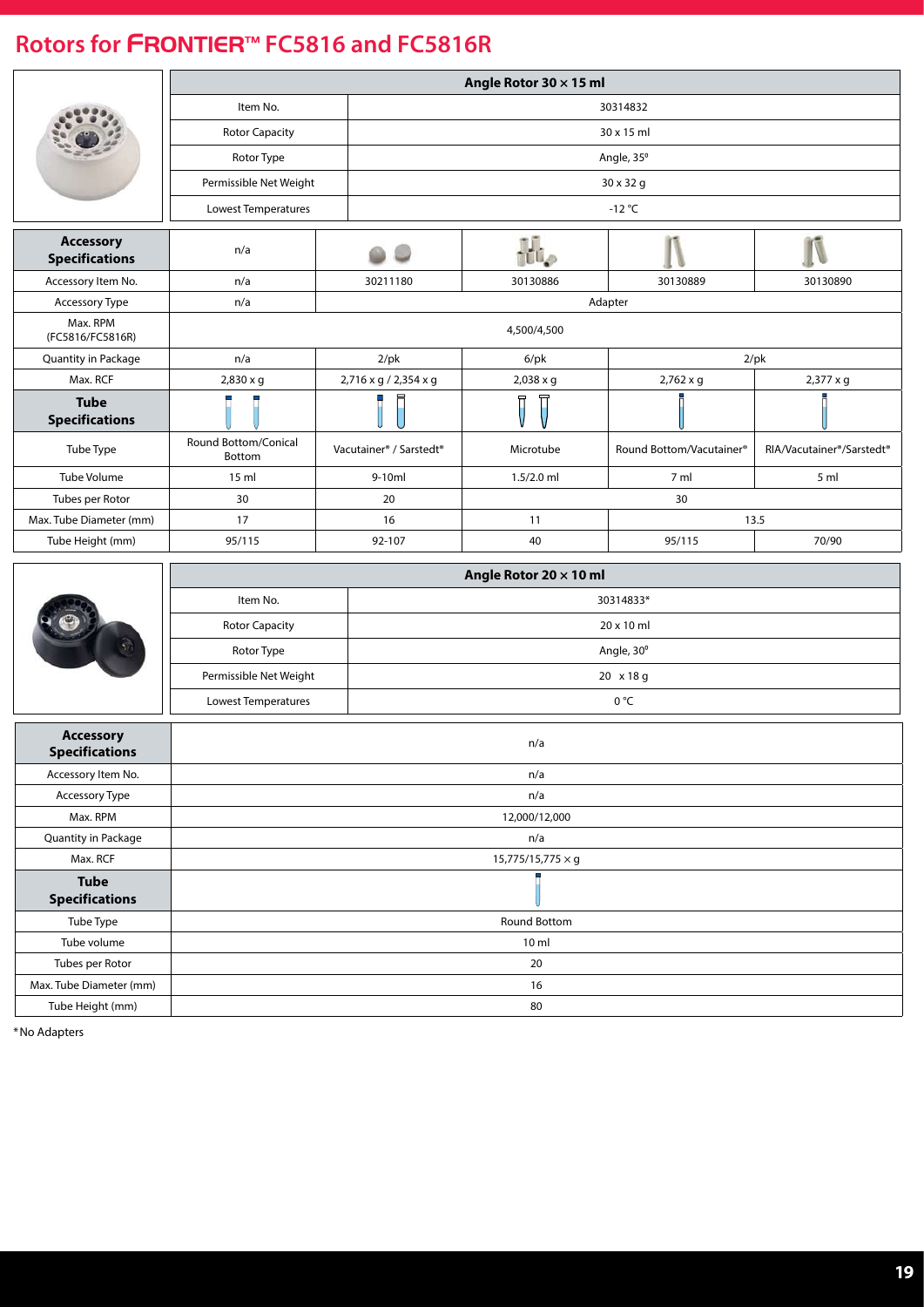# Rotors for FRONTIER™ FC5816 and FC5816R

| Angle Rotor 30 × 15 ml | |
|---|---|
| Item No. | 30314832 |
| Rotor Capacity | 30 x 15 ml |
| Rotor Type | Angle, 35° |
| Permissible Net Weight | 30 x 32 g |
| Lowest Temperatures | -12 °C |

| Accessory Specifications | n/a | | | | |
|---|---|---|---|---|---|
| Accessory Item No. | n/a | 30211180 | 30130886 | 30130889 | 30130890 |
| Accessory Type | n/a | Adapter | | | |
| Max. RPM (FC5816/FC5816R) | 4,500/4,500 | | | | |
| Quantity in Package | n/a | 2/pk | 6/pk | 2/pk | |
| Max. RCF | 2,830 x g | 2,716 x g / 2,354 x g | 2,038 x g | 2,762 x g | 2,377 x g |
| **Tube Specifications** | | | | | |
| Tube Type | Round Bottom/Conical Bottom | Vacutainer® / Sarstedt® | Microtube | Round Bottom/Vacutainer® | RIA/Vacutainer®/Sarstedt® |
| Tube Volume | 15 ml | 9-10ml | 1.5/2.0 ml | 7 ml | 5 ml |
| Tubes per Rotor | 30 | 20 | 30 | | |
| Max. Tube Diameter (mm) | 17 | 16 | 11 | 13.5 | |
| Tube Height (mm) | 95/115 | 92-107 | 40 | 95/115 | 70/90 |

| Angle Rotor 20 × 10 ml | |
|---|---|
| Item No. | 30314833* |
| Rotor Capacity | 20 x 10 ml |
| Rotor Type | Angle, 30° |
| Permissible Net Weight | 20 x 18 g |
| Lowest Temperatures | 0 °C |

| Accessory Specifications | n/a |
|---|---|
| Accessory Item No. | n/a |
| Accessory Type | n/a |
| Max. RPM | 12,000/12,000 |
| Quantity in Package | n/a |
| Max. RCF | 15,775/15,775 × g |
| **Tube Specifications** | |
| Tube Type | Round Bottom |
| Tube volume | 10 ml |
| Tubes per Rotor | 20 |
| Max. Tube Diameter (mm) | 16 |
| Tube Height (mm) | 80 |

*No Adapters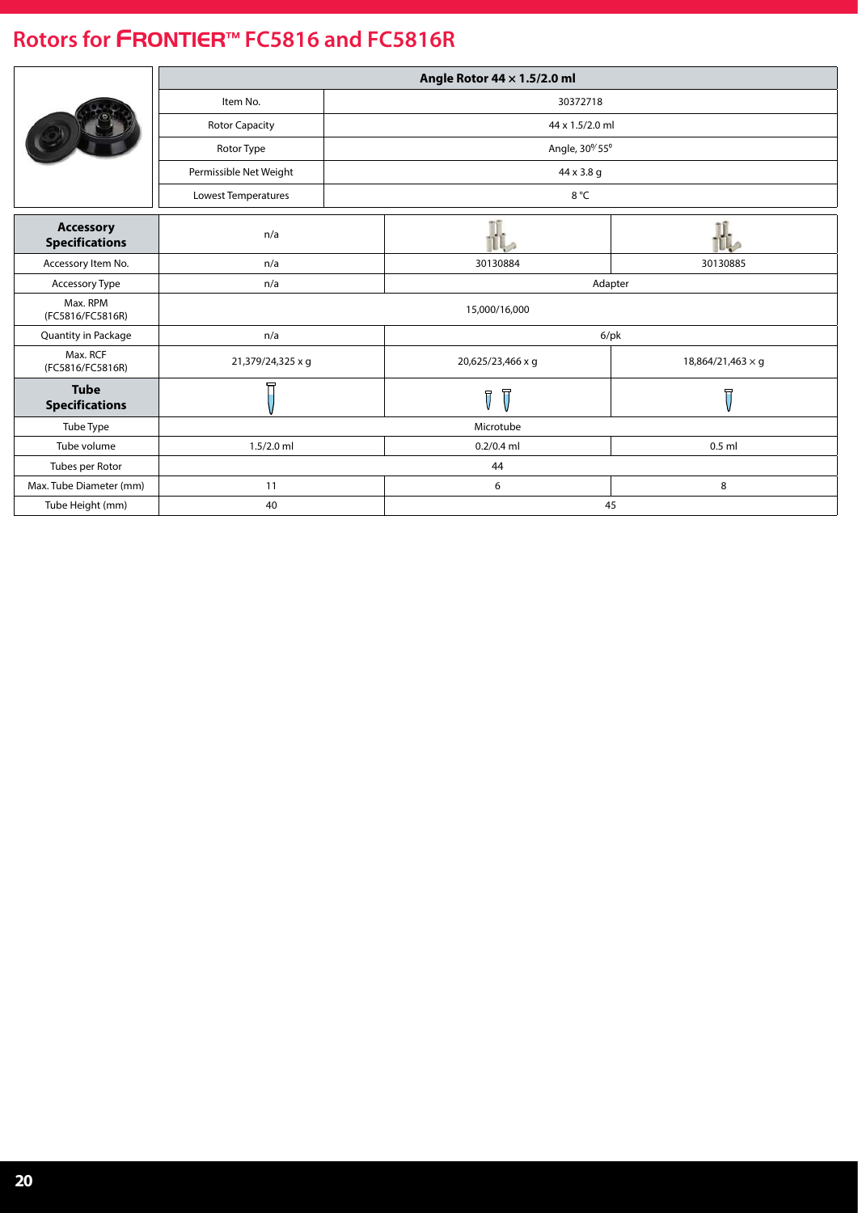## Rotors for FRONTIER™ FC5816 and FC5816R

| Angle Rotor 44 × 1.5/2.0 ml | |
|---|---|
| Item No. | 30372718 |
| Rotor Capacity | 44 x 1.5/2.0 ml |
| Rotor Type | Angle, 30°/55° |
| Permissible Net Weight | 44 x 3.8 g |
| Lowest Temperatures | 8 °C |

| **Accessory Specifications** | n/a | | |
|---|---|---|---|
| Accessory Item No. | n/a | 30130884 | 30130885 |
| Accessory Type | n/a | Adapter | |
| Max. RPM (FC5816/FC5816R) | 15,000/16,000 | | |
| Quantity in Package | n/a | 6/pk | |
| Max. RCF (FC5816/FC5816R) | 21,379/24,325 x g | 20,625/23,466 x g | 18,864/21,463 × g |
| **Tube Specifications** | | | |
| Tube Type | Microtube | | |
| Tube volume | 1.5/2.0 ml | 0.2/0.4 ml | 0.5 ml |
| Tubes per Rotor | 44 | | |
| Max. Tube Diameter (mm) | 11 | 6 | 8 |
| Tube Height (mm) | 40 | 45 | |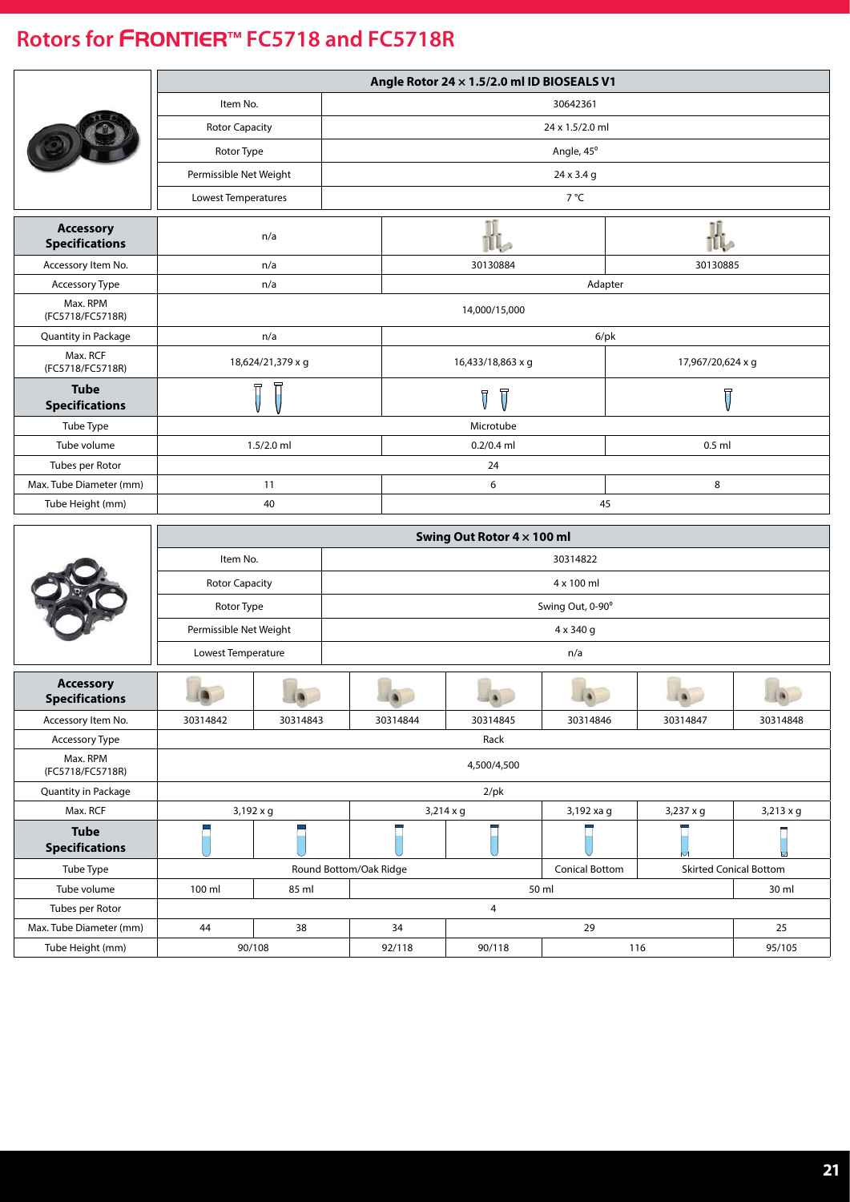## Rotors for FRONTIER™ FC5718 and FC5718R

| Angle Rotor 24 × 1.5/2.0 ml ID BIOSEALS V1 | |
|---|---|
| Item No. | 30642361 |
| Rotor Capacity | 24 x 1.5/2.0 ml |
| Rotor Type | Angle, 45° |
| Permissible Net Weight | 24 x 3.4 g |
| Lowest Temperatures | 7 °C |

| Accessory Specifications | n/a | | |
|---|---|---|---|
| Accessory Item No. | n/a | 30130884 | 30130885 |
| Accessory Type | n/a | Adapter | |
| Max. RPM (FC5718/FC5718R) | 14,000/15,000 | | |
| Quantity in Package | n/a | 6/pk | |
| Max. RCF (FC5718/FC5718R) | 18,624/21,379 x g | 16,433/18,863 x g | 17,967/20,624 x g |
| **Tube Specifications** | | | |
| Tube Type | Microtube | | |
| Tube volume | 1.5/2.0 ml | 0.2/0.4 ml | 0.5 ml |
| Tubes per Rotor | 24 | | |
| Max. Tube Diameter (mm) | 11 | 6 | 8 |
| Tube Height (mm) | 40 | 45 | |

| Swing Out Rotor 4 × 100 ml | |
|---|---|
| Item No. | 30314822 |
| Rotor Capacity | 4 x 100 ml |
| Rotor Type | Swing Out, 0-90° |
| Permissible Net Weight | 4 x 340 g |
| Lowest Temperature | n/a |

| Accessory Specifications | | | | | | | |
|---|---|---|---|---|---|---|---|
| Accessory Item No. | 30314842 | 30314843 | 30314844 | 30314845 | 30314846 | 30314847 | 30314848 |
| Accessory Type | Rack | | | | | | |
| Max. RPM (FC5718/FC5718R) | 4,500/4,500 | | | | | | |
| Quantity in Package | 2/pk | | | | | | |
| Max. RCF | 3,192 x g | | 3,214 x g | | 3,192 xa g | 3,237 x g | 3,213 x g |
| **Tube Specifications** | | | | | | | |
| Tube Type | Round Bottom/Oak Ridge | | | | Conical Bottom | Skirted Conical Bottom | |
| Tube volume | 100 ml | 85 ml | 50 ml | | | | 30 ml |
| Tubes per Rotor | 4 | | | | | | |
| Max. Tube Diameter (mm) | 44 | 38 | 34 | 29 | | | 25 |
| Tube Height (mm) | 90/108 | | 92/118 | 90/118 | 116 | | 95/105 |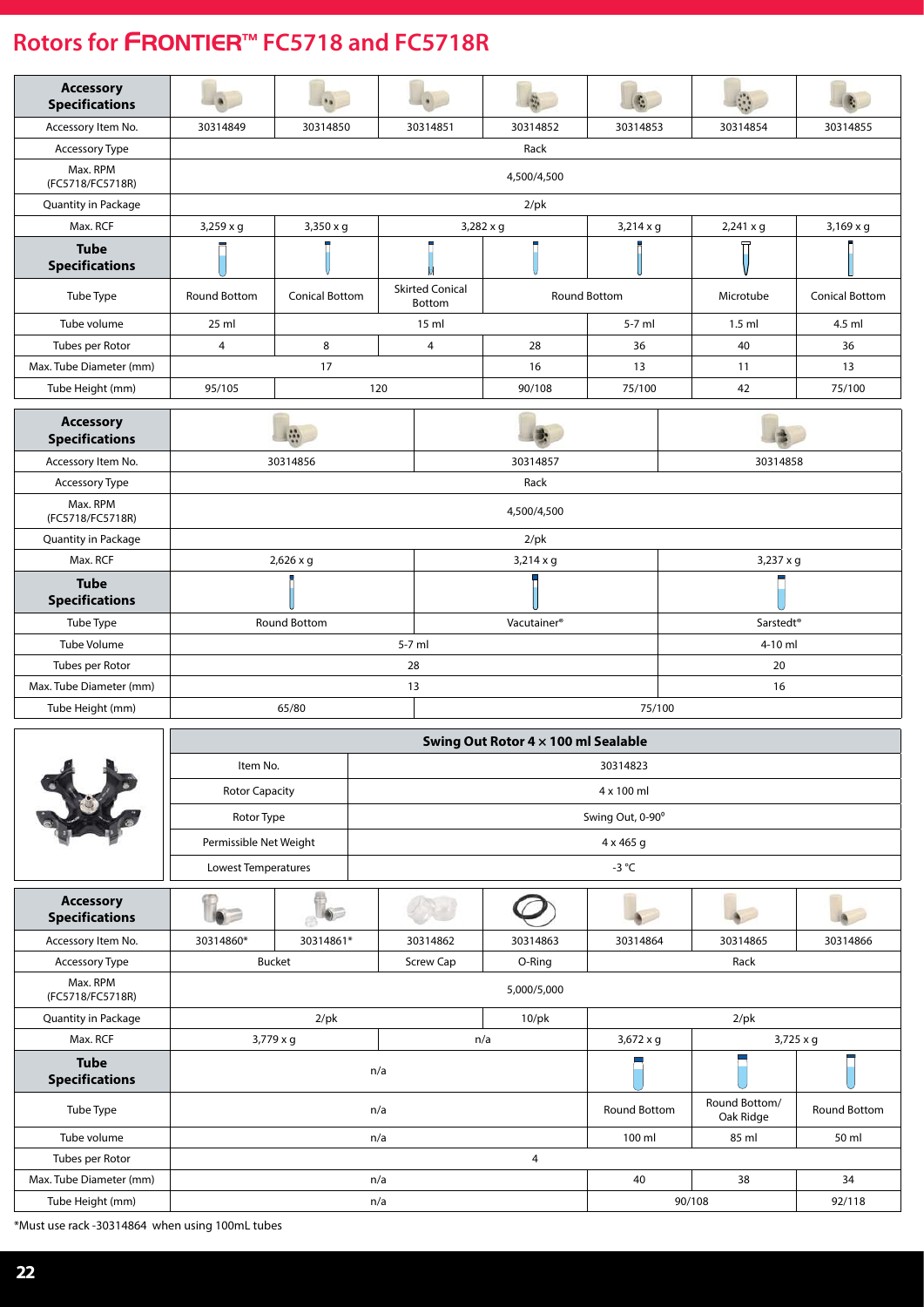## Rotors for FRONTIER™ FC5718 and FC5718R

| Accessory Specifications | | | | | | | |
|---|---|---|---|---|---|---|---|
| Accessory Item No. | 30314849 | 30314850 | 30314851 | 30314852 | 30314853 | 30314854 | 30314855 |
| Accessory Type | Rack | | | | | | |
| Max. RPM (FC5718/FC5718R) | 4,500/4,500 | | | | | | |
| Quantity in Package | 2/pk | | | | | | |
| Max. RCF | 3,259 x g | 3,350 x g | 3,282 x g | | 3,214 x g | 2,241 x g | 3,169 x g |
| **Tube Specifications** | | | | | | | |
| Tube Type | Round Bottom | Conical Bottom | Skirted Conical Bottom | Round Bottom | | Microtube | Conical Bottom |
| Tube volume | 25 ml | 15 ml | | | 5-7 ml | 1.5 ml | 4.5 ml |
| Tubes per Rotor | 4 | 8 | 4 | 28 | 36 | 40 | 36 |
| Max. Tube Diameter (mm) | 17 | | | 16 | 13 | 11 | 13 |
| Tube Height (mm) | 95/105 | 120 | | 90/108 | 75/100 | 42 | 75/100 |

| Accessory Specifications | | | |
|---|---|---|---|
| Accessory Item No. | 30314856 | 30314857 | 30314858 |
| Accessory Type | Rack | | |
| Max. RPM (FC5718/FC5718R) | 4,500/4,500 | | |
| Quantity in Package | 2/pk | | |
| Max. RCF | 2,626 x g | 3,214 x g | 3,237 x g |
| **Tube Specifications** | | | |
| Tube Type | Round Bottom | Vacutainer® | Sarstedt® |
| Tube Volume | 5-7 ml | | 4-10 ml |
| Tubes per Rotor | 28 | | 20 |
| Max. Tube Diameter (mm) | 13 | | 16 |
| Tube Height (mm) | 65/80 | 75/100 | |

| Swing Out Rotor 4 × 100 ml Sealable | |
|---|---|
| Item No. | 30314823 |
| Rotor Capacity | 4 x 100 ml |
| Rotor Type | Swing Out, 0-90° |
| Permissible Net Weight | 4 x 465 g |
| Lowest Temperatures | -3 °C |

| Accessory Specifications | | | | | | | |
|---|---|---|---|---|---|---|---|
| Accessory Item No. | 30314860* | 30314861* | 30314862 | 30314863 | 30314864 | 30314865 | 30314866 |
| Accessory Type | Bucket | | Screw Cap | O-Ring | Rack | | |
| Max. RPM (FC5718/FC5718R) | 5,000/5,000 | | | | | | |
| Quantity in Package | 2/pk | | | 10/pk | 2/pk | | |
| Max. RCF | 3,779 x g | | n/a | | 3,672 x g | 3,725 x g | |
| **Tube Specifications** | n/a | | | | | | |
| Tube Type | n/a | | | | Round Bottom | Round Bottom/ Oak Ridge | Round Bottom |
| Tube volume | n/a | | | | 100 ml | 85 ml | 50 ml |
| Tubes per Rotor | 4 | | | | | | |
| Max. Tube Diameter (mm) | n/a | | | | 40 | 38 | 34 |
| Tube Height (mm) | n/a | | | | 90/108 | | 92/118 |

*Must use rack -30314864 when using 100mL tubes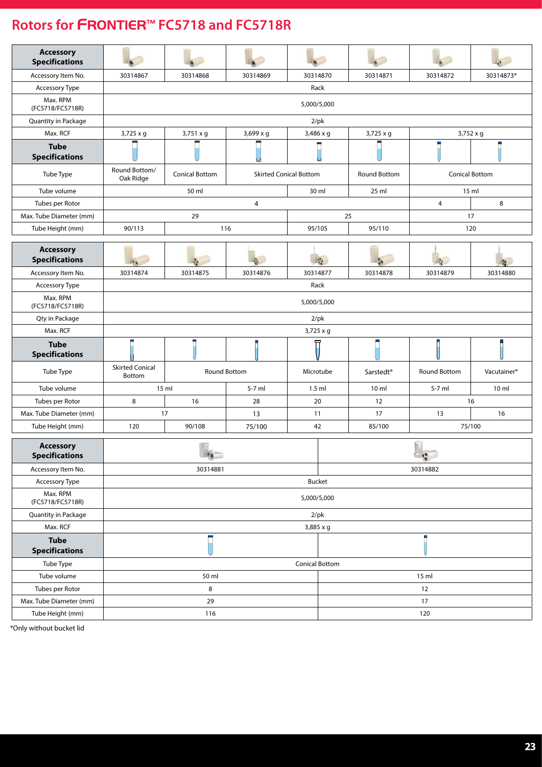## Rotors for FRONTIER™ FC5718 and FC5718R

| Accessory Specifications | | | | | | | |
|---|---|---|---|---|---|---|---|
| Accessory Item No. | 30314867 | 30314868 | 30314869 | 30314870 | 30314871 | 30314872 | 30314873* |
| Accessory Type | Rack | | | | | | |
| Max. RPM (FC5718/FC5718R) | 5,000/5,000 | | | | | | |
| Quantity in Package | 2/pk | | | | | | |
| Max. RCF | 3,725 x g | 3,751 x g | 3,699 x g | 3,486 x g | 3,725 x g | 3,752 x g | |
| **Tube Specifications** | | | | | | | |
| Tube Type | Round Bottom/ Oak Ridge | Conical Bottom | Skirted Conical Bottom | | Round Bottom | Conical Bottom | |
| Tube volume | 50 ml | | | 30 ml | 25 ml | 15 ml | |
| Tubes per Rotor | 4 | | | | | 4 | 8 |
| Max. Tube Diameter (mm) | 29 | | | 25 | | 17 | |
| Tube Height (mm) | 90/113 | 116 | | 95/105 | 95/110 | 120 | |

| Accessory Specifications | | | | | | | |
|---|---|---|---|---|---|---|---|
| Accessory Item No. | 30314874 | 30314875 | 30314876 | 30314877 | 30314878 | 30314879 | 30314880 |
| Accessory Type | Rack | | | | | | |
| Max. RPM (FC5718/FC5718R) | 5,000/5,000 | | | | | | |
| Qty in Package | 2/pk | | | | | | |
| Max. RCF | 3,725 x g | | | | | | |
| **Tube Specifications** | | | | | | | |
| Tube Type | Skirted Conical Bottom | Round Bottom | | Microtube | Sarstedt® | Round Bottom | Vacutainer® |
| Tube volume | 15 ml | | 5-7 ml | 1.5 ml | 10 ml | 5-7 ml | 10 ml |
| Tubes per Rotor | 8 | 16 | 28 | 20 | 12 | 16 | |
| Max. Tube Diameter (mm) | 17 | | 13 | 11 | 17 | 13 | 16 |
| Tube Height (mm) | 120 | 90/108 | 75/100 | 42 | 85/100 | 75/100 | |

| Accessory Specifications | | |
|---|---|---|
| Accessory Item No. | 30314881 | 30314882 |
| Accessory Type | Bucket | |
| Max. RPM (FC5718/FC5718R) | 5,000/5,000 | |
| Quantity in Package | 2/pk | |
| Max. RCF | 3,885 x g | |
| **Tube Specifications** | | |
| Tube Type | Conical Bottom | |
| Tube volume | 50 ml | 15 ml |
| Tubes per Rotor | 8 | 12 |
| Max. Tube Diameter (mm) | 29 | 17 |
| Tube Height (mm) | 116 | 120 |

*Only without bucket lid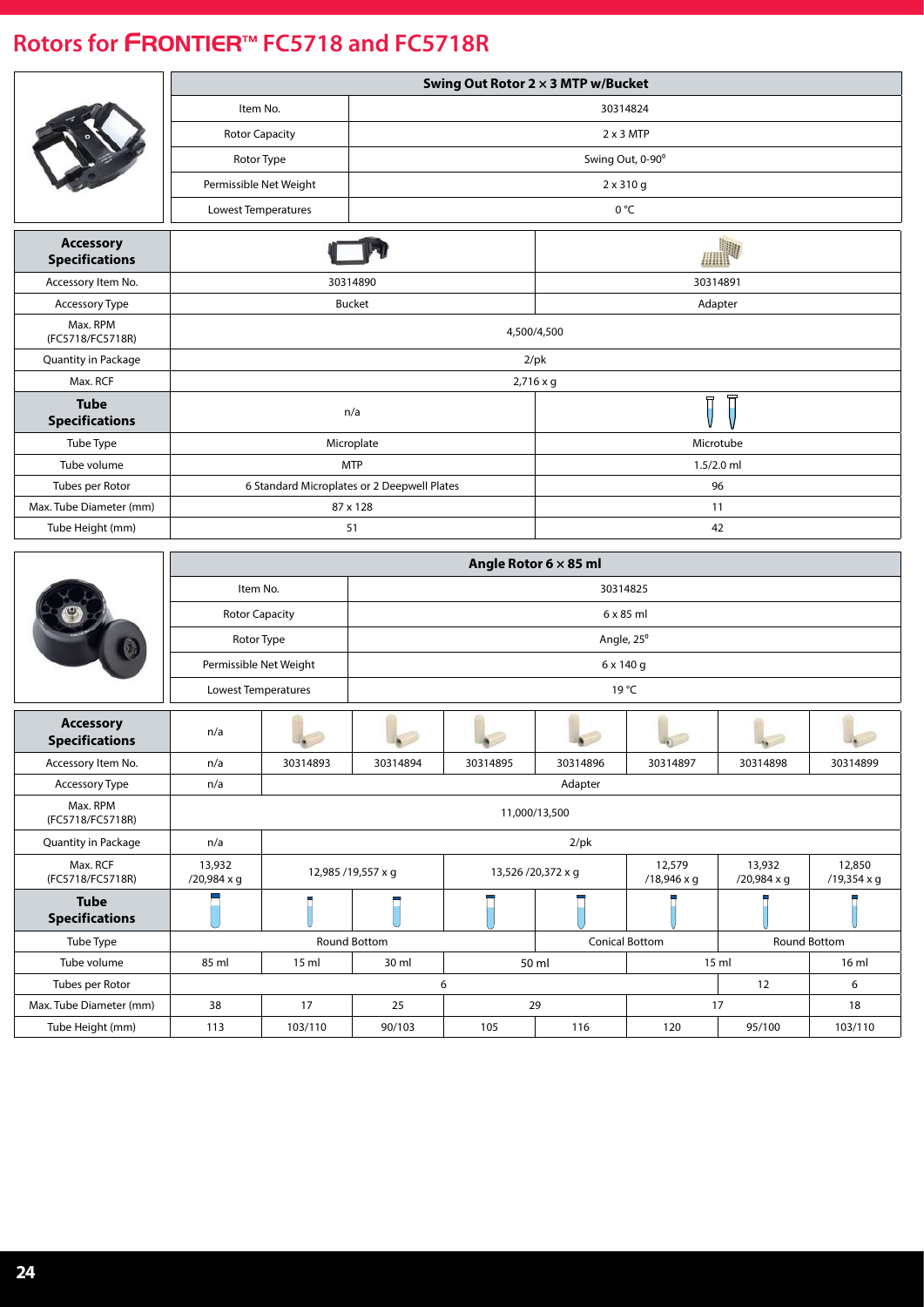## Rotors for FRONTIER™ FC5718 and FC5718R

| Swing Out Rotor 2 × 3 MTP w/Bucket | |
|---|---|
| Item No. | 30314824 |
| Rotor Capacity | 2 x 3 MTP |
| Rotor Type | Swing Out, 0-90° |
| Permissible Net Weight | 2 x 310 g |
| Lowest Temperatures | 0 °C |

| **Accessory Specifications** | | |
|---|---|---|
| Accessory Item No. | 30314890 | 30314891 |
| Accessory Type | Bucket | Adapter |
| Max. RPM (FC5718/FC5718R) | 4,500/4,500 | |
| Quantity in Package | 2/pk | |
| Max. RCF | 2,716 x g | |
| **Tube Specifications** | n/a | |
| Tube Type | Microplate | Microtube |
| Tube volume | MTP | 1.5/2.0 ml |
| Tubes per Rotor | 6 Standard Microplates or 2 Deepwell Plates | 96 |
| Max. Tube Diameter (mm) | 87 x 128 | 11 |
| Tube Height (mm) | 51 | 42 |

| Angle Rotor 6 × 85 ml | |
|---|---|
| Item No. | 30314825 |
| Rotor Capacity | 6 x 85 ml |
| Rotor Type | Angle, 25° |
| Permissible Net Weight | 6 x 140 g |
| Lowest Temperatures | 19 °C |

| **Accessory Specifications** | n/a | | | | | | | |
|---|---|---|---|---|---|---|---|---|
| Accessory Item No. | n/a | 30314893 | 30314894 | 30314895 | 30314896 | 30314897 | 30314898 | 30314899 |
| Accessory Type | n/a | Adapter | | | | | | |
| Max. RPM (FC5718/FC5718R) | 11,000/13,500 | | | | | | | |
| Quantity in Package | n/a | 2/pk | | | | | | |
| Max. RCF (FC5718/FC5718R) | 13,932 /20,984 x g | 12,985 /19,557 x g | | 13,526 /20,372 x g | | 12,579 /18,946 x g | 13,932 /20,984 x g | 12,850 /19,354 x g |
| **Tube Specifications** | | | | | | | | |
| Tube Type | Round Bottom | | | | Conical Bottom | | Round Bottom | |
| Tube volume | 85 ml | 15 ml | 30 ml | 50 ml | | 15 ml | | 16 ml |
| Tubes per Rotor | 6 | | | | | | 12 | 6 |
| Max. Tube Diameter (mm) | 38 | 17 | 25 | 29 | | 17 | | 18 |
| Tube Height (mm) | 113 | 103/110 | 90/103 | 105 | 116 | 120 | 95/100 | 103/110 |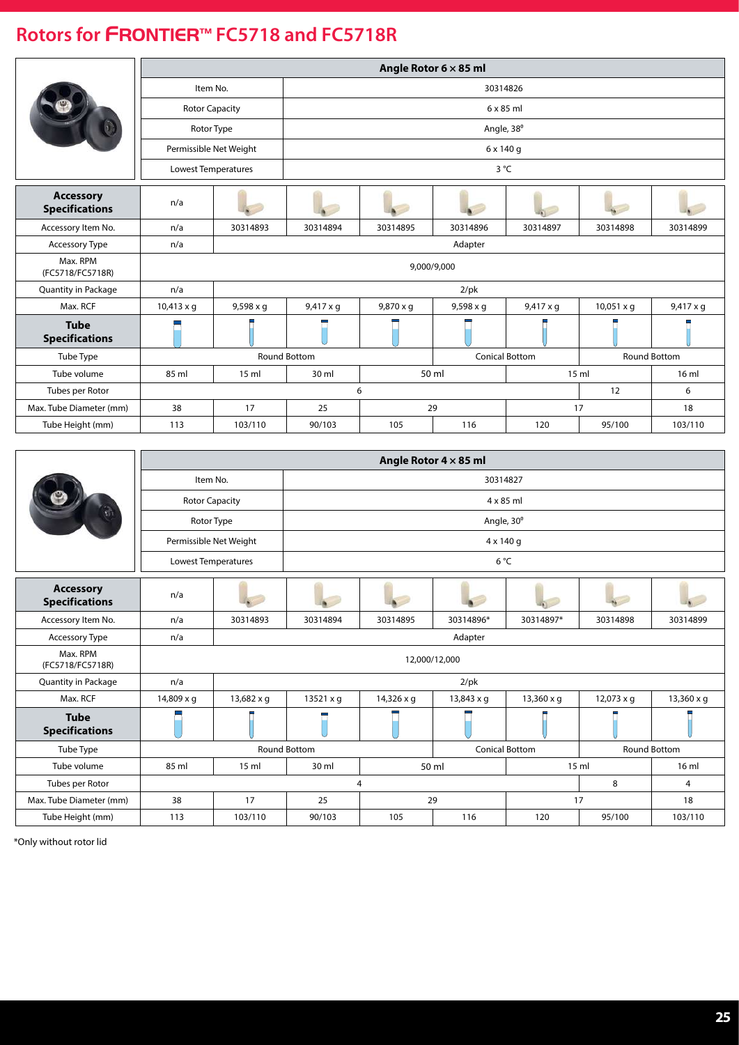# Rotors for FRONTIER™ FC5718 and FC5718R

| | Angle Rotor 6 × 85 ml | | | | | | | |
|---|---|---|---|---|---|---|---|---|
| | Item No. | | 30314826 | | | | | |
| | Rotor Capacity | | 6 x 85 ml | | | | | |
| | Rotor Type | | Angle, 38° | | | | | |
| | Permissible Net Weight | | 6 x 140 g | | | | | |
| | Lowest Temperatures | | 3 °C | | | | | |
| **Accessory Specifications** | n/a | | | | | | | |
| Accessory Item No. | n/a | 30314893 | 30314894 | 30314895 | 30314896 | 30314897 | 30314898 | 30314899 |
| Accessory Type | n/a | Adapter | | | | | | |
| Max. RPM (FC5718/FC5718R) | 9,000/9,000 | | | | | | | |
| Quantity in Package | n/a | 2/pk | | | | | | |
| Max. RCF | 10,413 x g | 9,598 x g | 9,417 x g | 9,870 x g | 9,598 x g | 9,417 x g | 10,051 x g | 9,417 x g |
| **Tube Specifications** | | | | | | | | |
| Tube Type | Round Bottom | | | | Conical Bottom | | Round Bottom | |
| Tube volume | 85 ml | 15 ml | 30 ml | 50 ml | | 15 ml | | 16 ml |
| Tubes per Rotor | 6 | | | | | | 12 | 6 |
| Max. Tube Diameter (mm) | 38 | 17 | 25 | 29 | | 17 | | 18 |
| Tube Height (mm) | 113 | 103/110 | 90/103 | 105 | 116 | 120 | 95/100 | 103/110 |

| | Angle Rotor 4 × 85 ml | | | | | | | |
|---|---|---|---|---|---|---|---|---|
| | Item No. | | 30314827 | | | | | |
| | Rotor Capacity | | 4 x 85 ml | | | | | |
| | Rotor Type | | Angle, 30° | | | | | |
| | Permissible Net Weight | | 4 x 140 g | | | | | |
| | Lowest Temperatures | | 6 °C | | | | | |
| **Accessory Specifications** | n/a | | | | | | | |
| Accessory Item No. | n/a | 30314893 | 30314894 | 30314895 | 30314896* | 30314897* | 30314898 | 30314899 |
| Accessory Type | n/a | Adapter | | | | | | |
| Max. RPM (FC5718/FC5718R) | 12,000/12,000 | | | | | | | |
| Quantity in Package | n/a | 2/pk | | | | | | |
| Max. RCF | 14,809 x g | 13,682 x g | 13521 x g | 14,326 x g | 13,843 x g | 13,360 x g | 12,073 x g | 13,360 x g |
| **Tube Specifications** | | | | | | | | |
| Tube Type | Round Bottom | | | | Conical Bottom | | Round Bottom | |
| Tube volume | 85 ml | 15 ml | 30 ml | 50 ml | | 15 ml | | 16 ml |
| Tubes per Rotor | 4 | | | | | | 8 | 4 |
| Max. Tube Diameter (mm) | 38 | 17 | 25 | 29 | | 17 | | 18 |
| Tube Height (mm) | 113 | 103/110 | 90/103 | 105 | 116 | 120 | 95/100 | 103/110 |

*Only without rotor lid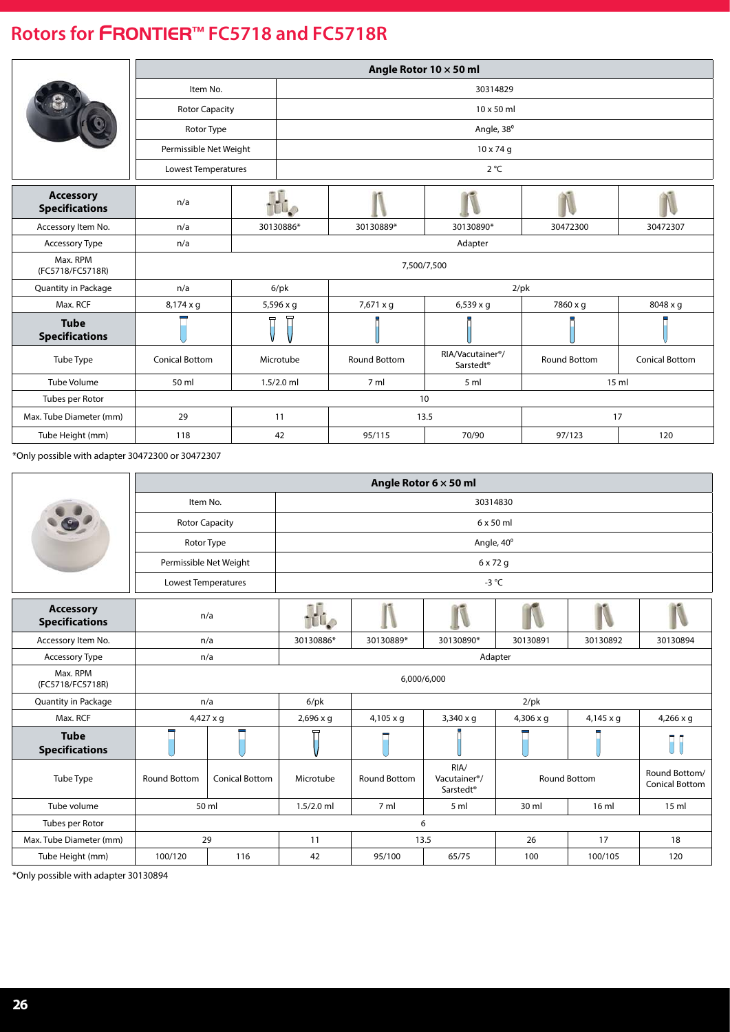# Rotors for FRONTIER™ FC5718 and FC5718R

| Angle Rotor 10 × 50 ml | |
|---|---|
| Item No. | 30314829 |
| Rotor Capacity | 10 x 50 ml |
| Rotor Type | Angle, 38° |
| Permissible Net Weight | 10 x 74 g |
| Lowest Temperatures | 2 °C |

| Accessory Specifications | n/a | | | | | |
|---|---|---|---|---|---|---|
| Accessory Item No. | n/a | 30130886* | 30130889* | 30130890* | 30472300 | 30472307 |
| Accessory Type | n/a | Adapter | | | | |
| Max. RPM (FC5718/FC5718R) | 7,500/7,500 | | | | | |
| Quantity in Package | n/a | 6/pk | 2/pk | | | |
| Max. RCF | 8,174 x g | 5,596 x g | 7,671 x g | 6,539 x g | 7860 x g | 8048 x g |
| **Tube Specifications** | | | | | | |
| Tube Type | Conical Bottom | Microtube | Round Bottom | RIA/Vacutainer®/ Sarstedt® | Round Bottom | Conical Bottom |
| Tube Volume | 50 ml | 1.5/2.0 ml | 7 ml | 5 ml | 15 ml | |
| Tubes per Rotor | 10 | | | | | |
| Max. Tube Diameter (mm) | 29 | 11 | 13.5 | | 17 | |
| Tube Height (mm) | 118 | 42 | 95/115 | 70/90 | 97/123 | 120 |

*Only possible with adapter 30472300 or 30472307

| Angle Rotor 6 × 50 ml | |
|---|---|
| Item No. | 30314830 |
| Rotor Capacity | 6 x 50 ml |
| Rotor Type | Angle, 40° |
| Permissible Net Weight | 6 x 72 g |
| Lowest Temperatures | -3 °C |

| Accessory Specifications | n/a | | | | | | | |
|---|---|---|---|---|---|---|---|---|
| Accessory Item No. | n/a | | 30130886* | 30130889* | 30130890* | 30130891 | 30130892 | 30130894 |
| Accessory Type | n/a | | Adapter | | | | | |
| Max. RPM (FC5718/FC5718R) | 6,000/6,000 | | | | | | | |
| Quantity in Package | n/a | | 6/pk | 2/pk | | | | |
| Max. RCF | 4,427 x g | | 2,696 x g | 4,105 x g | 3,340 x g | 4,306 x g | 4,145 x g | 4,266 x g |
| **Tube Specifications** | | | | | | | | |
| Tube Type | Round Bottom | Conical Bottom | Microtube | Round Bottom | RIA/ Vacutainer®/ Sarstedt® | Round Bottom | | Round Bottom/ Conical Bottom |
| Tube volume | 50 ml | | 1.5/2.0 ml | 7 ml | 5 ml | 30 ml | 16 ml | 15 ml |
| Tubes per Rotor | 6 | | | | | | | |
| Max. Tube Diameter (mm) | 29 | | 11 | 13.5 | | 26 | 17 | 18 |
| Tube Height (mm) | 100/120 | 116 | 42 | 95/100 | 65/75 | 100 | 100/105 | 120 |

*Only possible with adapter 30130894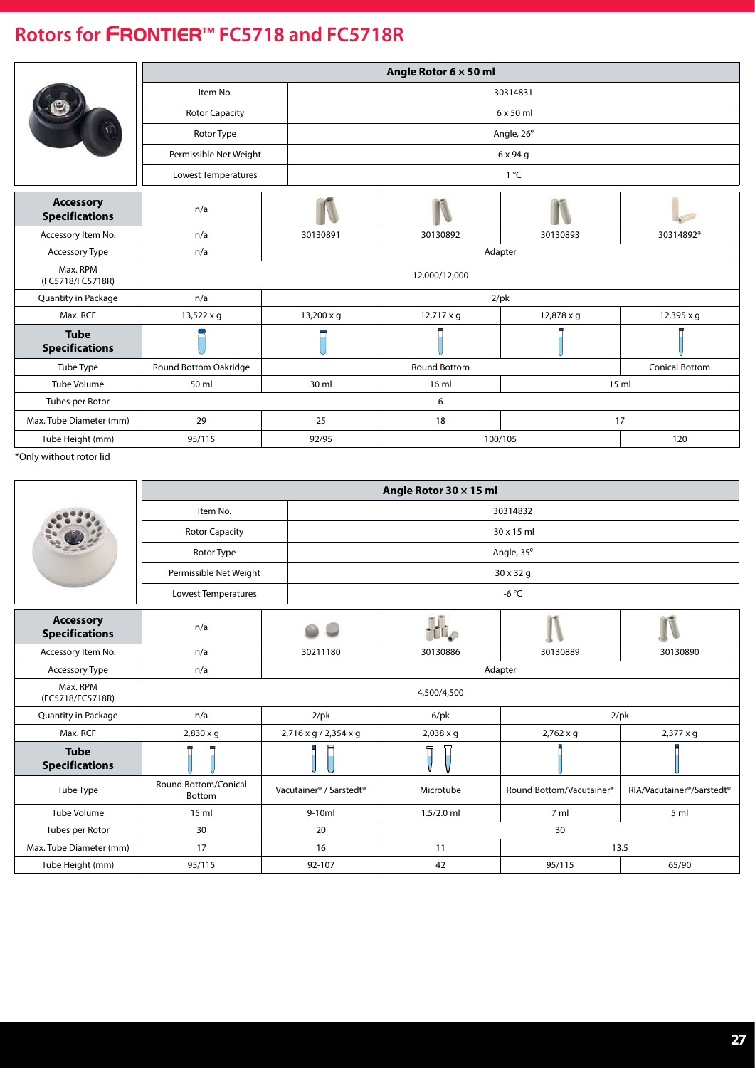## Rotors for FRONTIER™ FC5718 and FC5718R

| Angle Rotor 6 × 50 ml | |
|---|---|
| Item No. | 30314831 |
| Rotor Capacity | 6 x 50 ml |
| Rotor Type | Angle, 26° |
| Permissible Net Weight | 6 x 94 g |
| Lowest Temperatures | 1 °C |

| **Accessory Specifications** | n/a | | | | |
|---|---|---|---|---|---|
| Accessory Item No. | n/a | 30130891 | 30130892 | 30130893 | 30314892* |
| Accessory Type | n/a | Adapter | | | |
| Max. RPM (FC5718/FC5718R) | 12,000/12,000 | | | | |
| Quantity in Package | n/a | 2/pk | | | |
| Max. RCF | 13,522 x g | 13,200 x g | 12,717 x g | 12,878 x g | 12,395 x g |
| **Tube Specifications** | | | | | |
| Tube Type | Round Bottom Oakridge | Round Bottom | | | Conical Bottom |
| Tube Volume | 50 ml | 30 ml | 16 ml | 15 ml | |
| Tubes per Rotor | 6 | | | | |
| Max. Tube Diameter (mm) | 29 | 25 | 18 | 17 | |
| Tube Height (mm) | 95/115 | 92/95 | 100/105 | | 120 |

*Only without rotor lid

| Angle Rotor 30 × 15 ml | |
|---|---|
| Item No. | 30314832 |
| Rotor Capacity | 30 x 15 ml |
| Rotor Type | Angle, 35° |
| Permissible Net Weight | 30 x 32 g |
| Lowest Temperatures | -6 °C |

| **Accessory Specifications** | n/a | | | | |
|---|---|---|---|---|---|
| Accessory Item No. | n/a | 30211180 | 30130886 | 30130889 | 30130890 |
| Accessory Type | n/a | Adapter | | | |
| Max. RPM (FC5718/FC5718R) | 4,500/4,500 | | | | |
| Quantity in Package | n/a | 2/pk | 6/pk | 2/pk | |
| Max. RCF | 2,830 x g | 2,716 x g / 2,354 x g | 2,038 x g | 2,762 x g | 2,377 x g |
| **Tube Specifications** | | | | | |
| Tube Type | Round Bottom/Conical Bottom | Vacutainer® / Sarstedt® | Microtube | Round Bottom/Vacutainer® | RIA/Vacutainer®/Sarstedt® |
| Tube Volume | 15 ml | 9-10ml | 1.5/2.0 ml | 7 ml | 5 ml |
| Tubes per Rotor | 30 | 20 | 30 | | |
| Max. Tube Diameter (mm) | 17 | 16 | 11 | 13.5 | |
| Tube Height (mm) | 95/115 | 92-107 | 42 | 95/115 | 65/90 |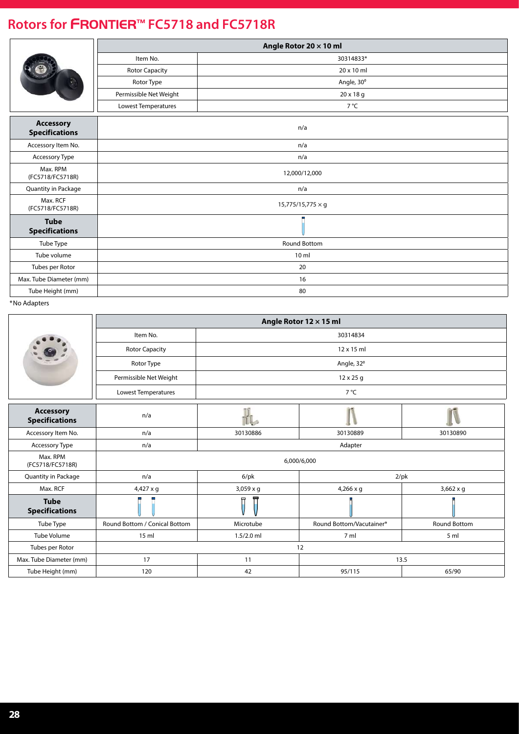# Rotors for FRONTIER™ FC5718 and FC5718R

| | Angle Rotor 20 × 10 ml |
|---|---|
| Item No. | 30314833* |
| Rotor Capacity | 20 x 10 ml |
| Rotor Type | Angle, 30° |
| Permissible Net Weight | 20 x 18 g |
| Lowest Temperatures | 7 °C |
| **Accessory Specifications** | n/a |
| Accessory Item No. | n/a |
| Accessory Type | n/a |
| Max. RPM (FC5718/FC5718R) | 12,000/12,000 |
| Quantity in Package | n/a |
| Max. RCF (FC5718/FC5718R) | 15,775/15,775 × g |
| **Tube Specifications** | |
| Tube Type | Round Bottom |
| Tube volume | 10 ml |
| Tubes per Rotor | 20 |
| Max. Tube Diameter (mm) | 16 |
| Tube Height (mm) | 80 |

*No Adapters

| | Angle Rotor 12 × 15 ml | | | |
|---|---|---|---|---|
| Item No. | 30314834 | | | |
| Rotor Capacity | 12 x 15 ml | | | |
| Rotor Type | Angle, 32° | | | |
| Permissible Net Weight | 12 x 25 g | | | |
| Lowest Temperatures | 7 °C | | | |
| **Accessory Specifications** | n/a | | | |
| Accessory Item No. | n/a | 30130886 | 30130889 | 30130890 |
| Accessory Type | n/a | Adapter | | |
| Max. RPM (FC5718/FC5718R) | 6,000/6,000 | | | |
| Quantity in Package | n/a | 6/pk | 2/pk | |
| Max. RCF | 4,427 x g | 3,059 x g | 4,266 x g | 3,662 x g |
| **Tube Specifications** | | | | |
| Tube Type | Round Bottom / Conical Bottom | Microtube | Round Bottom/Vacutainer® | Round Bottom |
| Tube Volume | 15 ml | 1.5/2.0 ml | 7 ml | 5 ml |
| Tubes per Rotor | 12 | | | |
| Max. Tube Diameter (mm) | 17 | 11 | 13.5 | |
| Tube Height (mm) | 120 | 42 | 95/115 | 65/90 |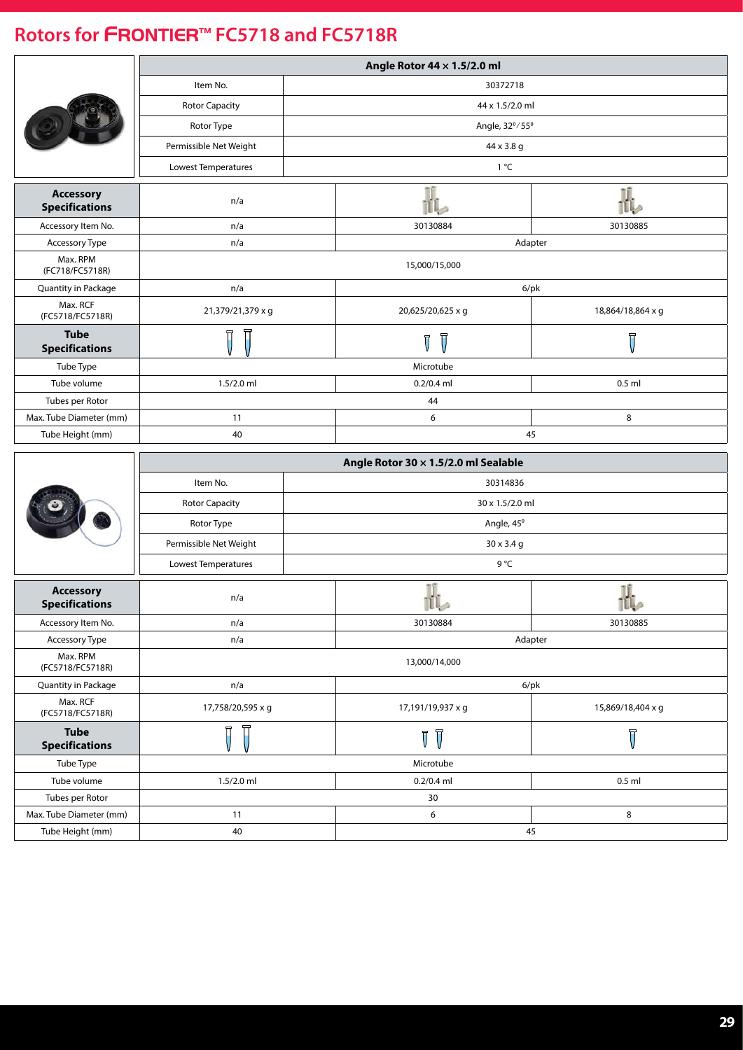# Rotors for FRONTIER™ FC5718 and FC5718R

| Angle Rotor 44 × 1.5/2.0 ml | |
|---|---|
| Item No. | 30372718 |
| Rotor Capacity | 44 x 1.5/2.0 ml |
| Rotor Type | Angle, 32º/55º |
| Permissible Net Weight | 44 x 3.8 g |
| Lowest Temperatures | 1 °C |

| **Accessory Specifications** | n/a | | |
|---|---|---|---|
| Accessory Item No. | n/a | 30130884 | 30130885 |
| Accessory Type | n/a | Adapter | |
| Max. RPM (FC718/FC5718R) | 15,000/15,000 | | |
| Quantity in Package | n/a | 6/pk | |
| Max. RCF (FC5718/FC5718R) | 21,379/21,379 x g | 20,625/20,625 x g | 18,864/18,864 x g |
| **Tube Specifications** | | | |
| Tube Type | Microtube | | |
| Tube volume | 1.5/2.0 ml | 0.2/0.4 ml | 0.5 ml |
| Tubes per Rotor | 44 | | |
| Max. Tube Diameter (mm) | 11 | 6 | 8 |
| Tube Height (mm) | 40 | 45 | |

| Angle Rotor 30 × 1.5/2.0 ml Sealable | |
|---|---|
| Item No. | 30314836 |
| Rotor Capacity | 30 x 1.5/2.0 ml |
| Rotor Type | Angle, 45º |
| Permissible Net Weight | 30 x 3.4 g |
| Lowest Temperatures | 9 °C |

| **Accessory Specifications** | n/a | | |
|---|---|---|---|
| Accessory Item No. | n/a | 30130884 | 30130885 |
| Accessory Type | n/a | Adapter | |
| Max. RPM (FC5718/FC5718R) | 13,000/14,000 | | |
| Quantity in Package | n/a | 6/pk | |
| Max. RCF (FC5718/FC5718R) | 17,758/20,595 x g | 17,191/19,937 x g | 15,869/18,404 x g |
| **Tube Specifications** | | | |
| Tube Type | Microtube | | |
| Tube volume | 1.5/2.0 ml | 0.2/0.4 ml | 0.5 ml |
| Tubes per Rotor | 30 | | |
| Max. Tube Diameter (mm) | 11 | 6 | 8 |
| Tube Height (mm) | 40 | 45 | |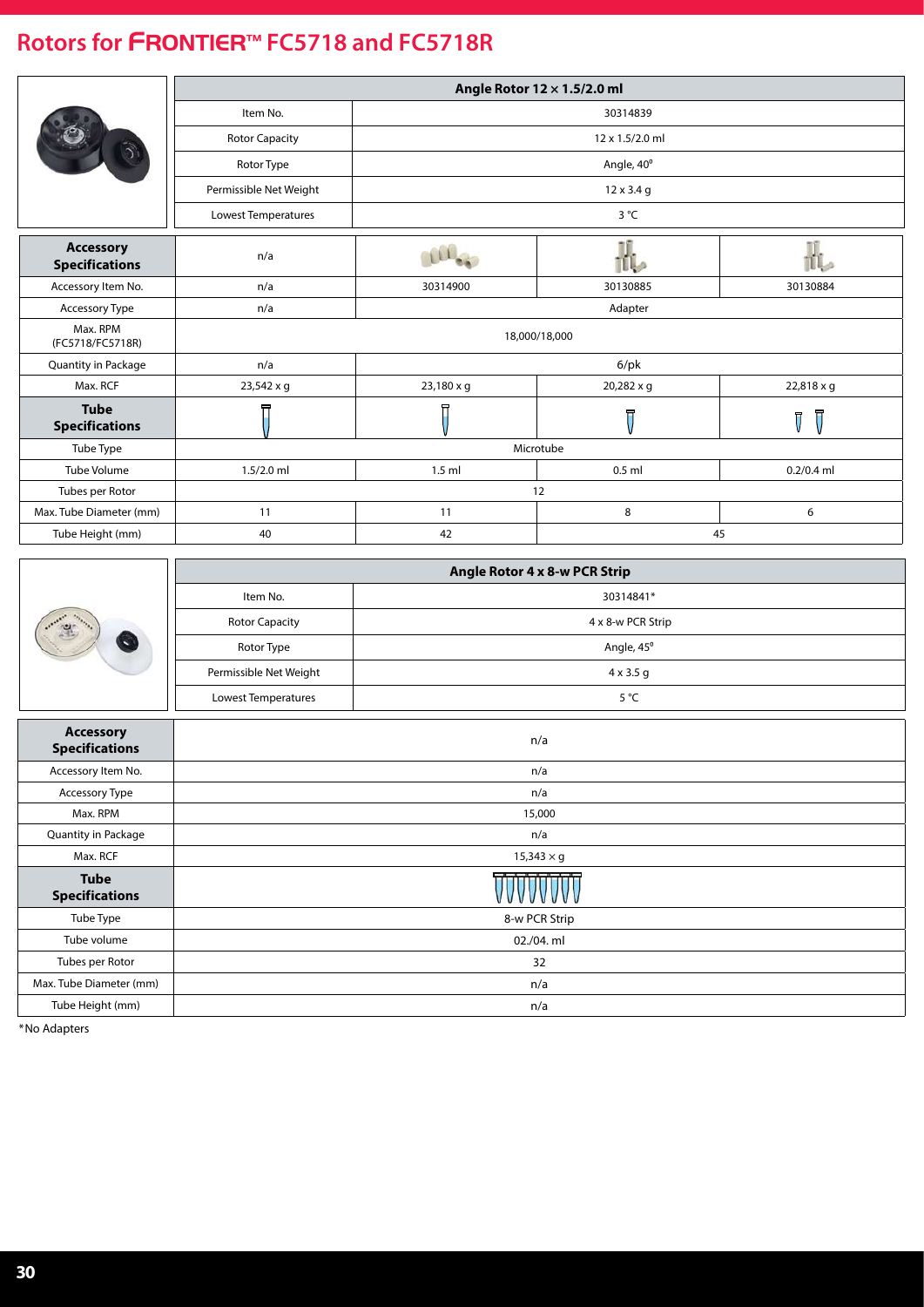# Rotors for FRONTIER™ FC5718 and FC5718R

| Angle Rotor 12 × 1.5/2.0 ml | |
|---|---|
| Item No. | 30314839 |
| Rotor Capacity | 12 x 1.5/2.0 ml |
| Rotor Type | Angle, 40° |
| Permissible Net Weight | 12 x 3.4 g |
| Lowest Temperatures | 3 °C |

| **Accessory Specifications** | n/a | | | |
|---|---|---|---|---|
| Accessory Item No. | n/a | 30314900 | 30130885 | 30130884 |
| Accessory Type | n/a | Adapter | | |
| Max. RPM (FC5718/FC5718R) | 18,000/18,000 | | | |
| Quantity in Package | n/a | 6/pk | | |
| Max. RCF | 23,542 x g | 23,180 x g | 20,282 x g | 22,818 x g |
| **Tube Specifications** | | | | |
| Tube Type | Microtube | | | |
| Tube Volume | 1.5/2.0 ml | 1.5 ml | 0.5 ml | 0.2/0.4 ml |
| Tubes per Rotor | 12 | | | |
| Max. Tube Diameter (mm) | 11 | 11 | 8 | 6 |
| Tube Height (mm) | 40 | 42 | 45 | |

| Angle Rotor 4 x 8-w PCR Strip | |
|---|---|
| Item No. | 30314841* |
| Rotor Capacity | 4 x 8-w PCR Strip |
| Rotor Type | Angle, 45° |
| Permissible Net Weight | 4 x 3.5 g |
| Lowest Temperatures | 5 °C |

| **Accessory Specifications** | n/a |
|---|---|
| Accessory Item No. | n/a |
| Accessory Type | n/a |
| Max. RPM | 15,000 |
| Quantity in Package | n/a |
| Max. RCF | 15,343 × g |
| **Tube Specifications** | |
| Tube Type | 8-w PCR Strip |
| Tube volume | 02./04. ml |
| Tubes per Rotor | 32 |
| Max. Tube Diameter (mm) | n/a |
| Tube Height (mm) | n/a |

*No Adapters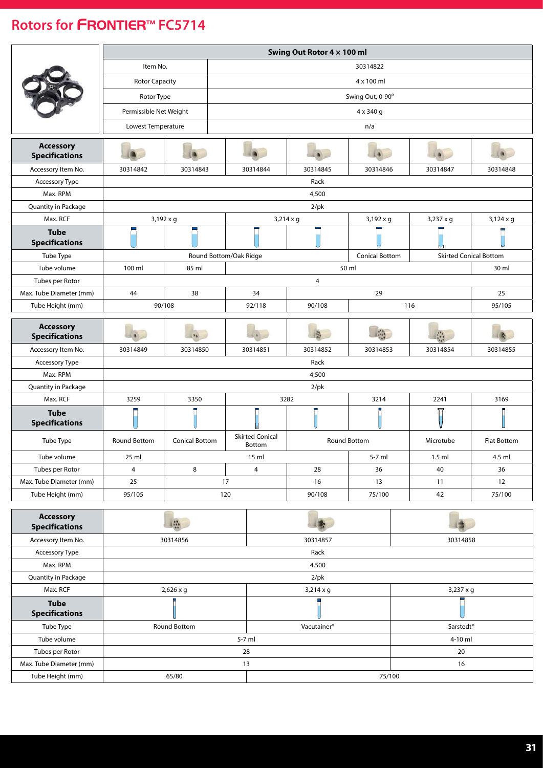# Rotors for FRONTIER™ FC5714

| Swing Out Rotor 4 × 100 ml | |
|---|---|
| Item No. | 30314822 |
| Rotor Capacity | 4 x 100 ml |
| Rotor Type | Swing Out, 0-90° |
| Permissible Net Weight | 4 x 340 g |
| Lowest Temperature | n/a |

| Accessory Specifications | | | | | | | |
|---|---|---|---|---|---|---|---|
| Accessory Item No. | 30314842 | 30314843 | 30314844 | 30314845 | 30314846 | 30314847 | 30314848 |
| Accessory Type | Rack | | | | | | |
| Max. RPM | 4,500 | | | | | | |
| Quantity in Package | 2/pk | | | | | | |
| Max. RCF | 3,192 x g | | 3,214 x g | | 3,192 x g | 3,237 x g | 3,124 x g |
| **Tube Specifications** | | | | | | | |
| Tube Type | Round Bottom/Oak Ridge | | | | Conical Bottom | Skirted Conical Bottom | |
| Tube volume | 100 ml | 85 ml | 50 ml | | | | 30 ml |
| Tubes per Rotor | 4 | | | | | | |
| Max. Tube Diameter (mm) | 44 | 38 | 34 | 29 | | | 25 |
| Tube Height (mm) | 90/108 | | 92/118 | 90/108 | 116 | | 95/105 |

| Accessory Specifications | | | | | | | |
|---|---|---|---|---|---|---|---|
| Accessory Item No. | 30314849 | 30314850 | 30314851 | 30314852 | 30314853 | 30314854 | 30314855 |
| Accessory Type | Rack | | | | | | |
| Max. RPM | 4,500 | | | | | | |
| Quantity in Package | 2/pk | | | | | | |
| Max. RCF | 3259 | 3350 | 3282 | | 3214 | 2241 | 3169 |
| **Tube Specifications** | | | | | | | |
| Tube Type | Round Bottom | Conical Bottom | Skirted Conical Bottom | Round Bottom | | Microtube | Flat Bottom |
| Tube volume | 25 ml | 15 ml | | | 5-7 ml | 1.5 ml | 4.5 ml |
| Tubes per Rotor | 4 | 8 | 4 | 28 | 36 | 40 | 36 |
| Max. Tube Diameter (mm) | 25 | 17 | | 16 | 13 | 11 | 12 |
| Tube Height (mm) | 95/105 | 120 | | 90/108 | 75/100 | 42 | 75/100 |

| Accessory Specifications | | | |
|---|---|---|---|
| Accessory Item No. | 30314856 | 30314857 | 30314858 |
| Accessory Type | Rack | | |
| Max. RPM | 4,500 | | |
| Quantity in Package | 2/pk | | |
| Max. RCF | 2,626 x g | 3,214 x g | 3,237 x g |
| **Tube Specifications** | | | |
| Tube Type | Round Bottom | Vacutainer® | Sarstedt® |
| Tube volume | 5-7 ml | | 4-10 ml |
| Tubes per Rotor | 28 | | 20 |
| Max. Tube Diameter (mm) | 13 | | 16 |
| Tube Height (mm) | 65/80 | 75/100 | |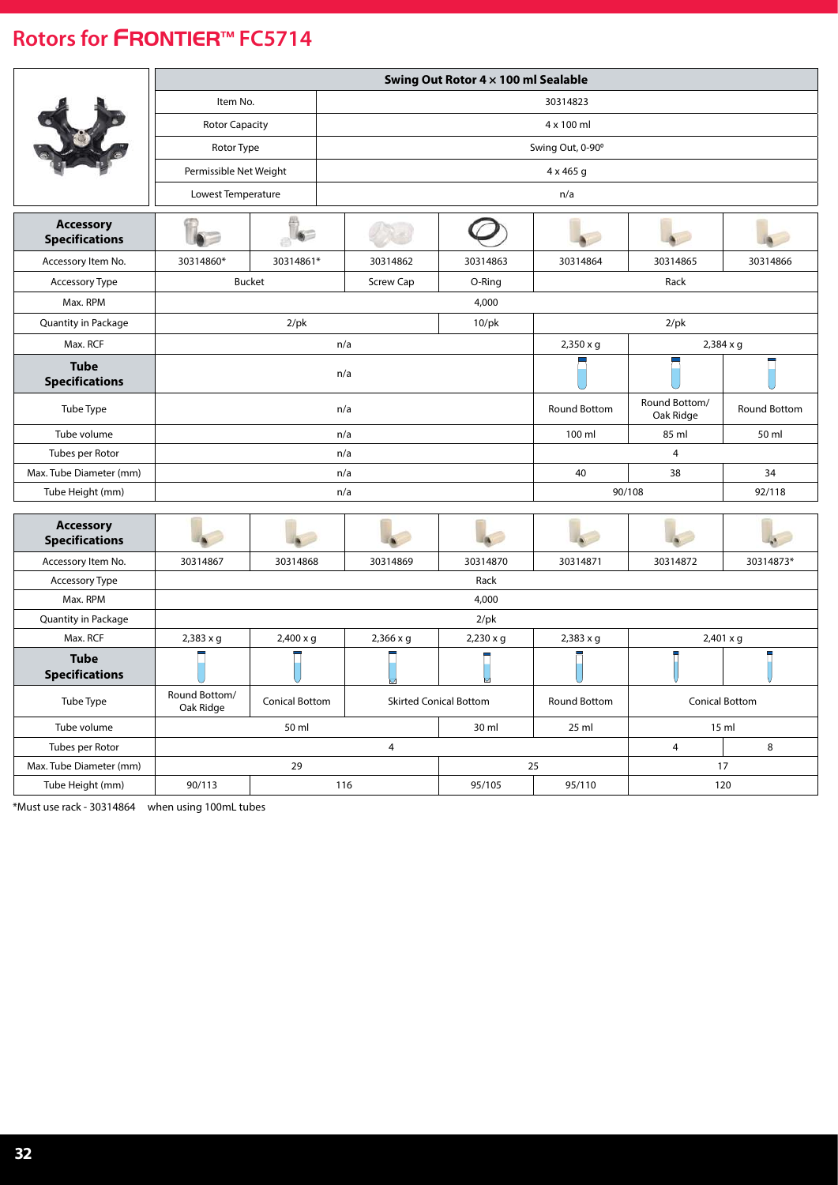# Rotors for FRONTIER™ FC5714

| Swing Out Rotor 4 × 100 ml Sealable | |
|---|---|
| Item No. | 30314823 |
| Rotor Capacity | 4 x 100 ml |
| Rotor Type | Swing Out, 0-90º |
| Permissible Net Weight | 4 x 465 g |
| Lowest Temperature | n/a |

| **Accessory Specifications** | | | | | | | |
|---|---|---|---|---|---|---|---|
| Accessory Item No. | 30314860* | 30314861* | 30314862 | 30314863 | 30314864 | 30314865 | 30314866 |
| Accessory Type | Bucket | | Screw Cap | O-Ring | Rack | | |
| Max. RPM | 4,000 | | | | | | |
| Quantity in Package | 2/pk | | | 10/pk | 2/pk | | |
| Max. RCF | n/a | | | | 2,350 x g | 2,384 x g | |
| **Tube Specifications** | n/a | | | | | | |
| Tube Type | n/a | | | | Round Bottom | Round Bottom/ Oak Ridge | Round Bottom |
| Tube volume | n/a | | | | 100 ml | 85 ml | 50 ml |
| Tubes per Rotor | n/a | | | | 4 | | |
| Max. Tube Diameter (mm) | n/a | | | | 40 | 38 | 34 |
| Tube Height (mm) | n/a | | | | 90/108 | | 92/118 |

| **Accessory Specifications** | | | | | | | |
|---|---|---|---|---|---|---|---|
| Accessory Item No. | 30314867 | 30314868 | 30314869 | 30314870 | 30314871 | 30314872 | 30314873* |
| Accessory Type | Rack | | | | | | |
| Max. RPM | 4,000 | | | | | | |
| Quantity in Package | 2/pk | | | | | | |
| Max. RCF | 2,383 x g | 2,400 x g | 2,366 x g | 2,230 x g | 2,383 x g | 2,401 x g | |
| **Tube Specifications** | | | | | | | |
| Tube Type | Round Bottom/ Oak Ridge | Conical Bottom | Skirted Conical Bottom | | Round Bottom | Conical Bottom | |
| Tube volume | 50 ml | | | 30 ml | 25 ml | 15 ml | |
| Tubes per Rotor | 4 | | | | | 4 | 8 |
| Max. Tube Diameter (mm) | 29 | | | 25 | | 17 | |
| Tube Height (mm) | 90/113 | 116 | | 95/105 | 95/110 | 120 | |

*Must use rack - 30314864 when using 100mL tubes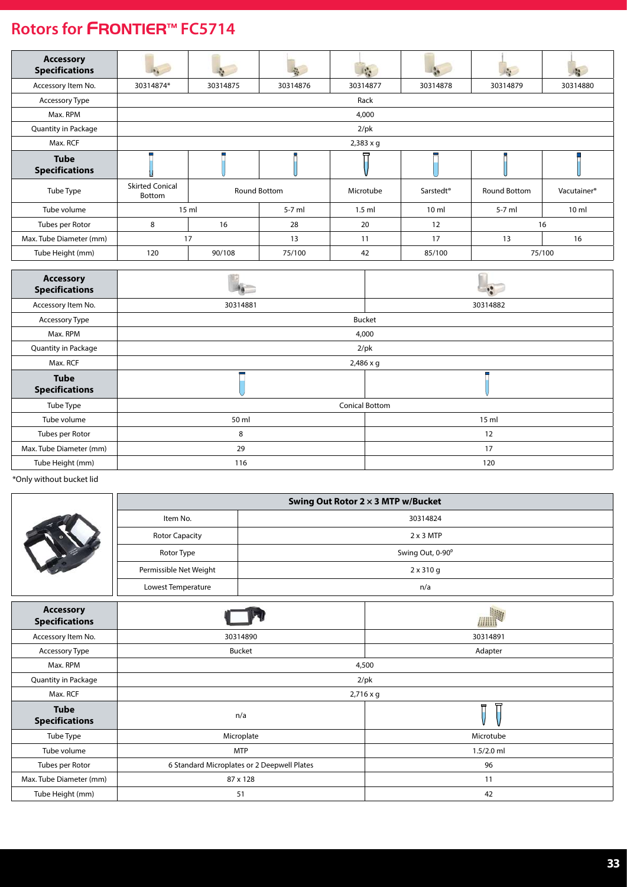## Rotors for FRONTIER™ FC5714

| Accessory Specifications | | | | | | | |
|---|---|---|---|---|---|---|---|
| Accessory Item No. | 30314874* | 30314875 | 30314876 | 30314877 | 30314878 | 30314879 | 30314880 |
| Accessory Type | Rack | | | | | | |
| Max. RPM | 4,000 | | | | | | |
| Quantity in Package | 2/pk | | | | | | |
| Max. RCF | 2,383 x g | | | | | | |
| **Tube Specifications** | | | | | | | |
| Tube Type | Skirted Conical Bottom | Round Bottom | | Microtube | Sarstedt® | Round Bottom | Vacutainer® |
| Tube volume | 15 ml | | 5-7 ml | 1.5 ml | 10 ml | 5-7 ml | 10 ml |
| Tubes per Rotor | 8 | 16 | 28 | 20 | 12 | 16 | |
| Max. Tube Diameter (mm) | 17 | | 13 | 11 | 17 | 13 | 16 |
| Tube Height (mm) | 120 | 90/108 | 75/100 | 42 | 85/100 | 75/100 | |

| Accessory Specifications | | |
|---|---|---|
| Accessory Item No. | 30314881 | 30314882 |
| Accessory Type | Bucket | |
| Max. RPM | 4,000 | |
| Quantity in Package | 2/pk | |
| Max. RCF | 2,486 x g | |
| **Tube Specifications** | | |
| Tube Type | Conical Bottom | |
| Tube volume | 50 ml | 15 ml |
| Tubes per Rotor | 8 | 12 |
| Max. Tube Diameter (mm) | 29 | 17 |
| Tube Height (mm) | 116 | 120 |

*Only without bucket lid

| Swing Out Rotor 2 × 3 MTP w/Bucket | |
|---|---|
| Item No. | 30314824 |
| Rotor Capacity | 2 x 3 MTP |
| Rotor Type | Swing Out, 0-90º |
| Permissible Net Weight | 2 x 310 g |
| Lowest Temperature | n/a |

| Accessory Specifications | | |
|---|---|---|
| Accessory Item No. | 30314890 | 30314891 |
| Accessory Type | Bucket | Adapter |
| Max. RPM | 4,500 | |
| Quantity in Package | 2/pk | |
| Max. RCF | 2,716 x g | |
| **Tube Specifications** | n/a | |
| Tube Type | Microplate | Microtube |
| Tube volume | MTP | 1.5/2.0 ml |
| Tubes per Rotor | 6 Standard Microplates or 2 Deepwell Plates | 96 |
| Max. Tube Diameter (mm) | 87 x 128 | 11 |
| Tube Height (mm) | 51 | 42 |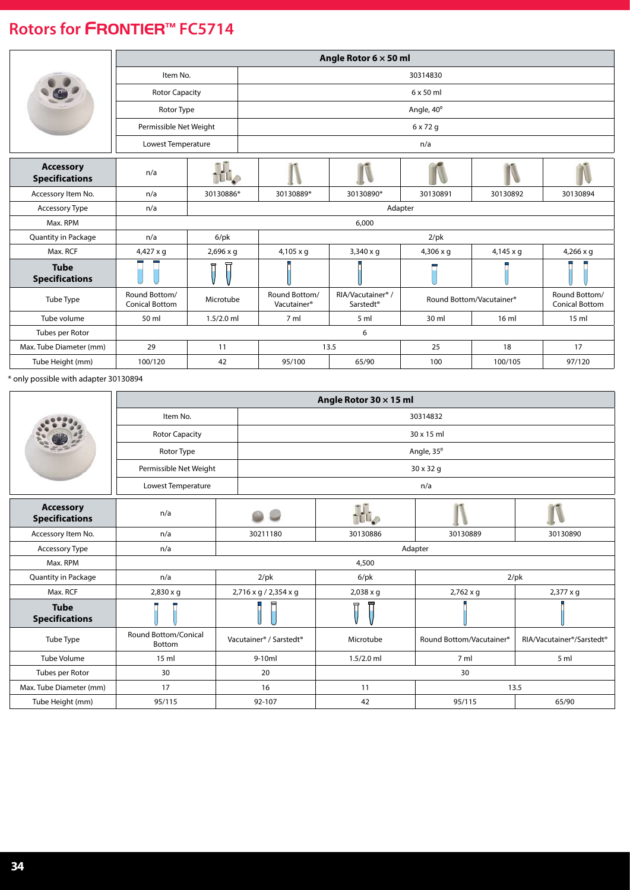## Rotors for FRONTIER™ FC5714

| Angle Rotor 6 × 50 ml | |
|---|---|
| Item No. | 30314830 |
| Rotor Capacity | 6 x 50 ml |
| Rotor Type | Angle, 40° |
| Permissible Net Weight | 6 x 72 g |
| Lowest Temperature | n/a |

| **Accessory Specifications** | n/a | | | | | | |
|---|---|---|---|---|---|---|---|
| Accessory Item No. | n/a | 30130886* | 30130889* | 30130890* | 30130891 | 30130892 | 30130894 |
| Accessory Type | n/a | Adapter | | | | | |
| Max. RPM | 6,000 | | | | | | |
| Quantity in Package | n/a | 6/pk | 2/pk | | | | |
| Max. RCF | 4,427 x g | 2,696 x g | 4,105 x g | 3,340 x g | 4,306 x g | 4,145 x g | 4,266 x g |
| **Tube Specifications** | | | | | | | |
| Tube Type | Round Bottom/ Conical Bottom | Microtube | Round Bottom/ Vacutainer® | RIA/Vacutainer® / Sarstedt® | Round Bottom/Vacutainer® | | Round Bottom/ Conical Bottom |
| Tube volume | 50 ml | 1.5/2.0 ml | 7 ml | 5 ml | 30 ml | 16 ml | 15 ml |
| Tubes per Rotor | 6 | | | | | | |
| Max. Tube Diameter (mm) | 29 | 11 | 13.5 | | 25 | 18 | 17 |
| Tube Height (mm) | 100/120 | 42 | 95/100 | 65/90 | 100 | 100/105 | 97/120 |

\* only possible with adapter 30130894

| Angle Rotor 30 × 15 ml | |
|---|---|
| Item No. | 30314832 |
| Rotor Capacity | 30 x 15 ml |
| Rotor Type | Angle, 35° |
| Permissible Net Weight | 30 x 32 g |
| Lowest Temperature | n/a |

| **Accessory Specifications** | n/a | | | | |
|---|---|---|---|---|---|
| Accessory Item No. | n/a | 30211180 | 30130886 | 30130889 | 30130890 |
| Accessory Type | n/a | Adapter | | | |
| Max. RPM | 4,500 | | | | |
| Quantity in Package | n/a | 2/pk | 6/pk | 2/pk | |
| Max. RCF | 2,830 x g | 2,716 x g / 2,354 x g | 2,038 x g | 2,762 x g | 2,377 x g |
| **Tube Specifications** | | | | | |
| Tube Type | Round Bottom/Conical Bottom | Vacutainer® / Sarstedt® | Microtube | Round Bottom/Vacutainer® | RIA/Vacutainer®/Sarstedt® |
| Tube Volume | 15 ml | 9-10ml | 1.5/2.0 ml | 7 ml | 5 ml |
| Tubes per Rotor | 30 | 20 | 30 | | |
| Max. Tube Diameter (mm) | 17 | 16 | 11 | 13.5 | |
| Tube Height (mm) | 95/115 | 92-107 | 42 | 95/115 | 65/90 |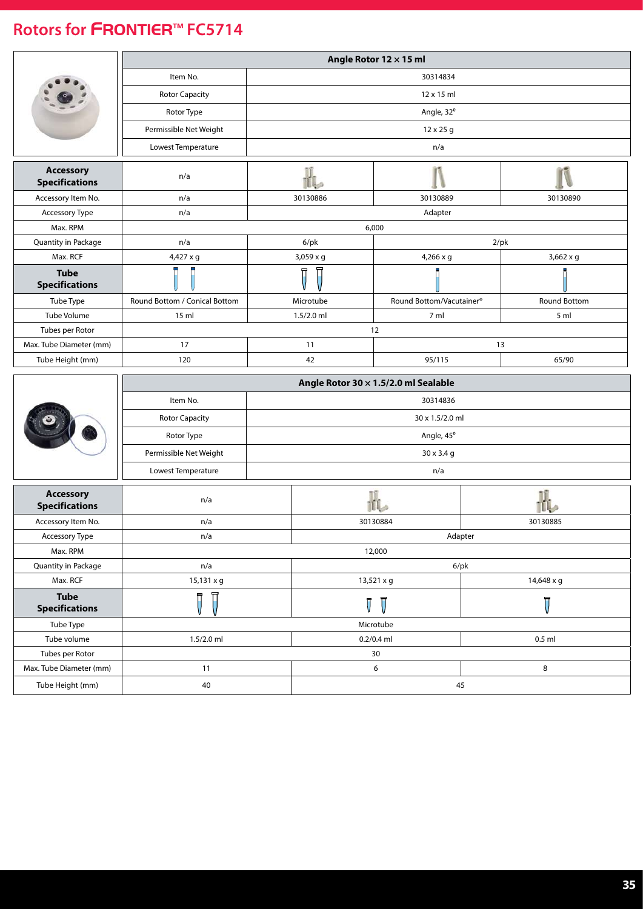## Rotors for FRONTIER™ FC5714

| Angle Rotor 12 × 15 ml | |
|---|---|
| Item No. | 30314834 |
| Rotor Capacity | 12 x 15 ml |
| Rotor Type | Angle, 32° |
| Permissible Net Weight | 12 x 25 g |
| Lowest Temperature | n/a |

| **Accessory Specifications** | n/a | | | |
|---|---|---|---|---|
| Accessory Item No. | n/a | 30130886 | 30130889 | 30130890 |
| Accessory Type | n/a | Adapter | | |
| Max. RPM | 6,000 | | | |
| Quantity in Package | n/a | 6/pk | 2/pk | |
| Max. RCF | 4,427 x g | 3,059 x g | 4,266 x g | 3,662 x g |
| **Tube Specifications** | | | | |
| Tube Type | Round Bottom / Conical Bottom | Microtube | Round Bottom/Vacutainer® | Round Bottom |
| Tube Volume | 15 ml | 1.5/2.0 ml | 7 ml | 5 ml |
| Tubes per Rotor | 12 | | | |
| Max. Tube Diameter (mm) | 17 | 11 | 13 | |
| Tube Height (mm) | 120 | 42 | 95/115 | 65/90 |

| Angle Rotor 30 × 1.5/2.0 ml Sealable | |
|---|---|
| Item No. | 30314836 |
| Rotor Capacity | 30 x 1.5/2.0 ml |
| Rotor Type | Angle, 45° |
| Permissible Net Weight | 30 x 3.4 g |
| Lowest Temperature | n/a |

| **Accessory Specifications** | n/a | | |
|---|---|---|---|
| Accessory Item No. | n/a | 30130884 | 30130885 |
| Accessory Type | n/a | Adapter | |
| Max. RPM | 12,000 | | |
| Quantity in Package | n/a | 6/pk | |
| Max. RCF | 15,131 x g | 13,521 x g | 14,648 x g |
| **Tube Specifications** | | | |
| Tube Type | Microtube | | |
| Tube volume | 1.5/2.0 ml | 0.2/0.4 ml | 0.5 ml |
| Tubes per Rotor | 30 | | |
| Max. Tube Diameter (mm) | 11 | 6 | 8 |
| Tube Height (mm) | 40 | 45 | |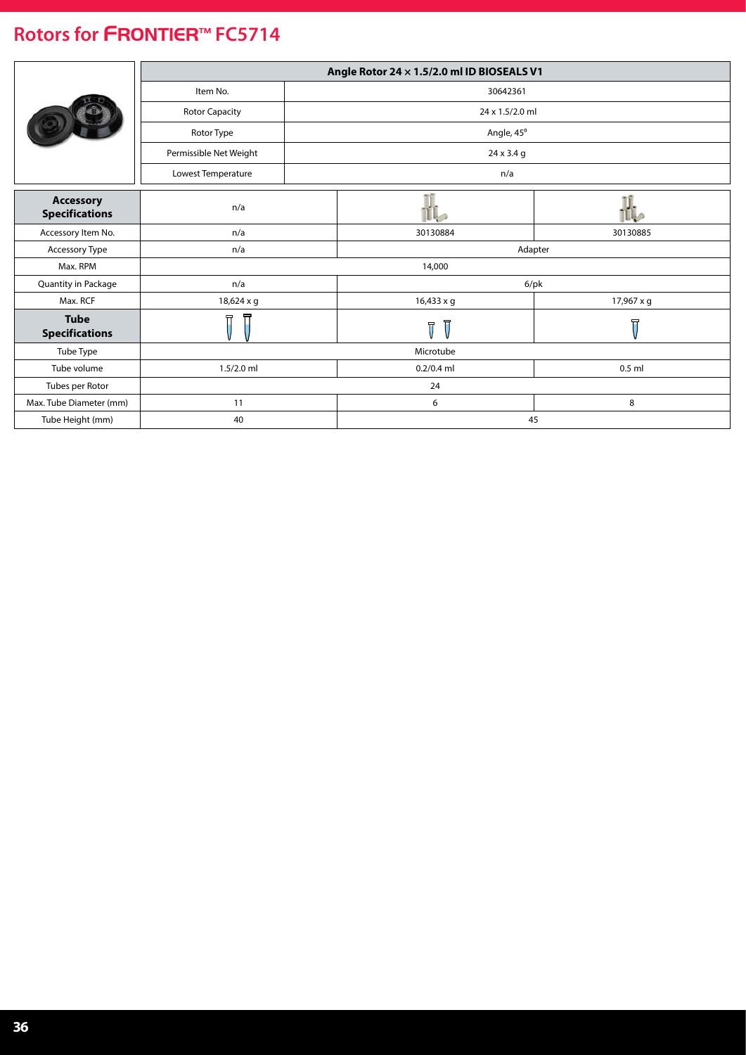# Rotors for FRONTIER™ FC5714

| Angle Rotor 24 × 1.5/2.0 ml ID BIOSEALS V1 | |
|---|---|
| Item No. | 30642361 |
| Rotor Capacity | 24 x 1.5/2.0 ml |
| Rotor Type | Angle, 45° |
| Permissible Net Weight | 24 x 3.4 g |
| Lowest Temperature | n/a |

| **Accessory Specifications** | n/a | | |
|---|---|---|---|
| Accessory Item No. | n/a | 30130884 | 30130885 |
| Accessory Type | n/a | Adapter | |
| Max. RPM | 14,000 | | |
| Quantity in Package | n/a | 6/pk | |
| Max. RCF | 18,624 x g | 16,433 x g | 17,967 x g |
| **Tube Specifications** | | | |
| Tube Type | Microtube | | |
| Tube volume | 1.5/2.0 ml | 0.2/0.4 ml | 0.5 ml |
| Tubes per Rotor | 24 | | |
| Max. Tube Diameter (mm) | 11 | 6 | 8 |
| Tube Height (mm) | 40 | 45 | |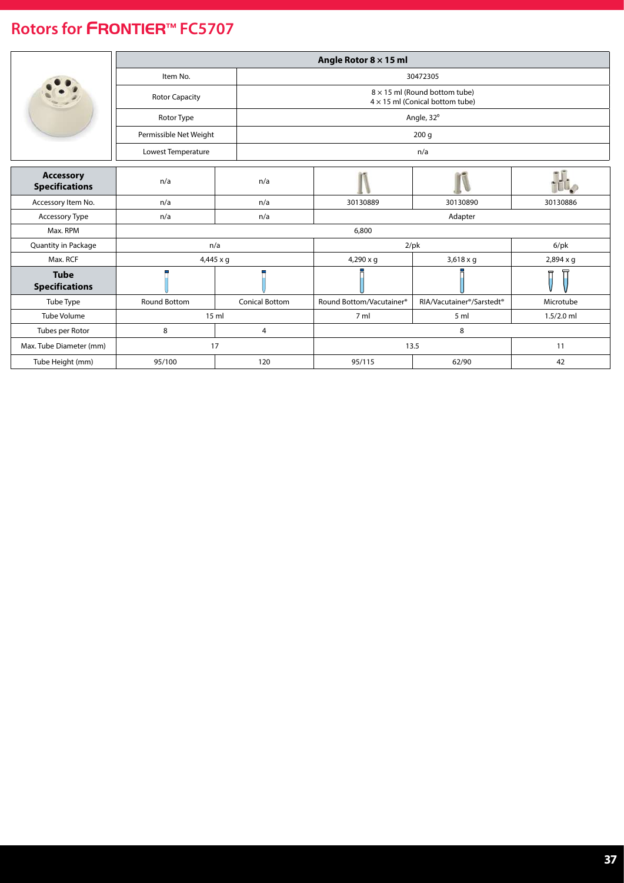# Rotors for FRONTIER™ FC5707

| Angle Rotor 8 × 15 ml | |
|---|---|
| Item No. | 30472305 |
| Rotor Capacity | 8 × 15 ml (Round bottom tube)<br>4 × 15 ml (Conical bottom tube) |
| Rotor Type | Angle, 32° |
| Permissible Net Weight | 200 g |
| Lowest Temperature | n/a |

| **Accessory Specifications** | n/a | n/a | | | |
|---|---|---|---|---|---|
| Accessory Item No. | n/a | n/a | 30130889 | 30130890 | 30130886 |
| Accessory Type | n/a | n/a | Adapter | | |
| Max. RPM | 6,800 | | | | |
| Quantity in Package | n/a | | 2/pk | | 6/pk |
| Max. RCF | 4,445 x g | | 4,290 x g | 3,618 x g | 2,894 x g |
| **Tube Specifications** | | | | | |
| Tube Type | Round Bottom | Conical Bottom | Round Bottom/Vacutainer® | RIA/Vacutainer®/Sarstedt® | Microtube |
| Tube Volume | 15 ml | | 7 ml | 5 ml | 1.5/2.0 ml |
| Tubes per Rotor | 8 | 4 | 8 | | |
| Max. Tube Diameter (mm) | 17 | | 13.5 | | 11 |
| Tube Height (mm) | 95/100 | 120 | 95/115 | 62/90 | 42 |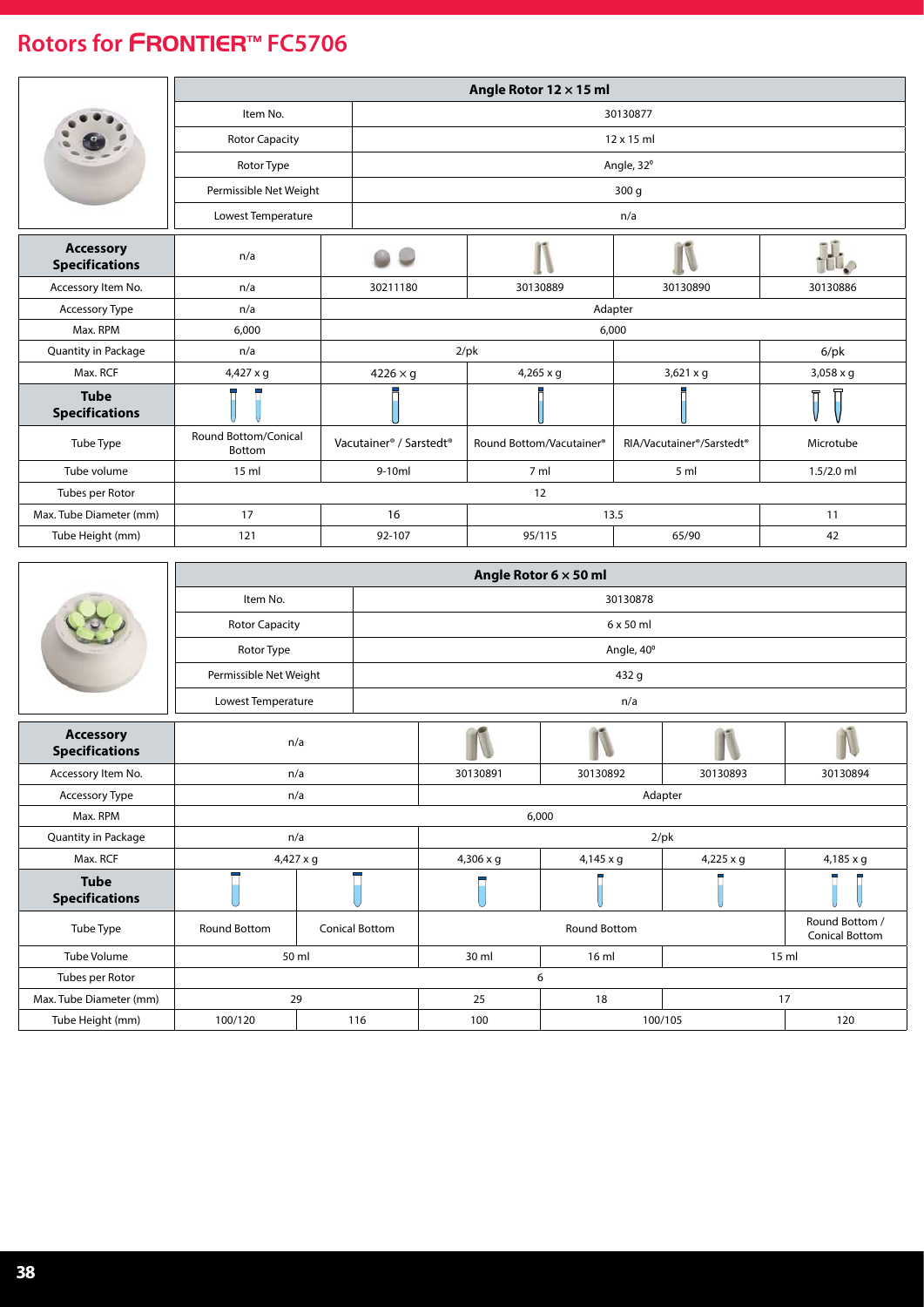# Rotors for FRONTIER™ FC5706

| Angle Rotor 12 × 15 ml | |
|---|---|
| Item No. | 30130877 |
| Rotor Capacity | 12 x 15 ml |
| Rotor Type | Angle, 32º |
| Permissible Net Weight | 300 g |
| Lowest Temperature | n/a |

| Accessory Specifications | n/a | | | | |
|---|---|---|---|---|---|
| Accessory Item No. | n/a | 30211180 | 30130889 | 30130890 | 30130886 |
| Accessory Type | n/a | Adapter | | | |
| Max. RPM | 6,000 | 6,000 | | | |
| Quantity in Package | n/a | 2/pk | | | 6/pk |
| Max. RCF | 4,427 x g | 4226 × g | 4,265 x g | 3,621 x g | 3,058 x g |
| **Tube Specifications** | | | | | |
| Tube Type | Round Bottom/Conical Bottom | Vacutainer® / Sarstedt® | Round Bottom/Vacutainer® | RIA/Vacutainer®/Sarstedt® | Microtube |
| Tube volume | 15 ml | 9-10ml | 7 ml | 5 ml | 1.5/2.0 ml |
| Tubes per Rotor | 12 | | | | |
| Max. Tube Diameter (mm) | 17 | 16 | 13.5 | | 11 |
| Tube Height (mm) | 121 | 92-107 | 95/115 | 65/90 | 42 |

| Angle Rotor 6 × 50 ml | |
|---|---|
| Item No. | 30130878 |
| Rotor Capacity | 6 x 50 ml |
| Rotor Type | Angle, 40º |
| Permissible Net Weight | 432 g |
| Lowest Temperature | n/a |

| Accessory Specifications | n/a | | | | | |
|---|---|---|---|---|---|---|
| Accessory Item No. | n/a | | 30130891 | 30130892 | 30130893 | 30130894 |
| Accessory Type | n/a | | Adapter | | | |
| Max. RPM | 6,000 | | | | | |
| Quantity in Package | n/a | | 2/pk | | | |
| Max. RCF | 4,427 x g | | 4,306 x g | 4,145 x g | 4,225 x g | 4,185 x g |
| **Tube Specifications** | | | | | | |
| Tube Type | Round Bottom | Conical Bottom | Round Bottom | | | Round Bottom / Conical Bottom |
| Tube Volume | 50 ml | | 30 ml | 16 ml | 15 ml | |
| Tubes per Rotor | 6 | | | | | |
| Max. Tube Diameter (mm) | 29 | | 25 | 18 | 17 | |
| Tube Height (mm) | 100/120 | 116 | 100 | 100/105 | | 120 |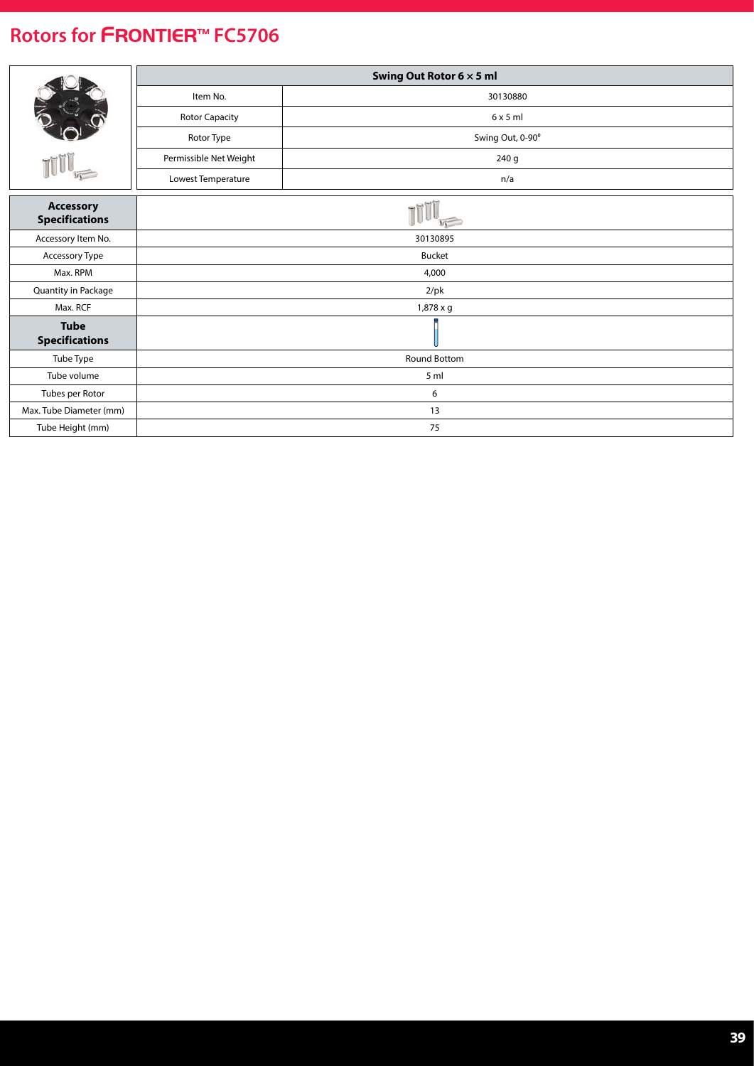# Rotors for FRONTIER™ FC5706

| Swing Out Rotor 6 × 5 ml | |
|---|---|
| Item No. | 30130880 |
| Rotor Capacity | 6 x 5 ml |
| Rotor Type | Swing Out, 0-90° |
| Permissible Net Weight | 240 g |
| Lowest Temperature | n/a |

| Accessory Specifications | |
|---|---|
| Accessory Item No. | 30130895 |
| Accessory Type | Bucket |
| Max. RPM | 4,000 |
| Quantity in Package | 2/pk |
| Max. RCF | 1,878 x g |
| **Tube Specifications** | |
| Tube Type | Round Bottom |
| Tube volume | 5 ml |
| Tubes per Rotor | 6 |
| Max. Tube Diameter (mm) | 13 |
| Tube Height (mm) | 75 |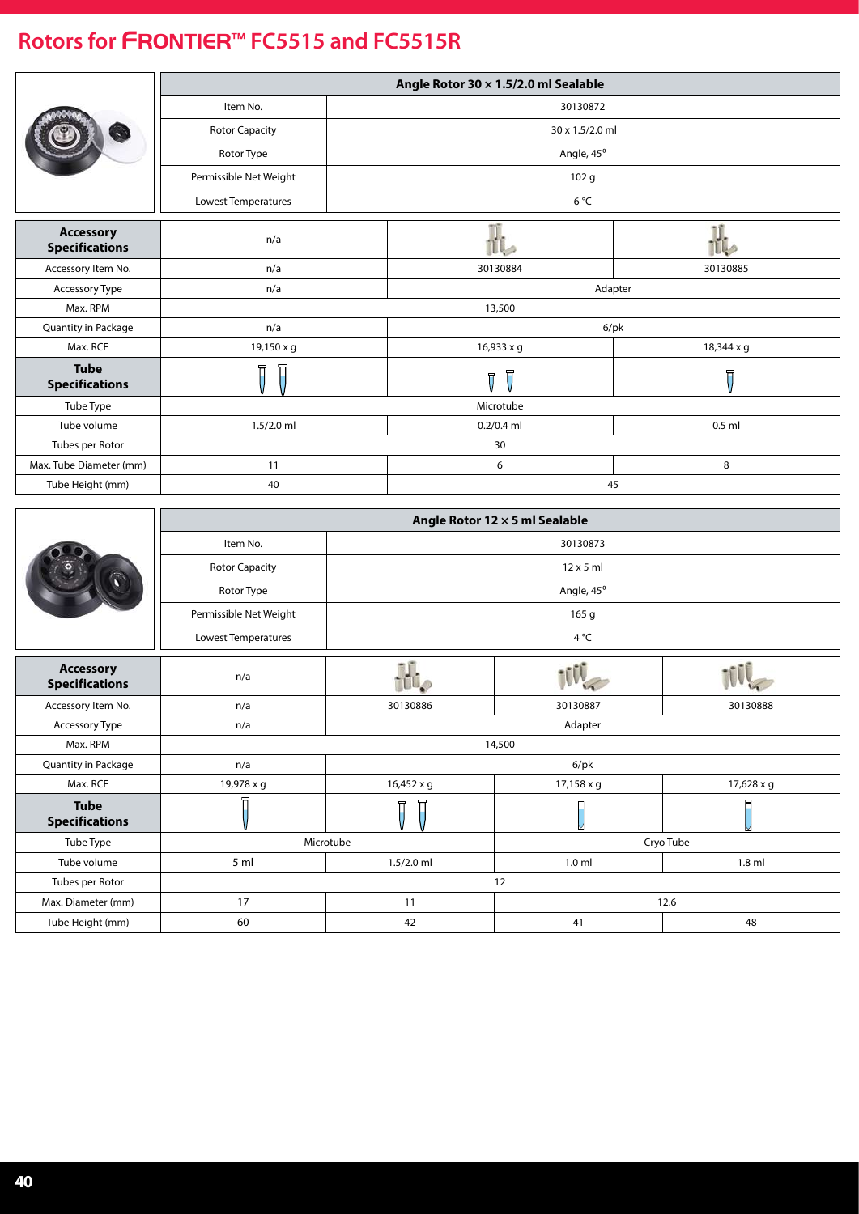# Rotors for FRONTIER™ FC5515 and FC5515R

| Angle Rotor 30 × 1.5/2.0 ml Sealable | |
|---|---|
| Item No. | 30130872 |
| Rotor Capacity | 30 x 1.5/2.0 ml |
| Rotor Type | Angle, 45° |
| Permissible Net Weight | 102 g |
| Lowest Temperatures | 6 °C |

| **Accessory Specifications** | n/a | | |
|---|---|---|---|
| Accessory Item No. | n/a | 30130884 | 30130885 |
| Accessory Type | n/a | Adapter | |
| Max. RPM | 13,500 | | |
| Quantity in Package | n/a | 6/pk | |
| Max. RCF | 19,150 x g | 16,933 x g | 18,344 x g |
| **Tube Specifications** | | | |
| Tube Type | Microtube | | |
| Tube volume | 1.5/2.0 ml | 0.2/0.4 ml | 0.5 ml |
| Tubes per Rotor | 30 | | |
| Max. Tube Diameter (mm) | 11 | 6 | 8 |
| Tube Height (mm) | 40 | 45 | |

| Angle Rotor 12 × 5 ml Sealable | |
|---|---|
| Item No. | 30130873 |
| Rotor Capacity | 12 x 5 ml |
| Rotor Type | Angle, 45° |
| Permissible Net Weight | 165 g |
| Lowest Temperatures | 4 °C |

| **Accessory Specifications** | n/a | | | |
|---|---|---|---|---|
| Accessory Item No. | n/a | 30130886 | 30130887 | 30130888 |
| Accessory Type | n/a | Adapter | | |
| Max. RPM | 14,500 | | | |
| Quantity in Package | n/a | 6/pk | | |
| Max. RCF | 19,978 x g | 16,452 x g | 17,158 x g | 17,628 x g |
| **Tube Specifications** | | | | |
| Tube Type | Microtube | | Cryo Tube | |
| Tube volume | 5 ml | 1.5/2.0 ml | 1.0 ml | 1.8 ml |
| Tubes per Rotor | 12 | | | |
| Max. Diameter (mm) | 17 | 11 | 12.6 | |
| Tube Height (mm) | 60 | 42 | 41 | 48 |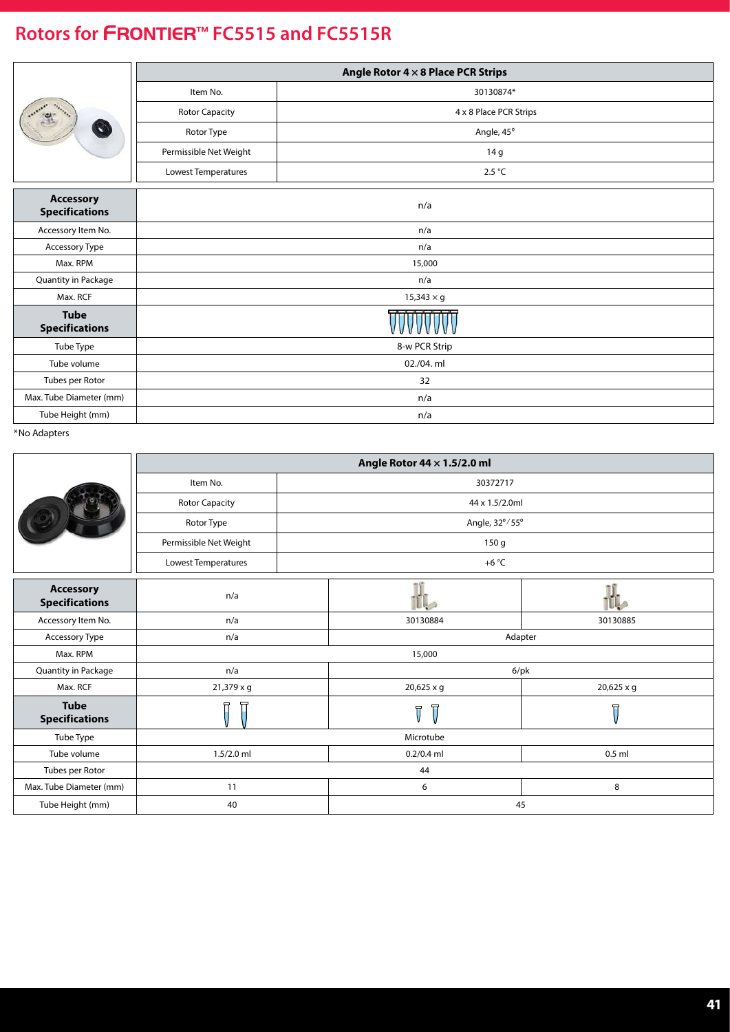# Rotors for FRONTIER™ FC5515 and FC5515R

| Angle Rotor 4 × 8 Place PCR Strips | |
|---|---|
| Item No. | 30130874* |
| Rotor Capacity | 4 x 8 Place PCR Strips |
| Rotor Type | Angle, 45° |
| Permissible Net Weight | 14 g |
| Lowest Temperatures | 2.5 °C |

| **Accessory Specifications** | n/a |
|---|---|
| Accessory Item No. | n/a |
| Accessory Type | n/a |
| Max. RPM | 15,000 |
| Quantity in Package | n/a |
| Max. RCF | 15,343 × g |
| **Tube Specifications** | |
| Tube Type | 8-w PCR Strip |
| Tube volume | 02./04. ml |
| Tubes per Rotor | 32 |
| Max. Tube Diameter (mm) | n/a |
| Tube Height (mm) | n/a |

*No Adapters

| Angle Rotor 44 × 1.5/2.0 ml | |
|---|---|
| Item No. | 30372717 |
| Rotor Capacity | 44 x 1.5/2.0ml |
| Rotor Type | Angle, 32°/55° |
| Permissible Net Weight | 150 g |
| Lowest Temperatures | +6 °C |

| **Accessory Specifications** | n/a | | |
|---|---|---|---|
| Accessory Item No. | n/a | 30130884 | 30130885 |
| Accessory Type | n/a | Adapter | |
| Max. RPM | 15,000 | | |
| Quantity in Package | n/a | 6/pk | |
| Max. RCF | 21,379 x g | 20,625 x g | 20,625 x g |
| **Tube Specifications** | | | |
| Tube Type | Microtube | | |
| Tube volume | 1.5/2.0 ml | 0.2/0.4 ml | 0.5 ml |
| Tubes per Rotor | 44 | | |
| Max. Tube Diameter (mm) | 11 | 6 | 8 |
| Tube Height (mm) | 40 | 45 | |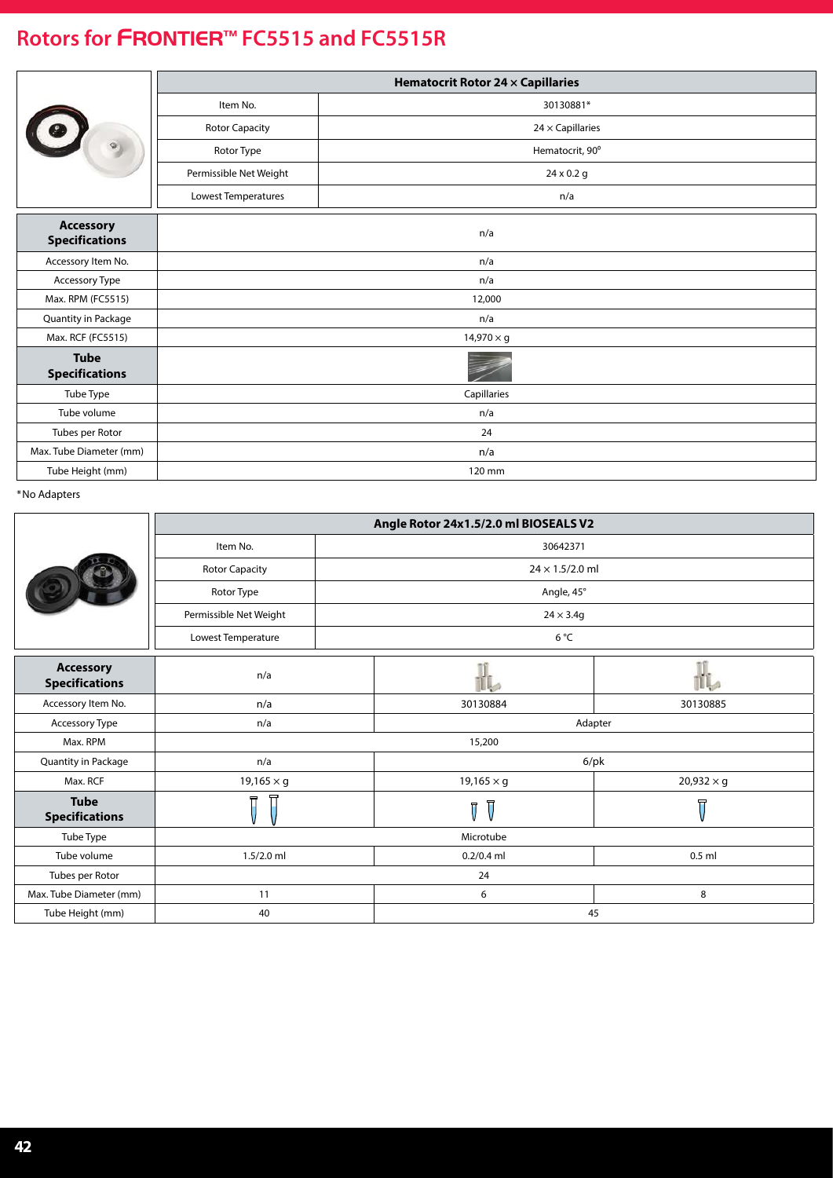# Rotors for FRONTIER™ FC5515 and FC5515R

| Hematocrit Rotor 24 × Capillaries | |
|---|---|
| Item No. | 30130881* |
| Rotor Capacity | 24 × Capillaries |
| Rotor Type | Hematocrit, 90° |
| Permissible Net Weight | 24 x 0.2 g |
| Lowest Temperatures | n/a |

| **Accessory Specifications** | n/a |
|---|---|
| Accessory Item No. | n/a |
| Accessory Type | n/a |
| Max. RPM (FC5515) | 12,000 |
| Quantity in Package | n/a |
| Max. RCF (FC5515) | 14,970 × g |
| **Tube Specifications** | |
| Tube Type | Capillaries |
| Tube volume | n/a |
| Tubes per Rotor | 24 |
| Max. Tube Diameter (mm) | n/a |
| Tube Height (mm) | 120 mm |

*No Adapters

| Angle Rotor 24x1.5/2.0 ml BIOSEALS V2 | |
|---|---|
| Item No. | 30642371 |
| Rotor Capacity | 24 × 1.5/2.0 ml |
| Rotor Type | Angle, 45° |
| Permissible Net Weight | 24 × 3.4g |
| Lowest Temperature | 6 °C |

| **Accessory Specifications** | n/a | | |
|---|---|---|---|
| Accessory Item No. | n/a | 30130884 | 30130885 |
| Accessory Type | n/a | Adapter | |
| Max. RPM | 15,200 | | |
| Quantity in Package | n/a | 6/pk | |
| Max. RCF | 19,165 × g | 19,165 × g | 20,932 × g |
| **Tube Specifications** | | | |
| Tube Type | Microtube | | |
| Tube volume | 1.5/2.0 ml | 0.2/0.4 ml | 0.5 ml |
| Tubes per Rotor | 24 | | |
| Max. Tube Diameter (mm) | 11 | 6 | 8 |
| Tube Height (mm) | 40 | 45 | |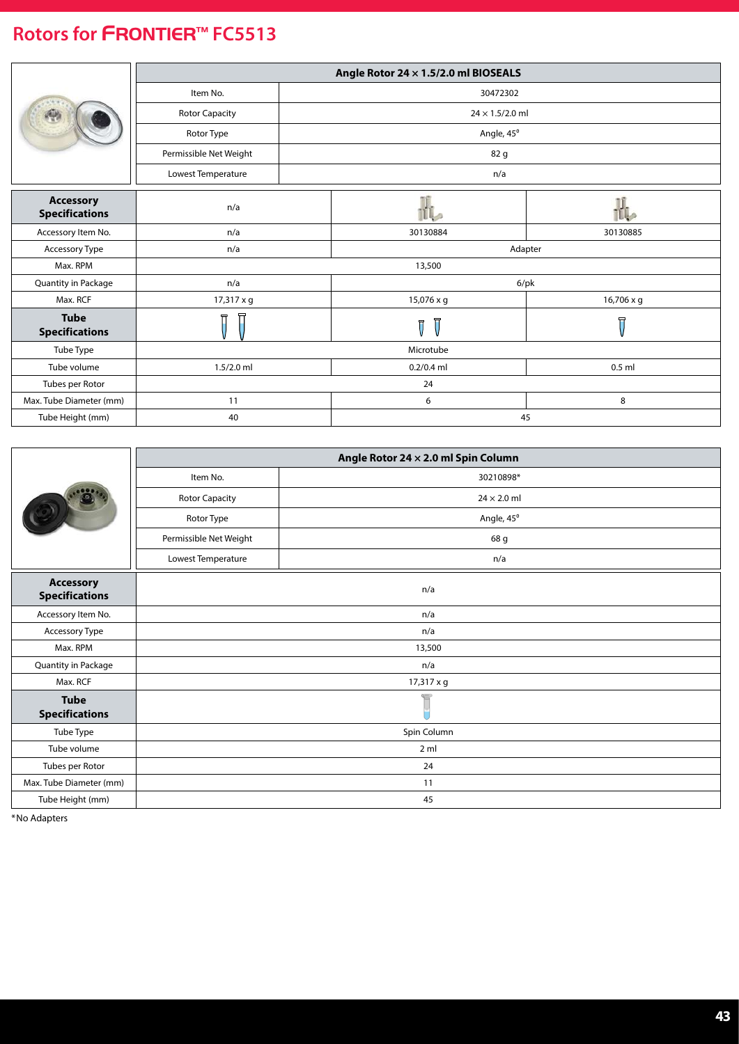# Rotors for FRONTIER™ FC5513

| Angle Rotor 24 × 1.5/2.0 ml BIOSEALS | |
|---|---|
| Item No. | 30472302 |
| Rotor Capacity | 24 × 1.5/2.0 ml |
| Rotor Type | Angle, 45° |
| Permissible Net Weight | 82 g |
| Lowest Temperature | n/a |

| **Accessory Specifications** | n/a | | |
|---|---|---|---|
| Accessory Item No. | n/a | 30130884 | 30130885 |
| Accessory Type | n/a | Adapter | |
| Max. RPM | 13,500 | | |
| Quantity in Package | n/a | 6/pk | |
| Max. RCF | 17,317 x g | 15,076 x g | 16,706 x g |
| **Tube Specifications** | | | |
| Tube Type | Microtube | | |
| Tube volume | 1.5/2.0 ml | 0.2/0.4 ml | 0.5 ml |
| Tubes per Rotor | 24 | | |
| Max. Tube Diameter (mm) | 11 | 6 | 8 |
| Tube Height (mm) | 40 | 45 | |

| Angle Rotor 24 × 2.0 ml Spin Column | |
|---|---|
| Item No. | 30210898* |
| Rotor Capacity | 24 × 2.0 ml |
| Rotor Type | Angle, 45° |
| Permissible Net Weight | 68 g |
| Lowest Temperature | n/a |

| **Accessory Specifications** | n/a |
|---|---|
| Accessory Item No. | n/a |
| Accessory Type | n/a |
| Max. RPM | 13,500 |
| Quantity in Package | n/a |
| Max. RCF | 17,317 x g |
| **Tube Specifications** | |
| Tube Type | Spin Column |
| Tube volume | 2 ml |
| Tubes per Rotor | 24 |
| Max. Tube Diameter (mm) | 11 |
| Tube Height (mm) | 45 |

*No Adapters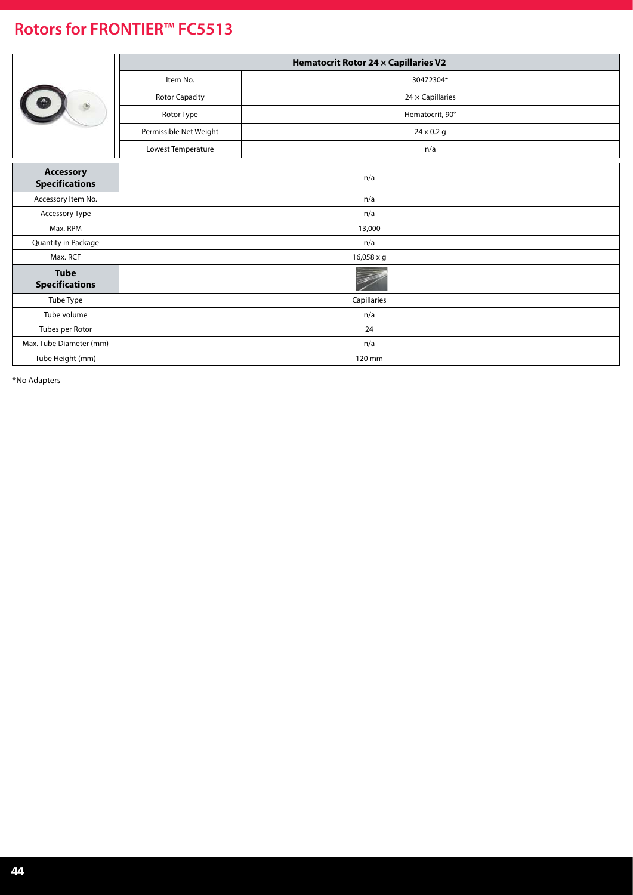# Rotors for FRONTIER™ FC5513

| | Hematocrit Rotor 24 × Capillaries V2 |
|---|---|
| Item No. | 30472304* |
| Rotor Capacity | 24 × Capillaries |
| Rotor Type | Hematocrit, 90° |
| Permissible Net Weight | 24 x 0.2 g |
| Lowest Temperature | n/a |

| **Accessory Specifications** | n/a |
|---|---|
| Accessory Item No. | n/a |
| Accessory Type | n/a |
| Max. RPM | 13,000 |
| Quantity in Package | n/a |
| Max. RCF | 16,058 x g |
| **Tube Specifications** | |
| Tube Type | Capillaries |
| Tube volume | n/a |
| Tubes per Rotor | 24 |
| Max. Tube Diameter (mm) | n/a |
| Tube Height (mm) | 120 mm |

*No Adapters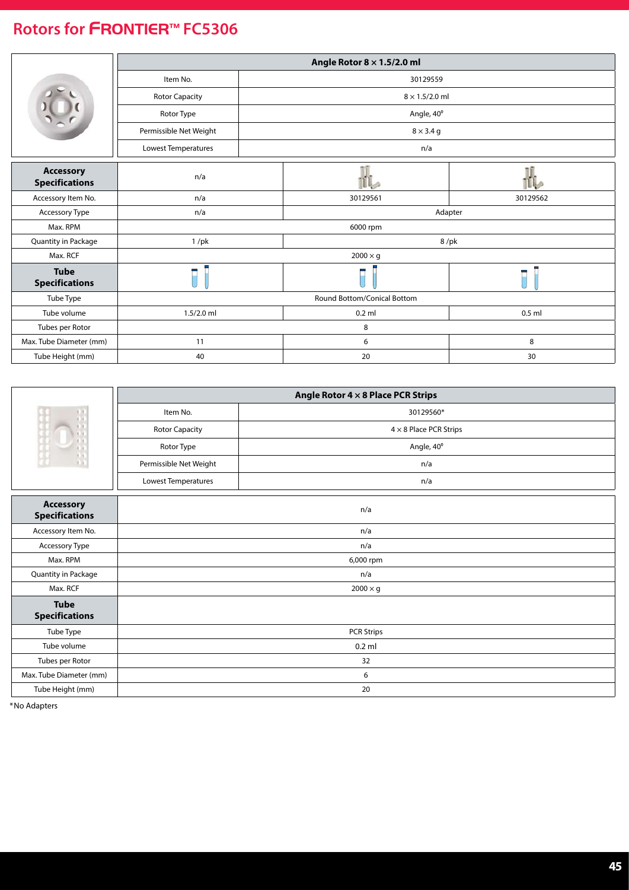# Rotors for FRONTIER™ FC5306

| | Angle Rotor 8 × 1.5/2.0 ml | |
|---|---|---|
| | Item No. | 30129559 |
| | Rotor Capacity | 8 × 1.5/2.0 ml |
| | Rotor Type | Angle, 40° |
| | Permissible Net Weight | 8 × 3.4 g |
| | Lowest Temperatures | n/a |

| **Accessory Specifications** | n/a | | |
|---|---|---|---|
| Accessory Item No. | n/a | 30129561 | 30129562 |
| Accessory Type | n/a | Adapter | |
| Max. RPM | 6000 rpm | | |
| Quantity in Package | 1 /pk | 8 /pk | |
| Max. RCF | 2000 × g | | |
| **Tube Specifications** | | | |
| Tube Type | Round Bottom/Conical Bottom | | |
| Tube volume | 1.5/2.0 ml | 0.2 ml | 0.5 ml |
| Tubes per Rotor | 8 | | |
| Max. Tube Diameter (mm) | 11 | 6 | 8 |
| Tube Height (mm) | 40 | 20 | 30 |

| | Angle Rotor 4 × 8 Place PCR Strips | |
|---|---|---|
| | Item No. | 30129560* |
| | Rotor Capacity | 4 × 8 Place PCR Strips |
| | Rotor Type | Angle, 40° |
| | Permissible Net Weight | n/a |
| | Lowest Temperatures | n/a |

| **Accessory Specifications** | n/a |
|---|---|
| Accessory Item No. | n/a |
| Accessory Type | n/a |
| Max. RPM | 6,000 rpm |
| Quantity in Package | n/a |
| Max. RCF | 2000 × g |
| **Tube Specifications** | |
| Tube Type | PCR Strips |
| Tube volume | 0.2 ml |
| Tubes per Rotor | 32 |
| Max. Tube Diameter (mm) | 6 |
| Tube Height (mm) | 20 |

*No Adapters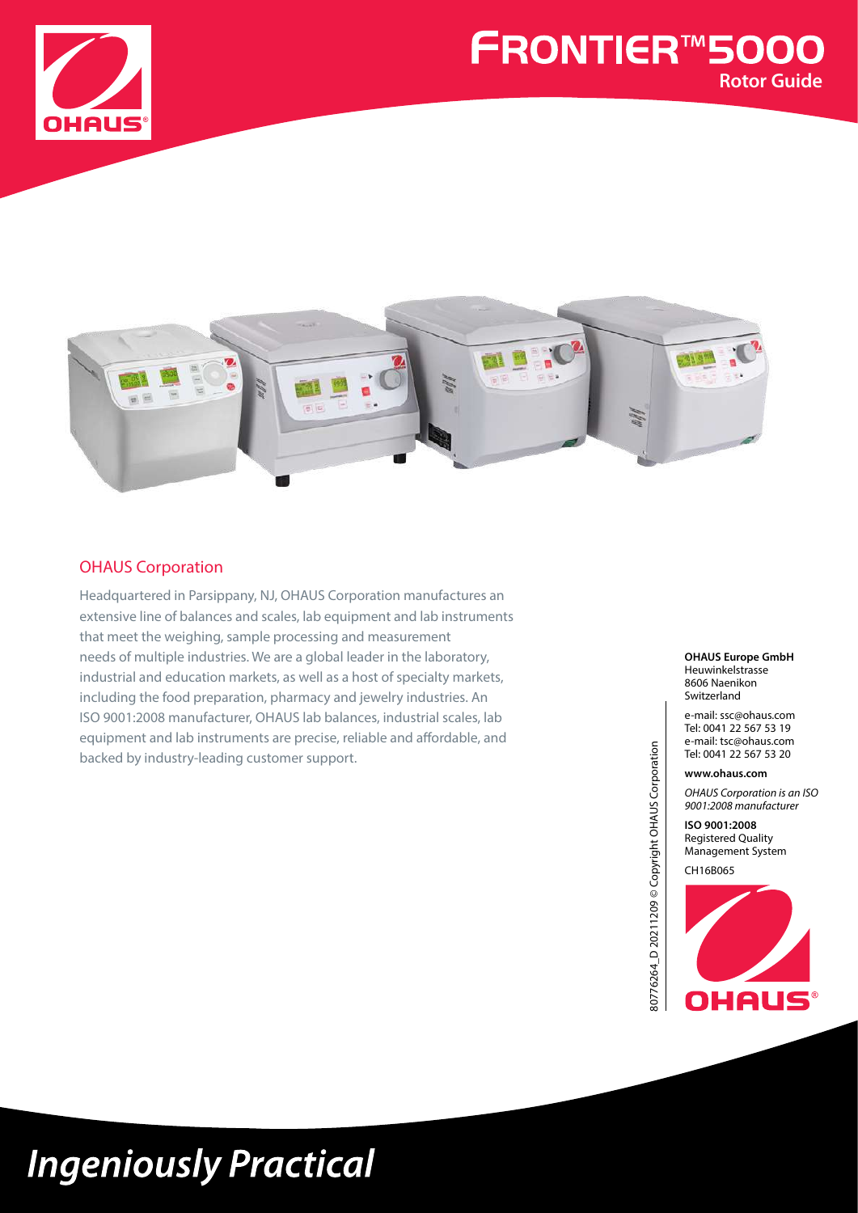# FRONTIER™5000

**Rotor Guide**

## OHAUS Corporation

Headquartered in Parsippany, NJ, OHAUS Corporation manufactures an extensive line of balances and scales, lab equipment and lab instruments that meet the weighing, sample processing and measurement needs of multiple industries. We are a global leader in the laboratory, industrial and education markets, as well as a host of specialty markets, including the food preparation, pharmacy and jewelry industries. An ISO 9001:2008 manufacturer, OHAUS lab balances, industrial scales, lab equipment and lab instruments are precise, reliable and affordable, and backed by industry-leading customer support.

**OHAUS Europe GmbH**
Heuwinkelstrasse
8606 Naenikon
Switzerland

e-mail: ssc@ohaus.com
Tel: 0041 22 567 53 19
e-mail: tsc@ohaus.com
Tel: 0041 22 567 53 20

**www.ohaus.com**

*OHAUS Corporation is an ISO 9001:2008 manufacturer*

**ISO 9001:2008**
Registered Quality Management System

CH16B065

80776264_D 20211209 © Copyright OHAUS Corporation

*Ingeniously Practical*